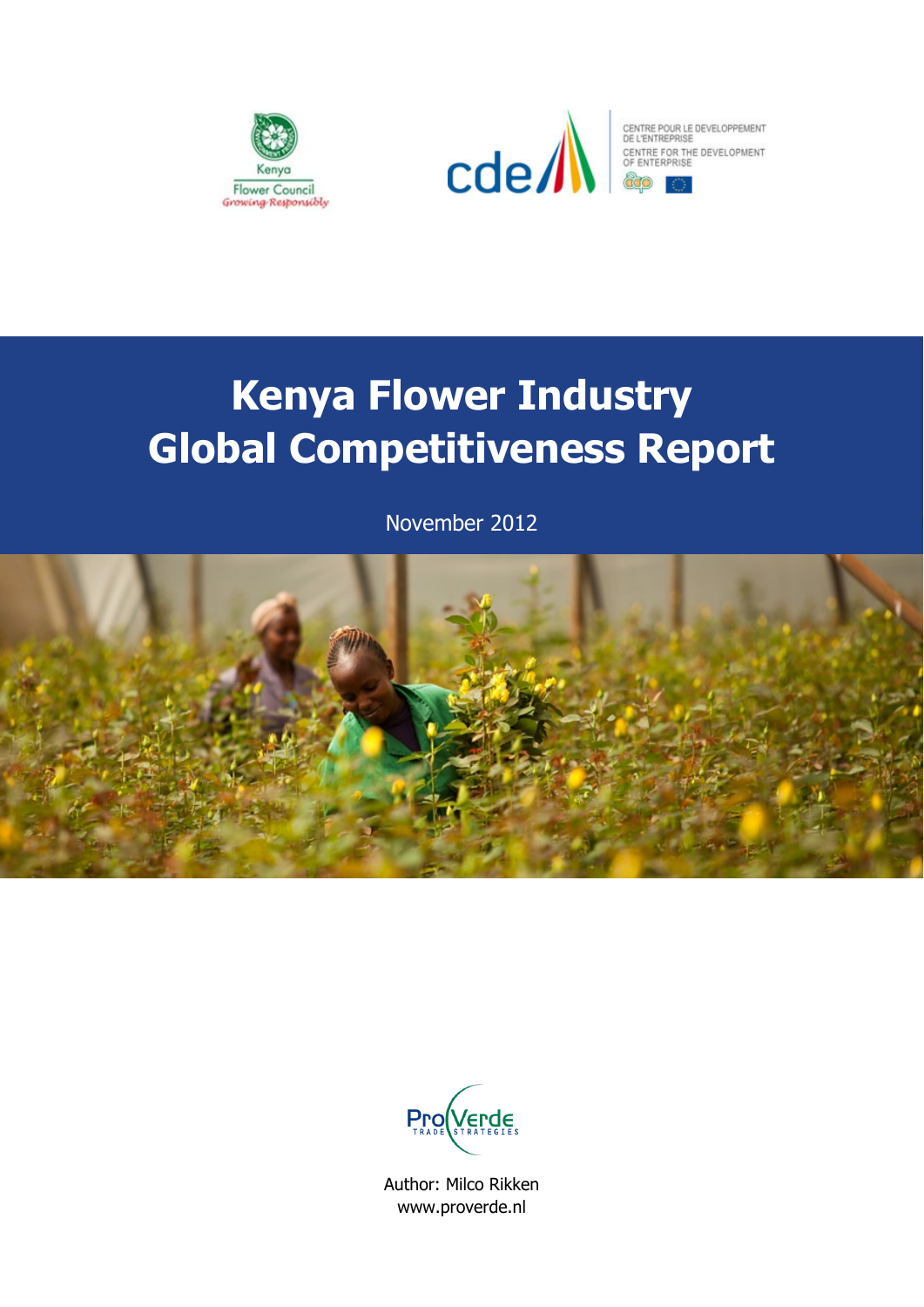Kenya Flower Council
Growing Responsibly

cde

CENTRE POUR LE DEVELOPPEMENT DE L'ENTREPRISE
CENTRE FOR THE DEVELOPMENT OF ENTERPRISE

# Kenya Flower Industry Global Competitiveness Report

November 2012

ProVerde
TRADE STRATEGIES

Author: Milco Rikken
www.proverde.nl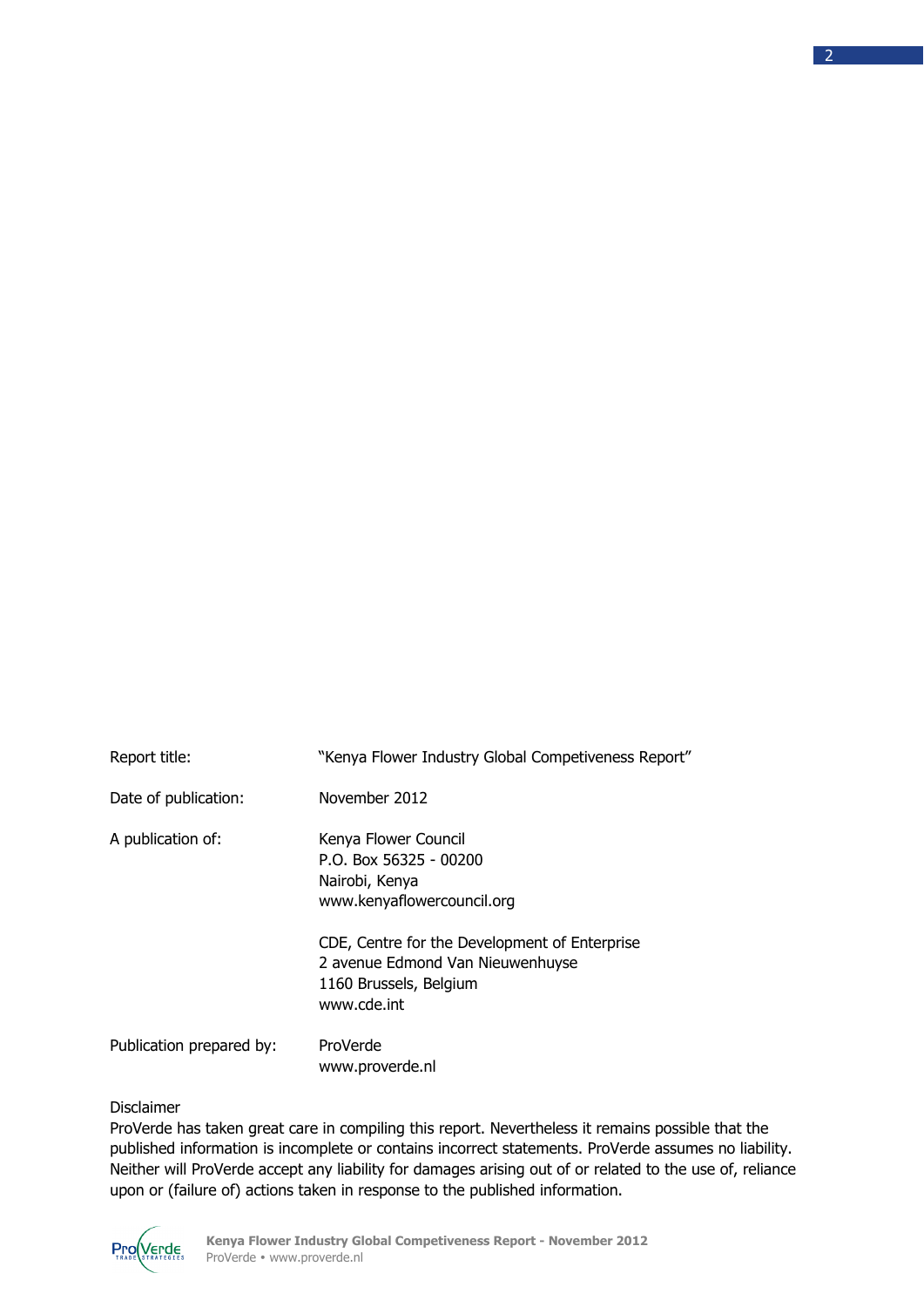| | |
|---|---|
| Report title: | "Kenya Flower Industry Global Competiveness Report" |
| Date of publication: | November 2012 |
| A publication of: | Kenya Flower Council<br>P.O. Box 56325 - 00200<br>Nairobi, Kenya<br>www.kenyaflowercouncil.org |
| | CDE, Centre for the Development of Enterprise<br>2 avenue Edmond Van Nieuwenhuyse<br>1160 Brussels, Belgium<br>www.cde.int |
| Publication prepared by: | ProVerde<br>www.proverde.nl |

Disclaimer

ProVerde has taken great care in compiling this report. Nevertheless it remains possible that the published information is incomplete or contains incorrect statements. ProVerde assumes no liability. Neither will ProVerde accept any liability for damages arising out of or related to the use of, reliance upon or (failure of) actions taken in response to the published information.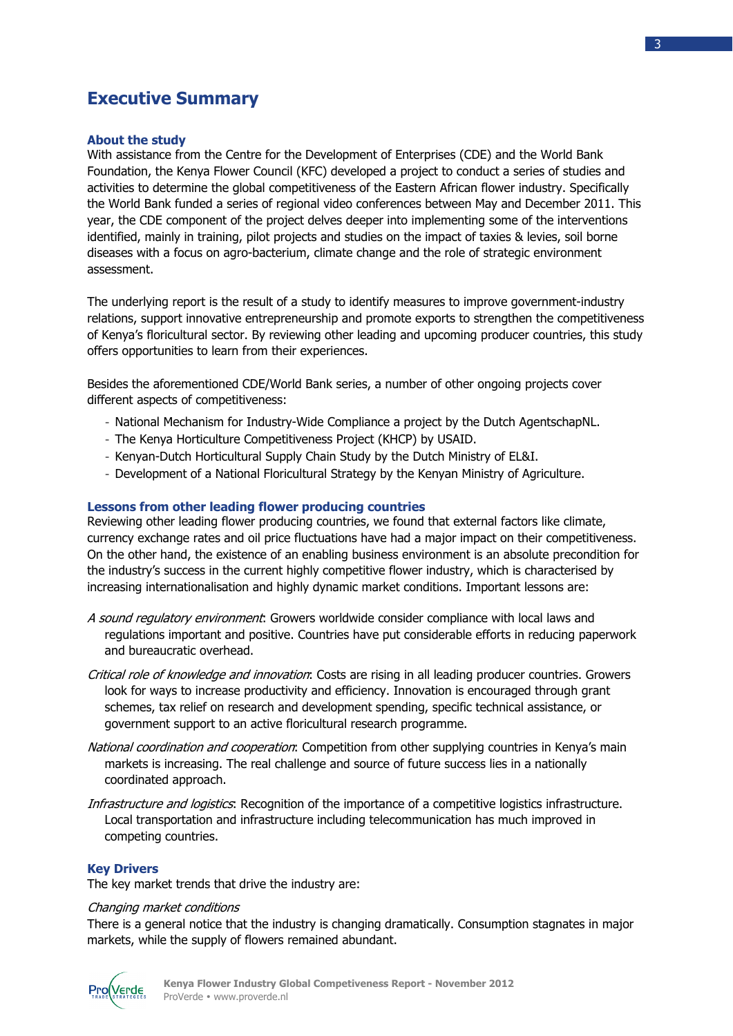# Executive Summary

### About the study

With assistance from the Centre for the Development of Enterprises (CDE) and the World Bank Foundation, the Kenya Flower Council (KFC) developed a project to conduct a series of studies and activities to determine the global competitiveness of the Eastern African flower industry. Specifically the World Bank funded a series of regional video conferences between May and December 2011. This year, the CDE component of the project delves deeper into implementing some of the interventions identified, mainly in training, pilot projects and studies on the impact of taxies & levies, soil borne diseases with a focus on agro-bacterium, climate change and the role of strategic environment assessment.

The underlying report is the result of a study to identify measures to improve government-industry relations, support innovative entrepreneurship and promote exports to strengthen the competitiveness of Kenya's floricultural sector. By reviewing other leading and upcoming producer countries, this study offers opportunities to learn from their experiences.

Besides the aforementioned CDE/World Bank series, a number of other ongoing projects cover different aspects of competitiveness:

- National Mechanism for Industry-Wide Compliance a project by the Dutch AgentschapNL.
- The Kenya Horticulture Competitiveness Project (KHCP) by USAID.
- Kenyan-Dutch Horticultural Supply Chain Study by the Dutch Ministry of EL&I.
- Development of a National Floricultural Strategy by the Kenyan Ministry of Agriculture.

### Lessons from other leading flower producing countries

Reviewing other leading flower producing countries, we found that external factors like climate, currency exchange rates and oil price fluctuations have had a major impact on their competitiveness. On the other hand, the existence of an enabling business environment is an absolute precondition for the industry's success in the current highly competitive flower industry, which is characterised by increasing internationalisation and highly dynamic market conditions. Important lessons are:

*A sound regulatory environment*: Growers worldwide consider compliance with local laws and regulations important and positive. Countries have put considerable efforts in reducing paperwork and bureaucratic overhead.

*Critical role of knowledge and innovation*: Costs are rising in all leading producer countries. Growers look for ways to increase productivity and efficiency. Innovation is encouraged through grant schemes, tax relief on research and development spending, specific technical assistance, or government support to an active floricultural research programme.

*National coordination and cooperation*: Competition from other supplying countries in Kenya's main markets is increasing. The real challenge and source of future success lies in a nationally coordinated approach.

*Infrastructure and logistics*: Recognition of the importance of a competitive logistics infrastructure. Local transportation and infrastructure including telecommunication has much improved in competing countries.

### Key Drivers

The key market trends that drive the industry are:

*Changing market conditions*

There is a general notice that the industry is changing dramatically. Consumption stagnates in major markets, while the supply of flowers remained abundant.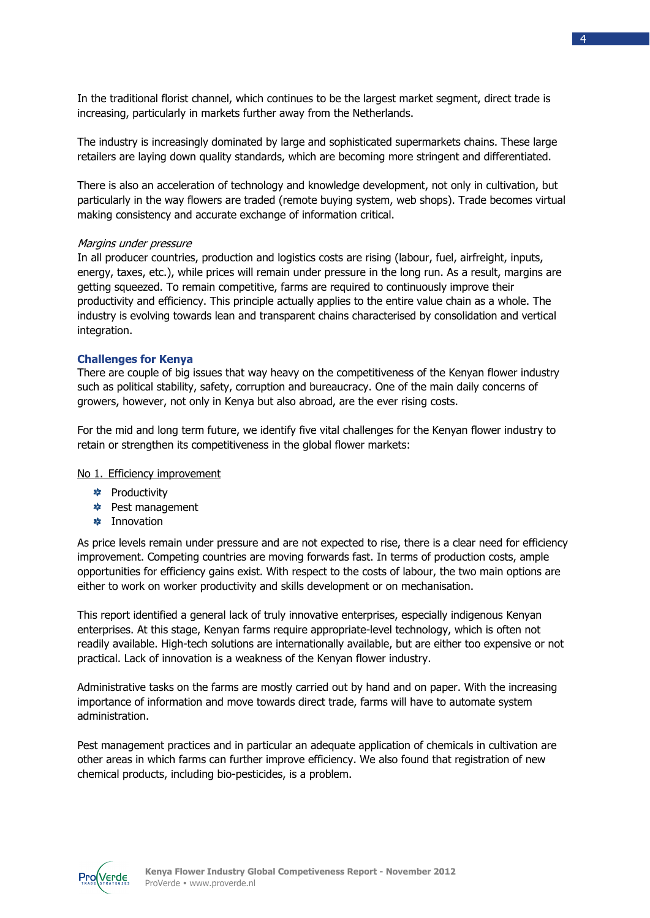In the traditional florist channel, which continues to be the largest market segment, direct trade is increasing, particularly in markets further away from the Netherlands.

The industry is increasingly dominated by large and sophisticated supermarkets chains. These large retailers are laying down quality standards, which are becoming more stringent and differentiated.

There is also an acceleration of technology and knowledge development, not only in cultivation, but particularly in the way flowers are traded (remote buying system, web shops). Trade becomes virtual making consistency and accurate exchange of information critical.

*Margins under pressure*
In all producer countries, production and logistics costs are rising (labour, fuel, airfreight, inputs, energy, taxes, etc.), while prices will remain under pressure in the long run. As a result, margins are getting squeezed. To remain competitive, farms are required to continuously improve their productivity and efficiency. This principle actually applies to the entire value chain as a whole. The industry is evolving towards lean and transparent chains characterised by consolidation and vertical integration.

## Challenges for Kenya

There are couple of big issues that way heavy on the competitiveness of the Kenyan flower industry such as political stability, safety, corruption and bureaucracy. One of the main daily concerns of growers, however, not only in Kenya but also abroad, are the ever rising costs.

For the mid and long term future, we identify five vital challenges for the Kenyan flower industry to retain or strengthen its competitiveness in the global flower markets:

No 1. Efficiency improvement

- Productivity
- Pest management
- Innovation

As price levels remain under pressure and are not expected to rise, there is a clear need for efficiency improvement. Competing countries are moving forwards fast. In terms of production costs, ample opportunities for efficiency gains exist. With respect to the costs of labour, the two main options are either to work on worker productivity and skills development or on mechanisation.

This report identified a general lack of truly innovative enterprises, especially indigenous Kenyan enterprises. At this stage, Kenyan farms require appropriate-level technology, which is often not readily available. High-tech solutions are internationally available, but are either too expensive or not practical. Lack of innovation is a weakness of the Kenyan flower industry.

Administrative tasks on the farms are mostly carried out by hand and on paper. With the increasing importance of information and move towards direct trade, farms will have to automate system administration.

Pest management practices and in particular an adequate application of chemicals in cultivation are other areas in which farms can further improve efficiency. We also found that registration of new chemical products, including bio-pesticides, is a problem.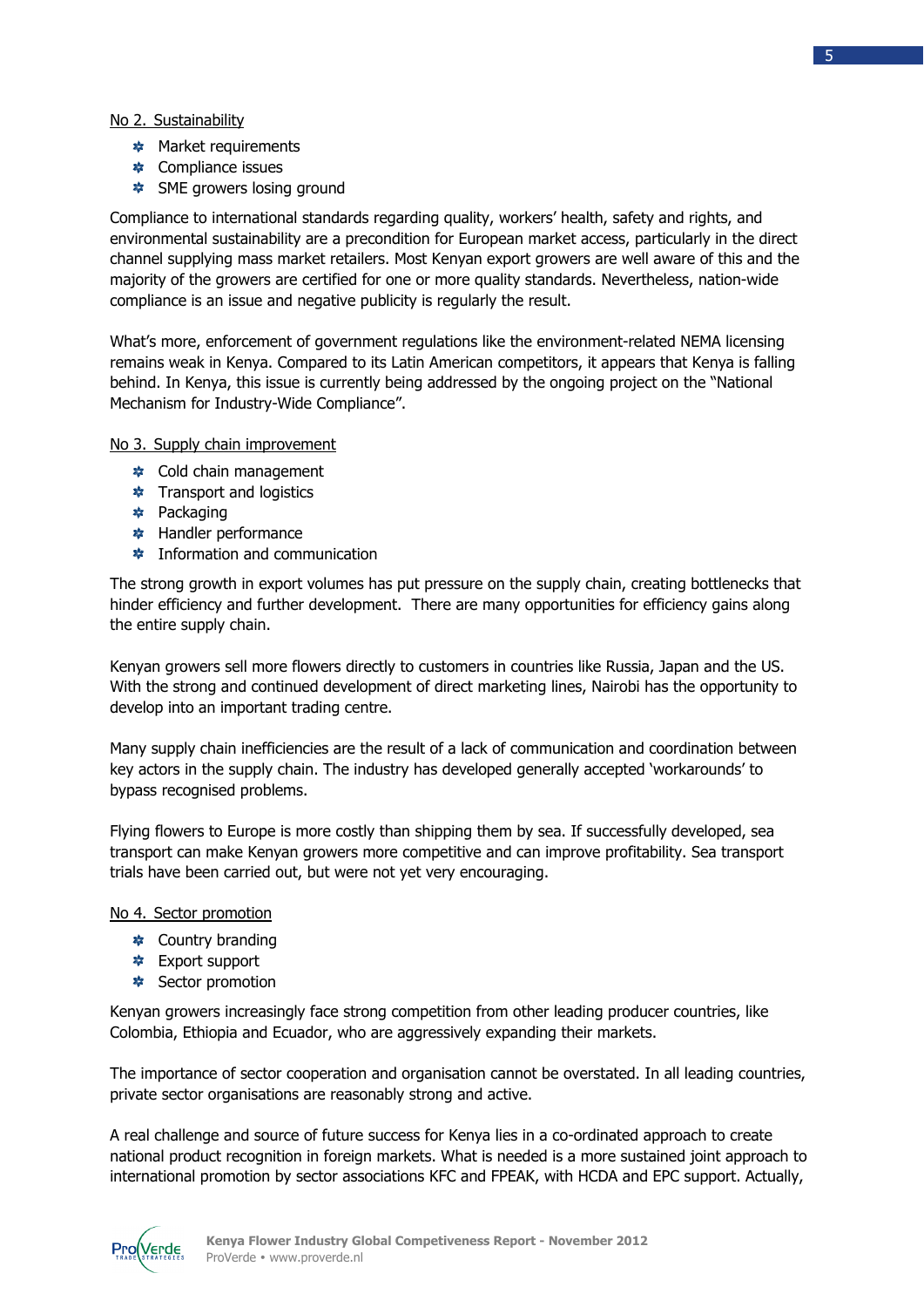No 2. Sustainability

- Market requirements
- Compliance issues
- SME growers losing ground

Compliance to international standards regarding quality, workers' health, safety and rights, and environmental sustainability are a precondition for European market access, particularly in the direct channel supplying mass market retailers. Most Kenyan export growers are well aware of this and the majority of the growers are certified for one or more quality standards. Nevertheless, nation-wide compliance is an issue and negative publicity is regularly the result.

What's more, enforcement of government regulations like the environment-related NEMA licensing remains weak in Kenya. Compared to its Latin American competitors, it appears that Kenya is falling behind. In Kenya, this issue is currently being addressed by the ongoing project on the "National Mechanism for Industry-Wide Compliance".

No 3. Supply chain improvement

- Cold chain management
- Transport and logistics
- Packaging
- Handler performance
- Information and communication

The strong growth in export volumes has put pressure on the supply chain, creating bottlenecks that hinder efficiency and further development. There are many opportunities for efficiency gains along the entire supply chain.

Kenyan growers sell more flowers directly to customers in countries like Russia, Japan and the US. With the strong and continued development of direct marketing lines, Nairobi has the opportunity to develop into an important trading centre.

Many supply chain inefficiencies are the result of a lack of communication and coordination between key actors in the supply chain. The industry has developed generally accepted 'workarounds' to bypass recognised problems.

Flying flowers to Europe is more costly than shipping them by sea. If successfully developed, sea transport can make Kenyan growers more competitive and can improve profitability. Sea transport trials have been carried out, but were not yet very encouraging.

No 4. Sector promotion

- Country branding
- Export support
- Sector promotion

Kenyan growers increasingly face strong competition from other leading producer countries, like Colombia, Ethiopia and Ecuador, who are aggressively expanding their markets.

The importance of sector cooperation and organisation cannot be overstated. In all leading countries, private sector organisations are reasonably strong and active.

A real challenge and source of future success for Kenya lies in a co-ordinated approach to create national product recognition in foreign markets. What is needed is a more sustained joint approach to international promotion by sector associations KFC and FPEAK, with HCDA and EPC support. Actually,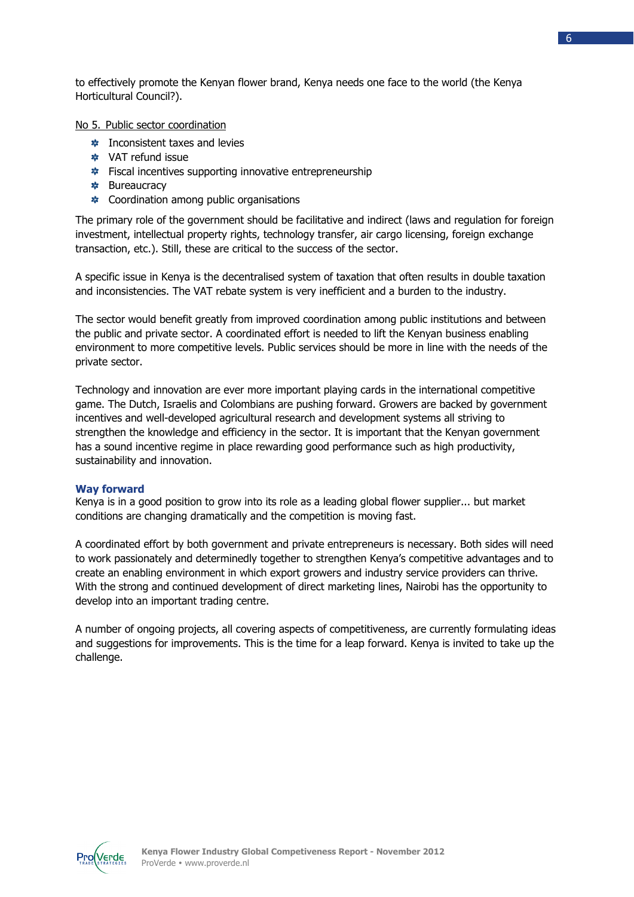to effectively promote the Kenyan flower brand, Kenya needs one face to the world (the Kenya Horticultural Council?).

No 5. Public sector coordination

- Inconsistent taxes and levies
- VAT refund issue
- Fiscal incentives supporting innovative entrepreneurship
- Bureaucracy
- Coordination among public organisations

The primary role of the government should be facilitative and indirect (laws and regulation for foreign investment, intellectual property rights, technology transfer, air cargo licensing, foreign exchange transaction, etc.). Still, these are critical to the success of the sector.

A specific issue in Kenya is the decentralised system of taxation that often results in double taxation and inconsistencies. The VAT rebate system is very inefficient and a burden to the industry.

The sector would benefit greatly from improved coordination among public institutions and between the public and private sector. A coordinated effort is needed to lift the Kenyan business enabling environment to more competitive levels. Public services should be more in line with the needs of the private sector.

Technology and innovation are ever more important playing cards in the international competitive game. The Dutch, Israelis and Colombians are pushing forward. Growers are backed by government incentives and well-developed agricultural research and development systems all striving to strengthen the knowledge and efficiency in the sector. It is important that the Kenyan government has a sound incentive regime in place rewarding good performance such as high productivity, sustainability and innovation.

### Way forward

Kenya is in a good position to grow into its role as a leading global flower supplier... but market conditions are changing dramatically and the competition is moving fast.

A coordinated effort by both government and private entrepreneurs is necessary. Both sides will need to work passionately and determinedly together to strengthen Kenya's competitive advantages and to create an enabling environment in which export growers and industry service providers can thrive. With the strong and continued development of direct marketing lines, Nairobi has the opportunity to develop into an important trading centre.

A number of ongoing projects, all covering aspects of competitiveness, are currently formulating ideas and suggestions for improvements. This is the time for a leap forward. Kenya is invited to take up the challenge.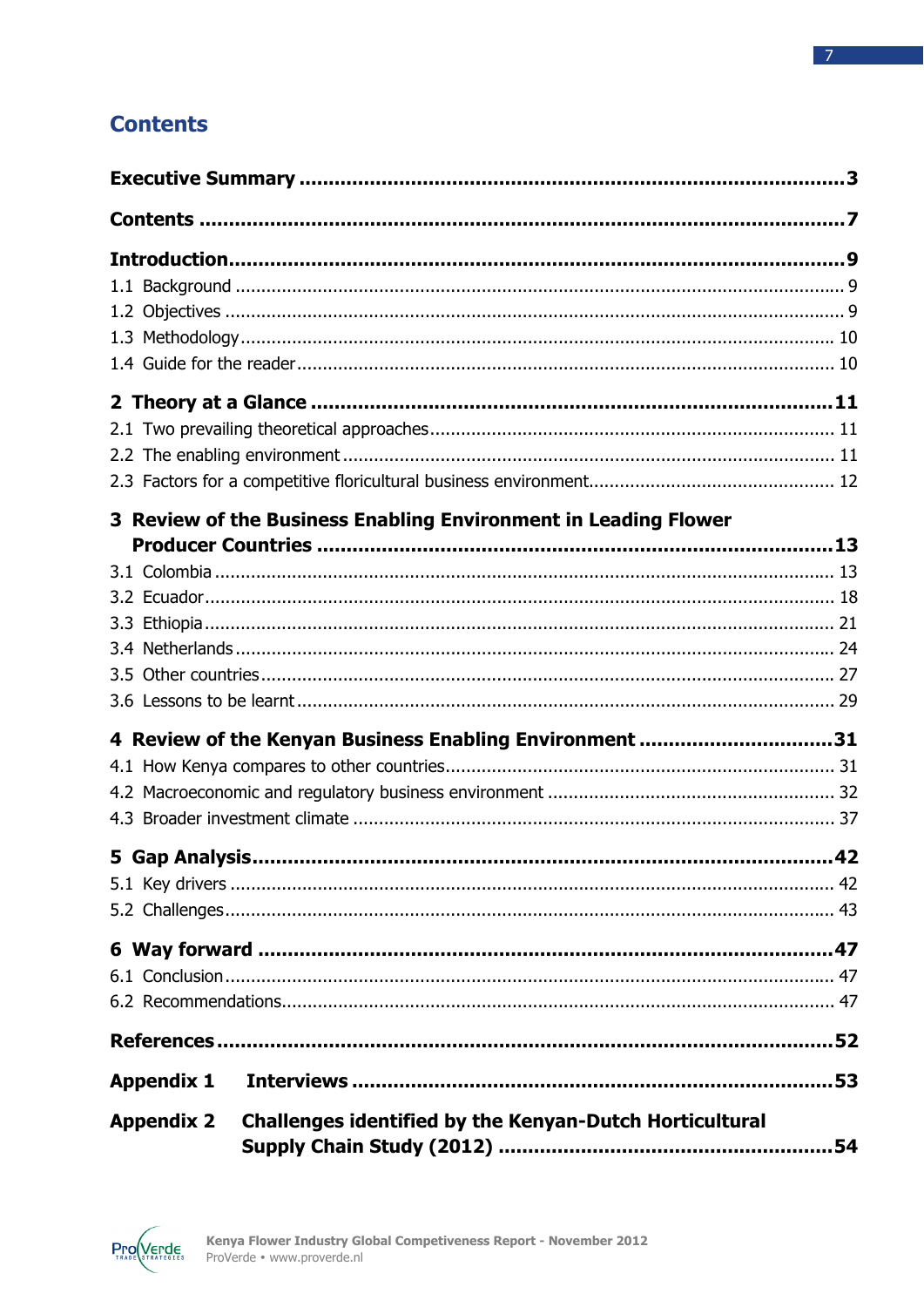# Contents

**Executive Summary** ............................................................ **3**

**Contents** ............................................................ **7**

**Introduction** ............................................................ **9**

1.1 Background ............................................................ 9
1.2 Objectives ............................................................ 9
1.3 Methodology ............................................................ 10
1.4 Guide for the reader ............................................................ 10

**2 Theory at a Glance** ............................................................ **11**

2.1 Two prevailing theoretical approaches ............................................................ 11
2.2 The enabling environment ............................................................ 11
2.3 Factors for a competitive floricultural business environment ............................................................ 12

**3 Review of the Business Enabling Environment in Leading Flower Producer Countries** ............................................................ **13**

3.1 Colombia ............................................................ 13
3.2 Ecuador ............................................................ 18
3.3 Ethiopia ............................................................ 21
3.4 Netherlands ............................................................ 24
3.5 Other countries ............................................................ 27
3.6 Lessons to be learnt ............................................................ 29

**4 Review of the Kenyan Business Enabling Environment** ............................................................ **31**

4.1 How Kenya compares to other countries ............................................................ 31
4.2 Macroeconomic and regulatory business environment ............................................................ 32
4.3 Broader investment climate ............................................................ 37

**5 Gap Analysis** ............................................................ **42**

5.1 Key drivers ............................................................ 42
5.2 Challenges ............................................................ 43

**6 Way forward** ............................................................ **47**

6.1 Conclusion ............................................................ 47
6.2 Recommendations ............................................................ 47

**References** ............................................................ **52**

**Appendix 1 Interviews** ............................................................ **53**

**Appendix 2 Challenges identified by the Kenyan-Dutch Horticultural Supply Chain Study (2012)** ............................................................ **54**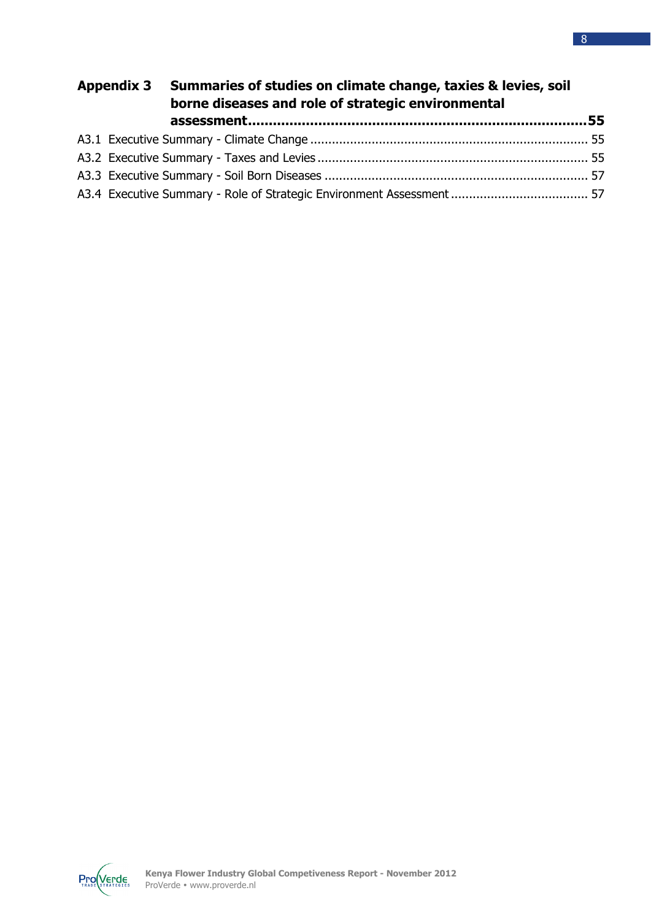**Appendix 3 Summaries of studies on climate change, taxies & levies, soil borne diseases and role of strategic environmental assessment................................................................................55**

A3.1 Executive Summary - Climate Change ............................................................................ 55

A3.2 Executive Summary - Taxes and Levies .......................................................................... 55

A3.3 Executive Summary - Soil Born Diseases ........................................................................ 57

A3.4 Executive Summary - Role of Strategic Environment Assessment ...................................... 57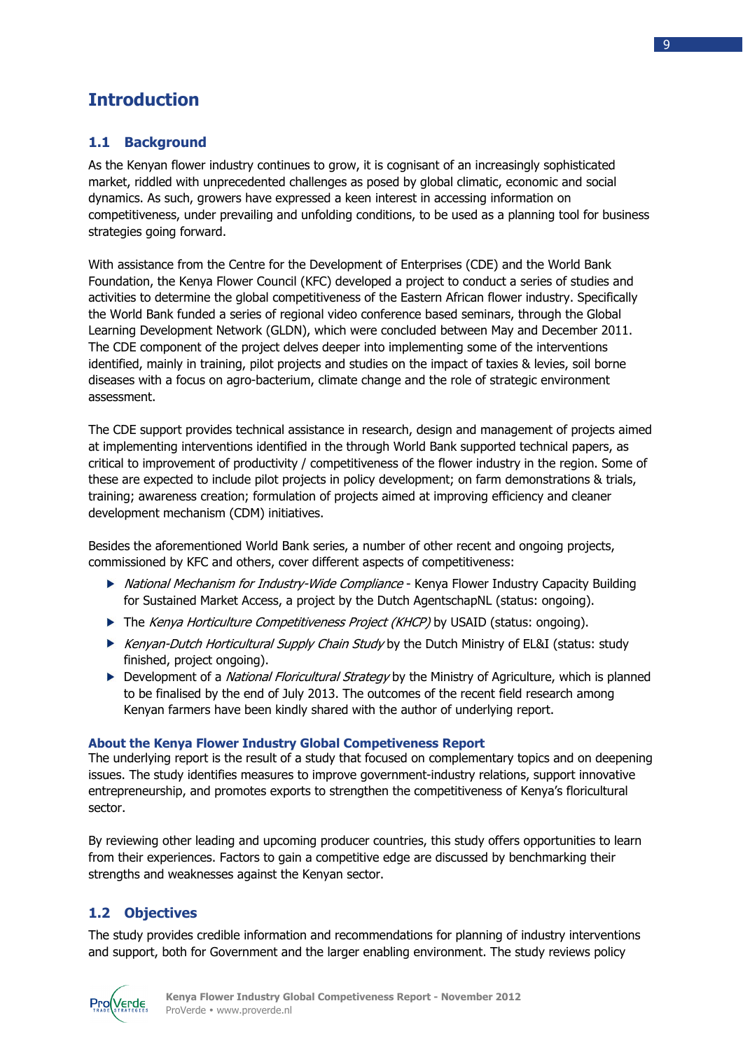# Introduction

## 1.1 Background

As the Kenyan flower industry continues to grow, it is cognisant of an increasingly sophisticated market, riddled with unprecedented challenges as posed by global climatic, economic and social dynamics. As such, growers have expressed a keen interest in accessing information on competitiveness, under prevailing and unfolding conditions, to be used as a planning tool for business strategies going forward.

With assistance from the Centre for the Development of Enterprises (CDE) and the World Bank Foundation, the Kenya Flower Council (KFC) developed a project to conduct a series of studies and activities to determine the global competitiveness of the Eastern African flower industry. Specifically the World Bank funded a series of regional video conference based seminars, through the Global Learning Development Network (GLDN), which were concluded between May and December 2011. The CDE component of the project delves deeper into implementing some of the interventions identified, mainly in training, pilot projects and studies on the impact of taxies & levies, soil borne diseases with a focus on agro-bacterium, climate change and the role of strategic environment assessment.

The CDE support provides technical assistance in research, design and management of projects aimed at implementing interventions identified in the through World Bank supported technical papers, as critical to improvement of productivity / competitiveness of the flower industry in the region. Some of these are expected to include pilot projects in policy development; on farm demonstrations & trials, training; awareness creation; formulation of projects aimed at improving efficiency and cleaner development mechanism (CDM) initiatives.

Besides the aforementioned World Bank series, a number of other recent and ongoing projects, commissioned by KFC and others, cover different aspects of competitiveness:

- *National Mechanism for Industry-Wide Compliance* - Kenya Flower Industry Capacity Building for Sustained Market Access, a project by the Dutch AgentschapNL (status: ongoing).
- The *Kenya Horticulture Competitiveness Project (KHCP)* by USAID (status: ongoing).
- *Kenyan-Dutch Horticultural Supply Chain Study* by the Dutch Ministry of EL&I (status: study finished, project ongoing).
- Development of a *National Floricultural Strategy* by the Ministry of Agriculture, which is planned to be finalised by the end of July 2013. The outcomes of the recent field research among Kenyan farmers have been kindly shared with the author of underlying report.

### About the Kenya Flower Industry Global Competiveness Report

The underlying report is the result of a study that focused on complementary topics and on deepening issues. The study identifies measures to improve government-industry relations, support innovative entrepreneurship, and promotes exports to strengthen the competitiveness of Kenya's floricultural sector.

By reviewing other leading and upcoming producer countries, this study offers opportunities to learn from their experiences. Factors to gain a competitive edge are discussed by benchmarking their strengths and weaknesses against the Kenyan sector.

## 1.2 Objectives

The study provides credible information and recommendations for planning of industry interventions and support, both for Government and the larger enabling environment. The study reviews policy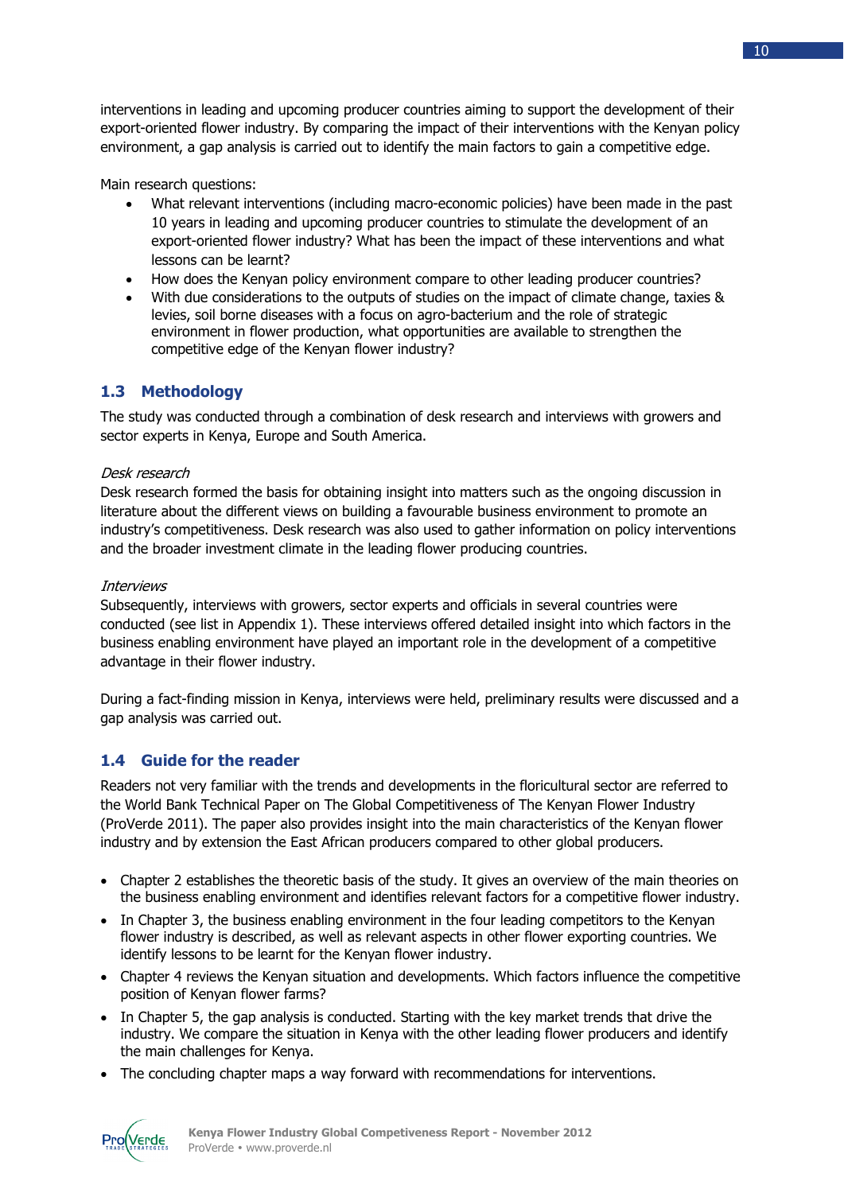interventions in leading and upcoming producer countries aiming to support the development of their export-oriented flower industry. By comparing the impact of their interventions with the Kenyan policy environment, a gap analysis is carried out to identify the main factors to gain a competitive edge.

Main research questions:

- What relevant interventions (including macro-economic policies) have been made in the past 10 years in leading and upcoming producer countries to stimulate the development of an export-oriented flower industry? What has been the impact of these interventions and what lessons can be learnt?
- How does the Kenyan policy environment compare to other leading producer countries?
- With due considerations to the outputs of studies on the impact of climate change, taxies & levies, soil borne diseases with a focus on agro-bacterium and the role of strategic environment in flower production, what opportunities are available to strengthen the competitive edge of the Kenyan flower industry?

## 1.3 Methodology

The study was conducted through a combination of desk research and interviews with growers and sector experts in Kenya, Europe and South America.

*Desk research*
Desk research formed the basis for obtaining insight into matters such as the ongoing discussion in literature about the different views on building a favourable business environment to promote an industry's competitiveness. Desk research was also used to gather information on policy interventions and the broader investment climate in the leading flower producing countries.

*Interviews*
Subsequently, interviews with growers, sector experts and officials in several countries were conducted (see list in Appendix 1). These interviews offered detailed insight into which factors in the business enabling environment have played an important role in the development of a competitive advantage in their flower industry.

During a fact-finding mission in Kenya, interviews were held, preliminary results were discussed and a gap analysis was carried out.

## 1.4 Guide for the reader

Readers not very familiar with the trends and developments in the floricultural sector are referred to the World Bank Technical Paper on The Global Competitiveness of The Kenyan Flower Industry (ProVerde 2011). The paper also provides insight into the main characteristics of the Kenyan flower industry and by extension the East African producers compared to other global producers.

- Chapter 2 establishes the theoretic basis of the study. It gives an overview of the main theories on the business enabling environment and identifies relevant factors for a competitive flower industry.
- In Chapter 3, the business enabling environment in the four leading competitors to the Kenyan flower industry is described, as well as relevant aspects in other flower exporting countries. We identify lessons to be learnt for the Kenyan flower industry.
- Chapter 4 reviews the Kenyan situation and developments. Which factors influence the competitive position of Kenyan flower farms?
- In Chapter 5, the gap analysis is conducted. Starting with the key market trends that drive the industry. We compare the situation in Kenya with the other leading flower producers and identify the main challenges for Kenya.
- The concluding chapter maps a way forward with recommendations for interventions.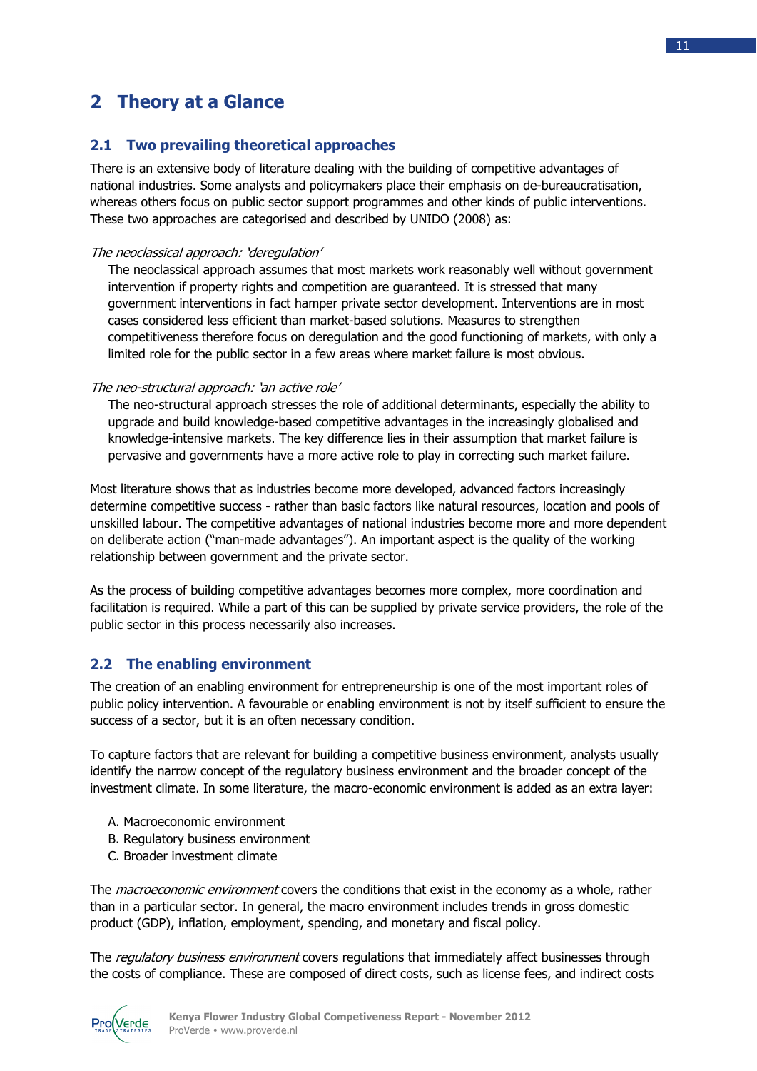# 2 Theory at a Glance

## 2.1 Two prevailing theoretical approaches

There is an extensive body of literature dealing with the building of competitive advantages of national industries. Some analysts and policymakers place their emphasis on de-bureaucratisation, whereas others focus on public sector support programmes and other kinds of public interventions. These two approaches are categorised and described by UNIDO (2008) as:

*The neoclassical approach: 'deregulation'*

The neoclassical approach assumes that most markets work reasonably well without government intervention if property rights and competition are guaranteed. It is stressed that many government interventions in fact hamper private sector development. Interventions are in most cases considered less efficient than market-based solutions. Measures to strengthen competitiveness therefore focus on deregulation and the good functioning of markets, with only a limited role for the public sector in a few areas where market failure is most obvious.

*The neo-structural approach: 'an active role'*

The neo-structural approach stresses the role of additional determinants, especially the ability to upgrade and build knowledge-based competitive advantages in the increasingly globalised and knowledge-intensive markets. The key difference lies in their assumption that market failure is pervasive and governments have a more active role to play in correcting such market failure.

Most literature shows that as industries become more developed, advanced factors increasingly determine competitive success - rather than basic factors like natural resources, location and pools of unskilled labour. The competitive advantages of national industries become more and more dependent on deliberate action ("man-made advantages"). An important aspect is the quality of the working relationship between government and the private sector.

As the process of building competitive advantages becomes more complex, more coordination and facilitation is required. While a part of this can be supplied by private service providers, the role of the public sector in this process necessarily also increases.

## 2.2 The enabling environment

The creation of an enabling environment for entrepreneurship is one of the most important roles of public policy intervention. A favourable or enabling environment is not by itself sufficient to ensure the success of a sector, but it is an often necessary condition.

To capture factors that are relevant for building a competitive business environment, analysts usually identify the narrow concept of the regulatory business environment and the broader concept of the investment climate. In some literature, the macro-economic environment is added as an extra layer:

A. Macroeconomic environment
B. Regulatory business environment
C. Broader investment climate

The *macroeconomic environment* covers the conditions that exist in the economy as a whole, rather than in a particular sector. In general, the macro environment includes trends in gross domestic product (GDP), inflation, employment, spending, and monetary and fiscal policy.

The *regulatory business environment* covers regulations that immediately affect businesses through the costs of compliance. These are composed of direct costs, such as license fees, and indirect costs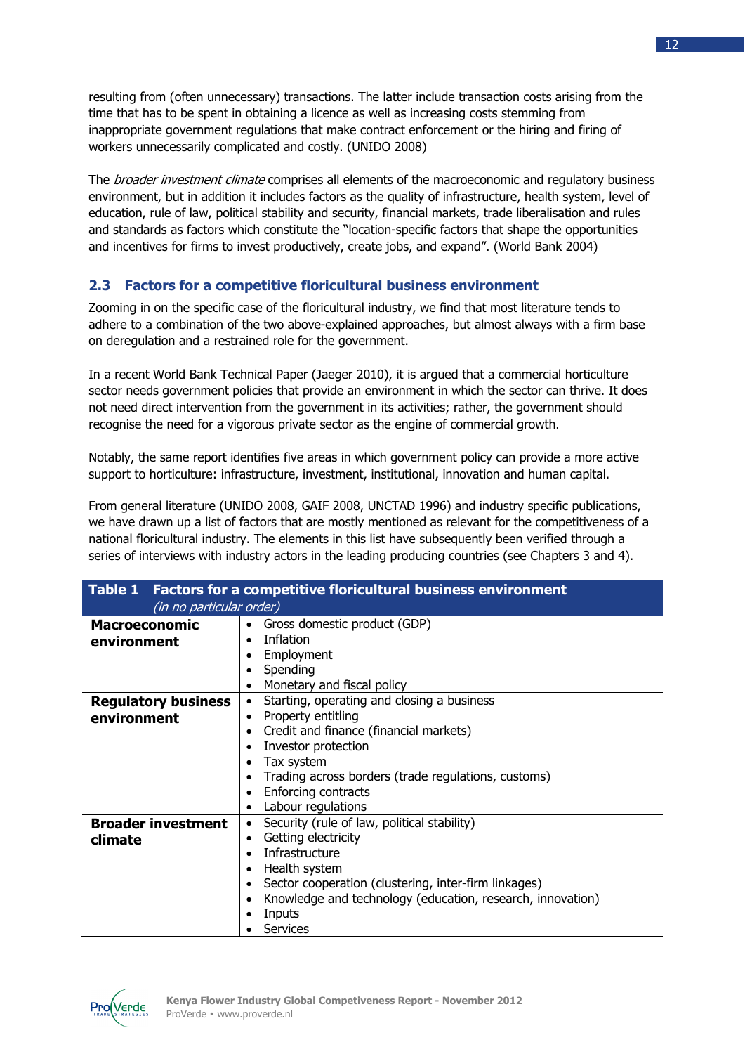resulting from (often unnecessary) transactions. The latter include transaction costs arising from the time that has to be spent in obtaining a licence as well as increasing costs stemming from inappropriate government regulations that make contract enforcement or the hiring and firing of workers unnecessarily complicated and costly. (UNIDO 2008)

The *broader investment climate* comprises all elements of the macroeconomic and regulatory business environment, but in addition it includes factors as the quality of infrastructure, health system, level of education, rule of law, political stability and security, financial markets, trade liberalisation and rules and standards as factors which constitute the "location-specific factors that shape the opportunities and incentives for firms to invest productively, create jobs, and expand". (World Bank 2004)

## 2.3 Factors for a competitive floricultural business environment

Zooming in on the specific case of the floricultural industry, we find that most literature tends to adhere to a combination of the two above-explained approaches, but almost always with a firm base on deregulation and a restrained role for the government.

In a recent World Bank Technical Paper (Jaeger 2010), it is argued that a commercial horticulture sector needs government policies that provide an environment in which the sector can thrive. It does not need direct intervention from the government in its activities; rather, the government should recognise the need for a vigorous private sector as the engine of commercial growth.

Notably, the same report identifies five areas in which government policy can provide a more active support to horticulture: infrastructure, investment, institutional, innovation and human capital.

From general literature (UNIDO 2008, GAIF 2008, UNCTAD 1996) and industry specific publications, we have drawn up a list of factors that are mostly mentioned as relevant for the competitiveness of a national floricultural industry. The elements in this list have subsequently been verified through a series of interviews with industry actors in the leading producing countries (see Chapters 3 and 4).

**Table 1 Factors for a competitive floricultural business environment** *(in no particular order)*

| | |
|---|---|
| **Macroeconomic environment** | • Gross domestic product (GDP)<br>• Inflation<br>• Employment<br>• Spending<br>• Monetary and fiscal policy |
| **Regulatory business environment** | • Starting, operating and closing a business<br>• Property entitling<br>• Credit and finance (financial markets)<br>• Investor protection<br>• Tax system<br>• Trading across borders (trade regulations, customs)<br>• Enforcing contracts<br>• Labour regulations |
| **Broader investment climate** | • Security (rule of law, political stability)<br>• Getting electricity<br>• Infrastructure<br>• Health system<br>• Sector cooperation (clustering, inter-firm linkages)<br>• Knowledge and technology (education, research, innovation)<br>• Inputs<br>• Services |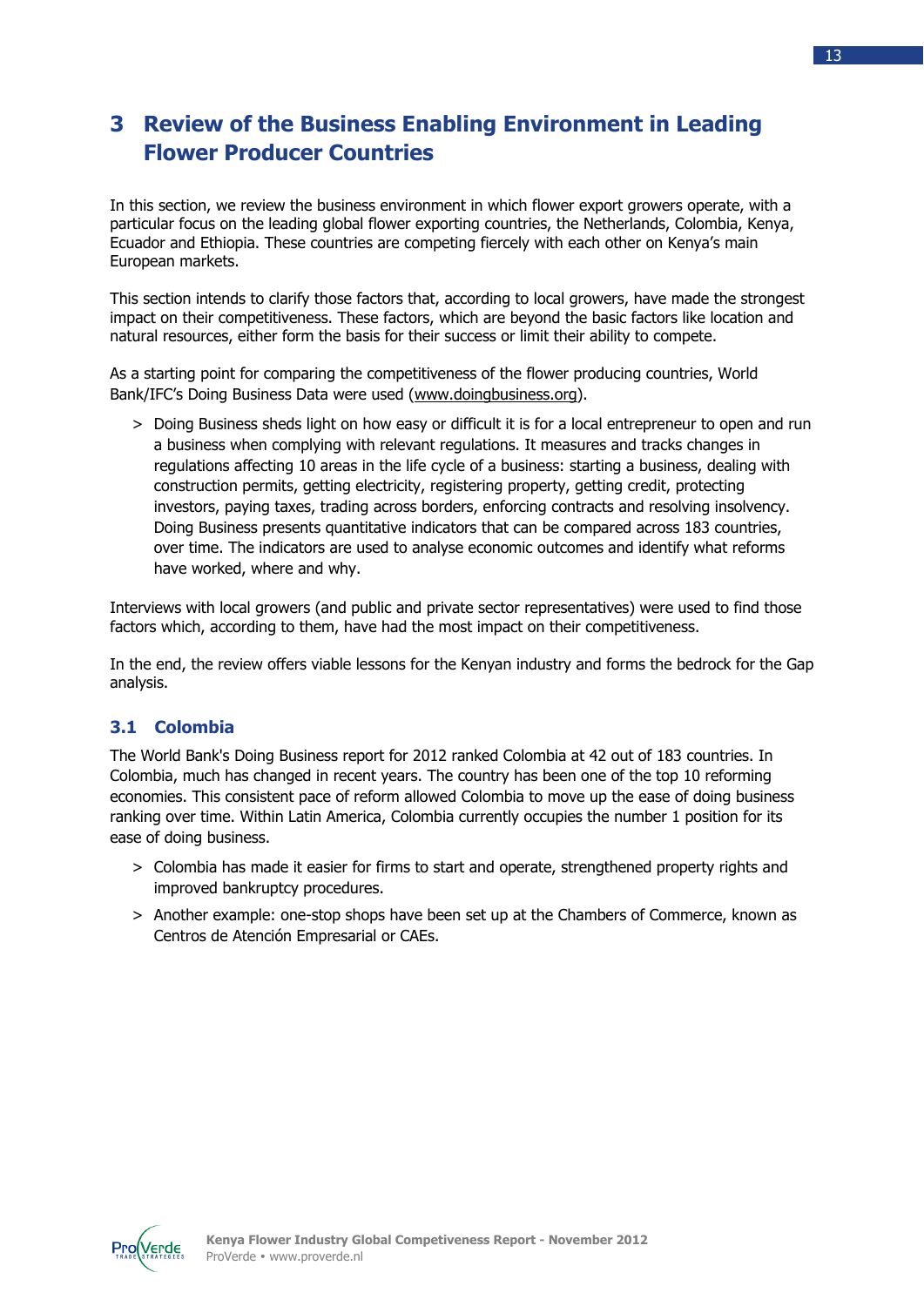# 3 Review of the Business Enabling Environment in Leading Flower Producer Countries

In this section, we review the business environment in which flower export growers operate, with a particular focus on the leading global flower exporting countries, the Netherlands, Colombia, Kenya, Ecuador and Ethiopia. These countries are competing fiercely with each other on Kenya's main European markets.

This section intends to clarify those factors that, according to local growers, have made the strongest impact on their competitiveness. These factors, which are beyond the basic factors like location and natural resources, either form the basis for their success or limit their ability to compete.

As a starting point for comparing the competitiveness of the flower producing countries, World Bank/IFC's Doing Business Data were used (www.doingbusiness.org).

> Doing Business sheds light on how easy or difficult it is for a local entrepreneur to open and run a business when complying with relevant regulations. It measures and tracks changes in regulations affecting 10 areas in the life cycle of a business: starting a business, dealing with construction permits, getting electricity, registering property, getting credit, protecting investors, paying taxes, trading across borders, enforcing contracts and resolving insolvency. Doing Business presents quantitative indicators that can be compared across 183 countries, over time. The indicators are used to analyse economic outcomes and identify what reforms have worked, where and why.

Interviews with local growers (and public and private sector representatives) were used to find those factors which, according to them, have had the most impact on their competitiveness.

In the end, the review offers viable lessons for the Kenyan industry and forms the bedrock for the Gap analysis.

## 3.1 Colombia

The World Bank's Doing Business report for 2012 ranked Colombia at 42 out of 183 countries. In Colombia, much has changed in recent years. The country has been one of the top 10 reforming economies. This consistent pace of reform allowed Colombia to move up the ease of doing business ranking over time. Within Latin America, Colombia currently occupies the number 1 position for its ease of doing business.

> Colombia has made it easier for firms to start and operate, strengthened property rights and improved bankruptcy procedures.

> Another example: one-stop shops have been set up at the Chambers of Commerce, known as Centros de Atención Empresarial or CAEs.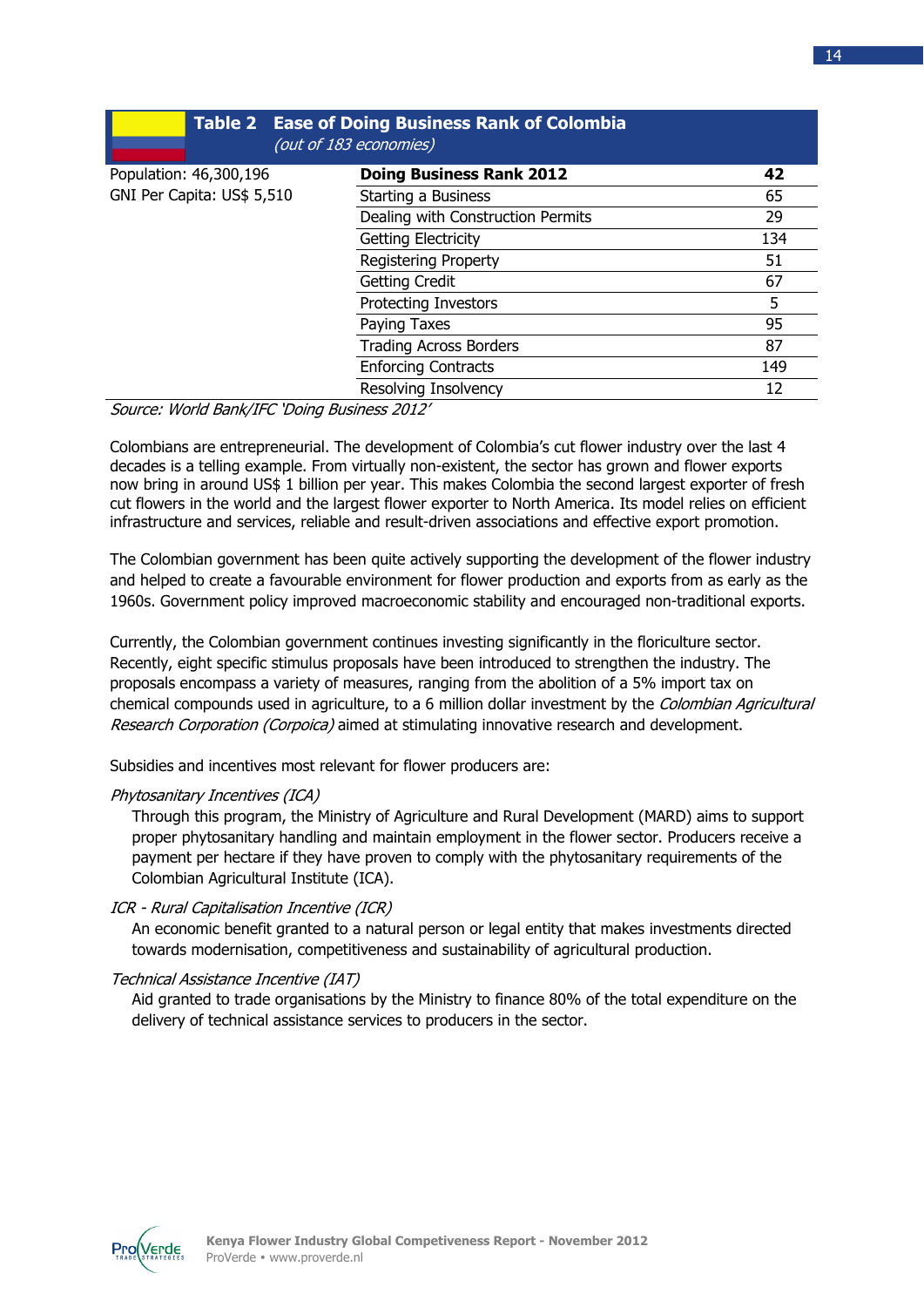**Table 2 Ease of Doing Business Rank of Colombia**
*(out of 183 economies)*

| Population: 46,300,196 | **Doing Business Rank 2012** | **42** |
|---|---|---|
| GNI Per Capita: US$ 5,510 | Starting a Business | 65 |
| | Dealing with Construction Permits | 29 |
| | Getting Electricity | 134 |
| | Registering Property | 51 |
| | Getting Credit | 67 |
| | Protecting Investors | 5 |
| | Paying Taxes | 95 |
| | Trading Across Borders | 87 |
| | Enforcing Contracts | 149 |
| | Resolving Insolvency | 12 |

*Source: World Bank/IFC 'Doing Business 2012'*

Colombians are entrepreneurial. The development of Colombia's cut flower industry over the last 4 decades is a telling example. From virtually non-existent, the sector has grown and flower exports now bring in around US$ 1 billion per year. This makes Colombia the second largest exporter of fresh cut flowers in the world and the largest flower exporter to North America. Its model relies on efficient infrastructure and services, reliable and result-driven associations and effective export promotion.

The Colombian government has been quite actively supporting the development of the flower industry and helped to create a favourable environment for flower production and exports from as early as the 1960s. Government policy improved macroeconomic stability and encouraged non-traditional exports.

Currently, the Colombian government continues investing significantly in the floriculture sector. Recently, eight specific stimulus proposals have been introduced to strengthen the industry. The proposals encompass a variety of measures, ranging from the abolition of a 5% import tax on chemical compounds used in agriculture, to a 6 million dollar investment by the *Colombian Agricultural Research Corporation (Corpoica)* aimed at stimulating innovative research and development.

Subsidies and incentives most relevant for flower producers are:

*Phytosanitary Incentives (ICA)*

Through this program, the Ministry of Agriculture and Rural Development (MARD) aims to support proper phytosanitary handling and maintain employment in the flower sector. Producers receive a payment per hectare if they have proven to comply with the phytosanitary requirements of the Colombian Agricultural Institute (ICA).

*ICR - Rural Capitalisation Incentive (ICR)*

An economic benefit granted to a natural person or legal entity that makes investments directed towards modernisation, competitiveness and sustainability of agricultural production.

*Technical Assistance Incentive (IAT)*

Aid granted to trade organisations by the Ministry to finance 80% of the total expenditure on the delivery of technical assistance services to producers in the sector.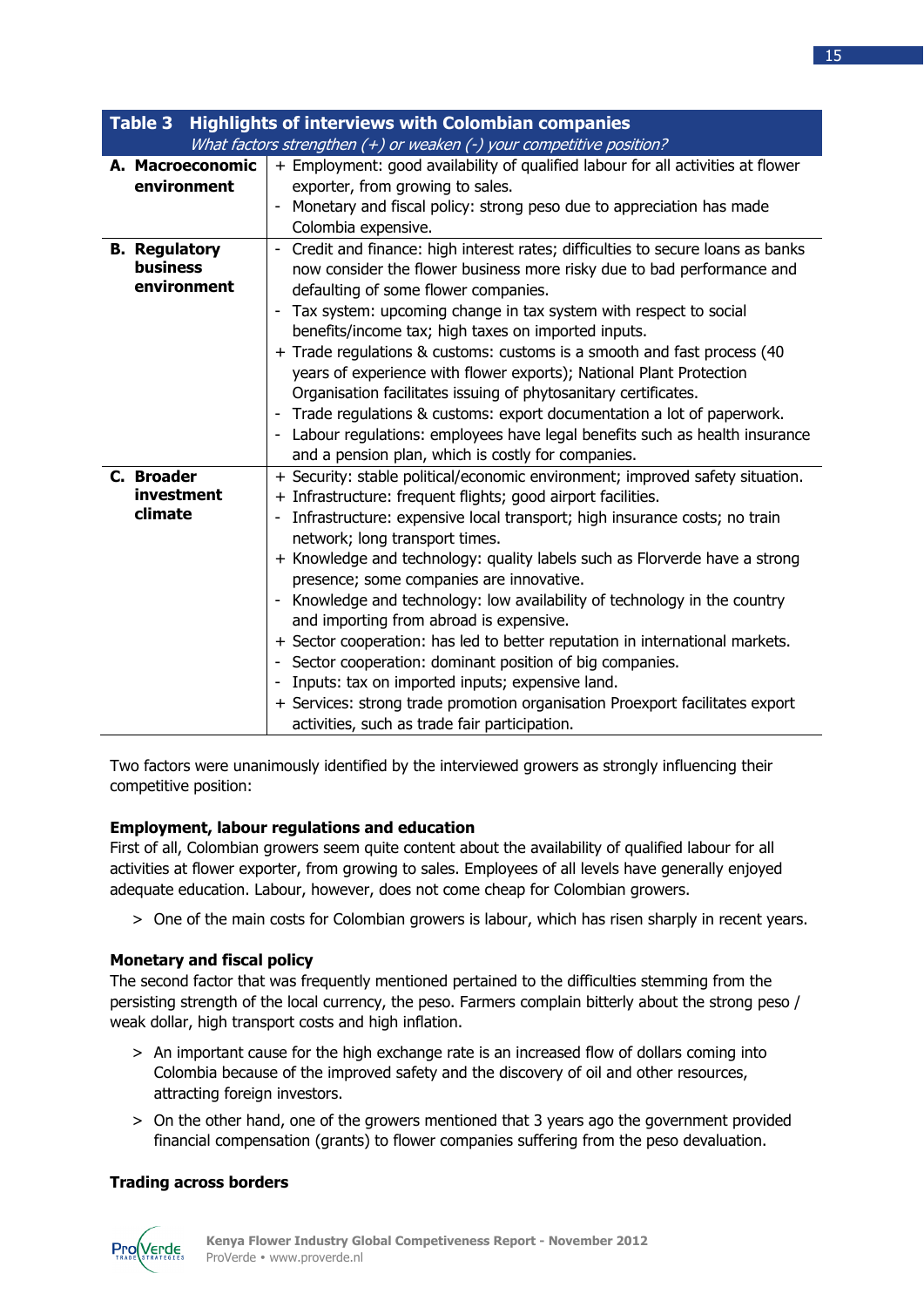**Table 3 Highlights of interviews with Colombian companies**

*What factors strengthen (+) or weaken (-) your competitive position?*

| | |
|---|---|
| **A. Macroeconomic environment** | + Employment: good availability of qualified labour for all activities at flower exporter, from growing to sales.<br>- Monetary and fiscal policy: strong peso due to appreciation has made Colombia expensive. |
| **B. Regulatory business environment** | - Credit and finance: high interest rates; difficulties to secure loans as banks now consider the flower business more risky due to bad performance and defaulting of some flower companies.<br>- Tax system: upcoming change in tax system with respect to social benefits/income tax; high taxes on imported inputs.<br>+ Trade regulations & customs: customs is a smooth and fast process (40 years of experience with flower exports); National Plant Protection Organisation facilitates issuing of phytosanitary certificates.<br>- Trade regulations & customs: export documentation a lot of paperwork.<br>- Labour regulations: employees have legal benefits such as health insurance and a pension plan, which is costly for companies. |
| **C. Broader investment climate** | + Security: stable political/economic environment; improved safety situation.<br>+ Infrastructure: frequent flights; good airport facilities.<br>- Infrastructure: expensive local transport; high insurance costs; no train network; long transport times.<br>+ Knowledge and technology: quality labels such as Florverde have a strong presence; some companies are innovative.<br>- Knowledge and technology: low availability of technology in the country and importing from abroad is expensive.<br>+ Sector cooperation: has led to better reputation in international markets.<br>- Sector cooperation: dominant position of big companies.<br>- Inputs: tax on imported inputs; expensive land.<br>+ Services: strong trade promotion organisation Proexport facilitates export activities, such as trade fair participation. |

Two factors were unanimously identified by the interviewed growers as strongly influencing their competitive position:

### Employment, labour regulations and education

First of all, Colombian growers seem quite content about the availability of qualified labour for all activities at flower exporter, from growing to sales. Employees of all levels have generally enjoyed adequate education. Labour, however, does not come cheap for Colombian growers.

> One of the main costs for Colombian growers is labour, which has risen sharply in recent years.

### Monetary and fiscal policy

The second factor that was frequently mentioned pertained to the difficulties stemming from the persisting strength of the local currency, the peso. Farmers complain bitterly about the strong peso / weak dollar, high transport costs and high inflation.

> An important cause for the high exchange rate is an increased flow of dollars coming into Colombia because of the improved safety and the discovery of oil and other resources, attracting foreign investors.

> On the other hand, one of the growers mentioned that 3 years ago the government provided financial compensation (grants) to flower companies suffering from the peso devaluation.

### Trading across borders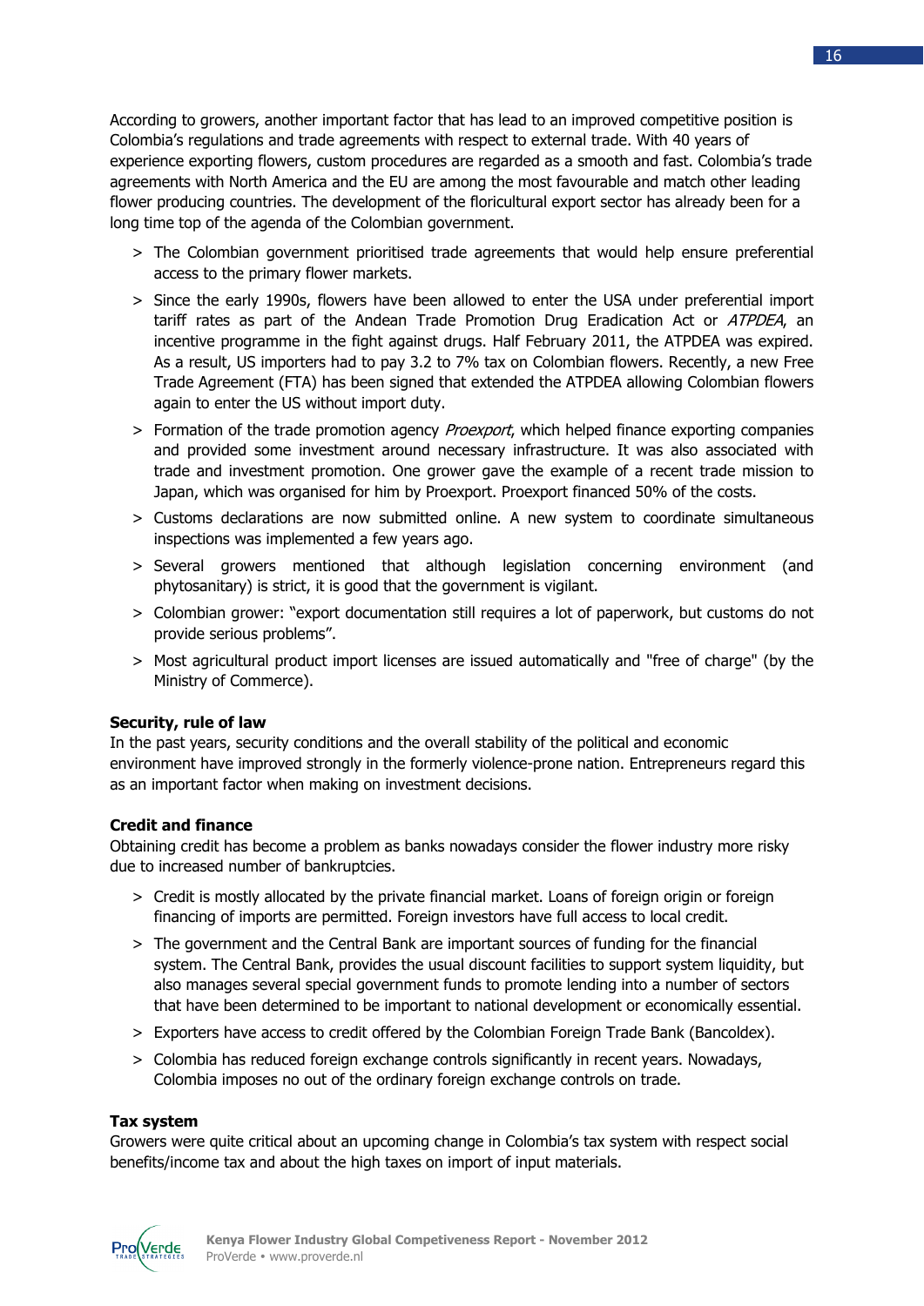According to growers, another important factor that has lead to an improved competitive position is Colombia's regulations and trade agreements with respect to external trade. With 40 years of experience exporting flowers, custom procedures are regarded as a smooth and fast. Colombia's trade agreements with North America and the EU are among the most favourable and match other leading flower producing countries. The development of the floricultural export sector has already been for a long time top of the agenda of the Colombian government.

- The Colombian government prioritised trade agreements that would help ensure preferential access to the primary flower markets.
- Since the early 1990s, flowers have been allowed to enter the USA under preferential import tariff rates as part of the Andean Trade Promotion Drug Eradication Act or *ATPDEA*, an incentive programme in the fight against drugs. Half February 2011, the ATPDEA was expired. As a result, US importers had to pay 3.2 to 7% tax on Colombian flowers. Recently, a new Free Trade Agreement (FTA) has been signed that extended the ATPDEA allowing Colombian flowers again to enter the US without import duty.
- Formation of the trade promotion agency *Proexport*, which helped finance exporting companies and provided some investment around necessary infrastructure. It was also associated with trade and investment promotion. One grower gave the example of a recent trade mission to Japan, which was organised for him by Proexport. Proexport financed 50% of the costs.
- Customs declarations are now submitted online. A new system to coordinate simultaneous inspections was implemented a few years ago.
- Several growers mentioned that although legislation concerning environment (and phytosanitary) is strict, it is good that the government is vigilant.
- Colombian grower: "export documentation still requires a lot of paperwork, but customs do not provide serious problems".
- Most agricultural product import licenses are issued automatically and "free of charge" (by the Ministry of Commerce).

**Security, rule of law**

In the past years, security conditions and the overall stability of the political and economic environment have improved strongly in the formerly violence-prone nation. Entrepreneurs regard this as an important factor when making on investment decisions.

**Credit and finance**

Obtaining credit has become a problem as banks nowadays consider the flower industry more risky due to increased number of bankruptcies.

- Credit is mostly allocated by the private financial market. Loans of foreign origin or foreign financing of imports are permitted. Foreign investors have full access to local credit.
- The government and the Central Bank are important sources of funding for the financial system. The Central Bank, provides the usual discount facilities to support system liquidity, but also manages several special government funds to promote lending into a number of sectors that have been determined to be important to national development or economically essential.
- Exporters have access to credit offered by the Colombian Foreign Trade Bank (Bancoldex).
- Colombia has reduced foreign exchange controls significantly in recent years. Nowadays, Colombia imposes no out of the ordinary foreign exchange controls on trade.

**Tax system**

Growers were quite critical about an upcoming change in Colombia's tax system with respect social benefits/income tax and about the high taxes on import of input materials.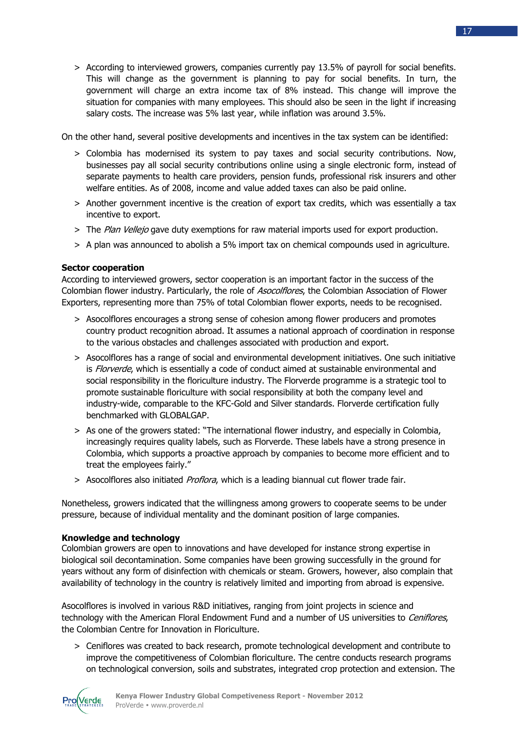> According to interviewed growers, companies currently pay 13.5% of payroll for social benefits. This will change as the government is planning to pay for social benefits. In turn, the government will charge an extra income tax of 8% instead. This change will improve the situation for companies with many employees. This should also be seen in the light if increasing salary costs. The increase was 5% last year, while inflation was around 3.5%.

On the other hand, several positive developments and incentives in the tax system can be identified:

> Colombia has modernised its system to pay taxes and social security contributions. Now, businesses pay all social security contributions online using a single electronic form, instead of separate payments to health care providers, pension funds, professional risk insurers and other welfare entities. As of 2008, income and value added taxes can also be paid online.

> Another government incentive is the creation of export tax credits, which was essentially a tax incentive to export.

> The *Plan Vellejo* gave duty exemptions for raw material imports used for export production.

> A plan was announced to abolish a 5% import tax on chemical compounds used in agriculture.

**Sector cooperation**

According to interviewed growers, sector cooperation is an important factor in the success of the Colombian flower industry. Particularly, the role of *Asocolflores*, the Colombian Association of Flower Exporters, representing more than 75% of total Colombian flower exports, needs to be recognised.

> Asocolflores encourages a strong sense of cohesion among flower producers and promotes country product recognition abroad. It assumes a national approach of coordination in response to the various obstacles and challenges associated with production and export.

> Asocolflores has a range of social and environmental development initiatives. One such initiative is *Florverde*, which is essentially a code of conduct aimed at sustainable environmental and social responsibility in the floriculture industry. The Florverde programme is a strategic tool to promote sustainable floriculture with social responsibility at both the company level and industry-wide, comparable to the KFC-Gold and Silver standards. Florverde certification fully benchmarked with GLOBALGAP.

> As one of the growers stated: "The international flower industry, and especially in Colombia, increasingly requires quality labels, such as Florverde. These labels have a strong presence in Colombia, which supports a proactive approach by companies to become more efficient and to treat the employees fairly."

> Asocolflores also initiated *Proflora*, which is a leading biannual cut flower trade fair.

Nonetheless, growers indicated that the willingness among growers to cooperate seems to be under pressure, because of individual mentality and the dominant position of large companies.

**Knowledge and technology**

Colombian growers are open to innovations and have developed for instance strong expertise in biological soil decontamination. Some companies have been growing successfully in the ground for years without any form of disinfection with chemicals or steam. Growers, however, also complain that availability of technology in the country is relatively limited and importing from abroad is expensive.

Asocolflores is involved in various R&D initiatives, ranging from joint projects in science and technology with the American Floral Endowment Fund and a number of US universities to *Ceniflores*, the Colombian Centre for Innovation in Floriculture.

> Ceniflores was created to back research, promote technological development and contribute to improve the competitiveness of Colombian floriculture. The centre conducts research programs on technological conversion, soils and substrates, integrated crop protection and extension. The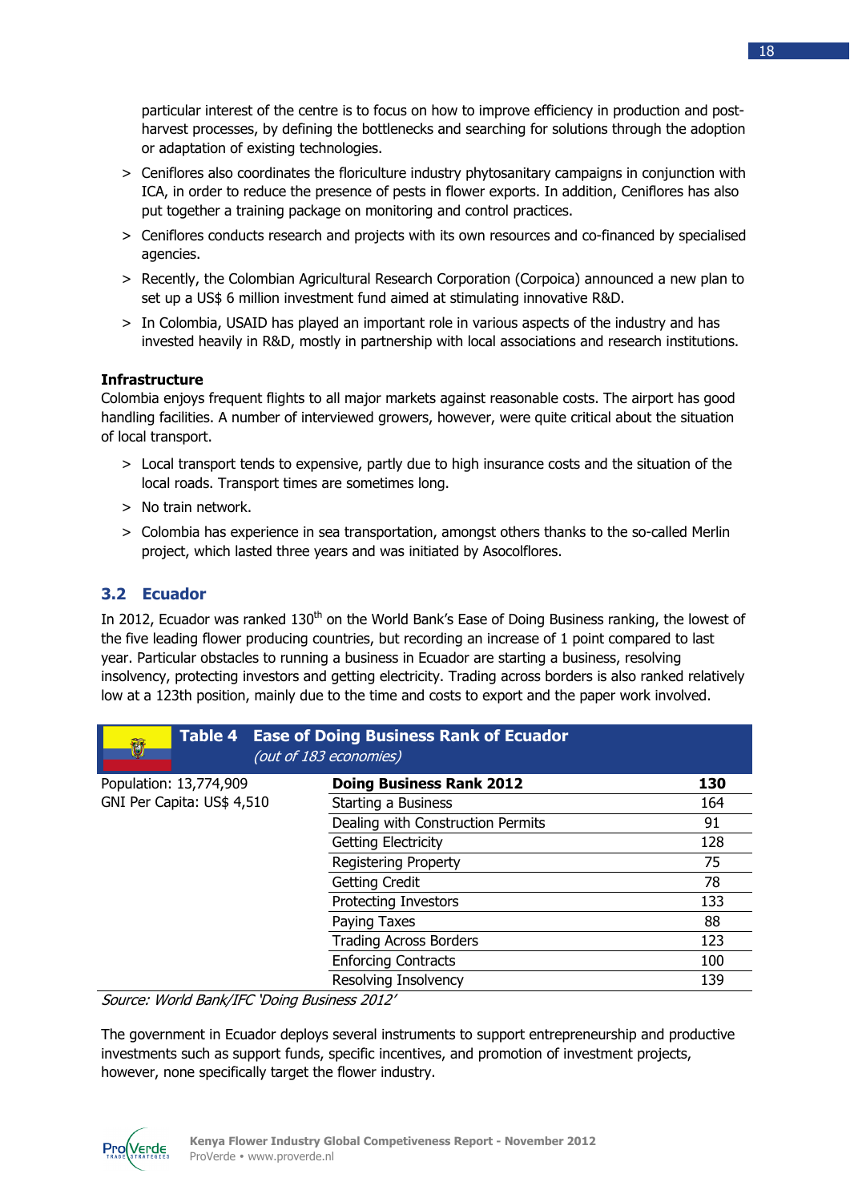particular interest of the centre is to focus on how to improve efficiency in production and post-harvest processes, by defining the bottlenecks and searching for solutions through the adoption or adaptation of existing technologies.

> Ceniflores also coordinates the floriculture industry phytosanitary campaigns in conjunction with ICA, in order to reduce the presence of pests in flower exports. In addition, Ceniflores has also put together a training package on monitoring and control practices.

> Ceniflores conducts research and projects with its own resources and co-financed by specialised agencies.

> Recently, the Colombian Agricultural Research Corporation (Corpoica) announced a new plan to set up a US$ 6 million investment fund aimed at stimulating innovative R&D.

> In Colombia, USAID has played an important role in various aspects of the industry and has invested heavily in R&D, mostly in partnership with local associations and research institutions.

**Infrastructure**

Colombia enjoys frequent flights to all major markets against reasonable costs. The airport has good handling facilities. A number of interviewed growers, however, were quite critical about the situation of local transport.

> Local transport tends to expensive, partly due to high insurance costs and the situation of the local roads. Transport times are sometimes long.

> No train network.

> Colombia has experience in sea transportation, amongst others thanks to the so-called Merlin project, which lasted three years and was initiated by Asocolflores.

## 3.2 Ecuador

In 2012, Ecuador was ranked 130th on the World Bank's Ease of Doing Business ranking, the lowest of the five leading flower producing countries, but recording an increase of 1 point compared to last year. Particular obstacles to running a business in Ecuador are starting a business, resolving insolvency, protecting investors and getting electricity. Trading across borders is also ranked relatively low at a 123th position, mainly due to the time and costs to export and the paper work involved.

**Table 4 Ease of Doing Business Rank of Ecuador**
*(out of 183 economies)*

| Population: 13,774,909<br>GNI Per Capita: US$ 4,510 | **Doing Business Rank 2012** | **130** |
|---|---|---|
| | Starting a Business | 164 |
| | Dealing with Construction Permits | 91 |
| | Getting Electricity | 128 |
| | Registering Property | 75 |
| | Getting Credit | 78 |
| | Protecting Investors | 133 |
| | Paying Taxes | 88 |
| | Trading Across Borders | 123 |
| | Enforcing Contracts | 100 |
| | Resolving Insolvency | 139 |

*Source: World Bank/IFC 'Doing Business 2012'*

The government in Ecuador deploys several instruments to support entrepreneurship and productive investments such as support funds, specific incentives, and promotion of investment projects, however, none specifically target the flower industry.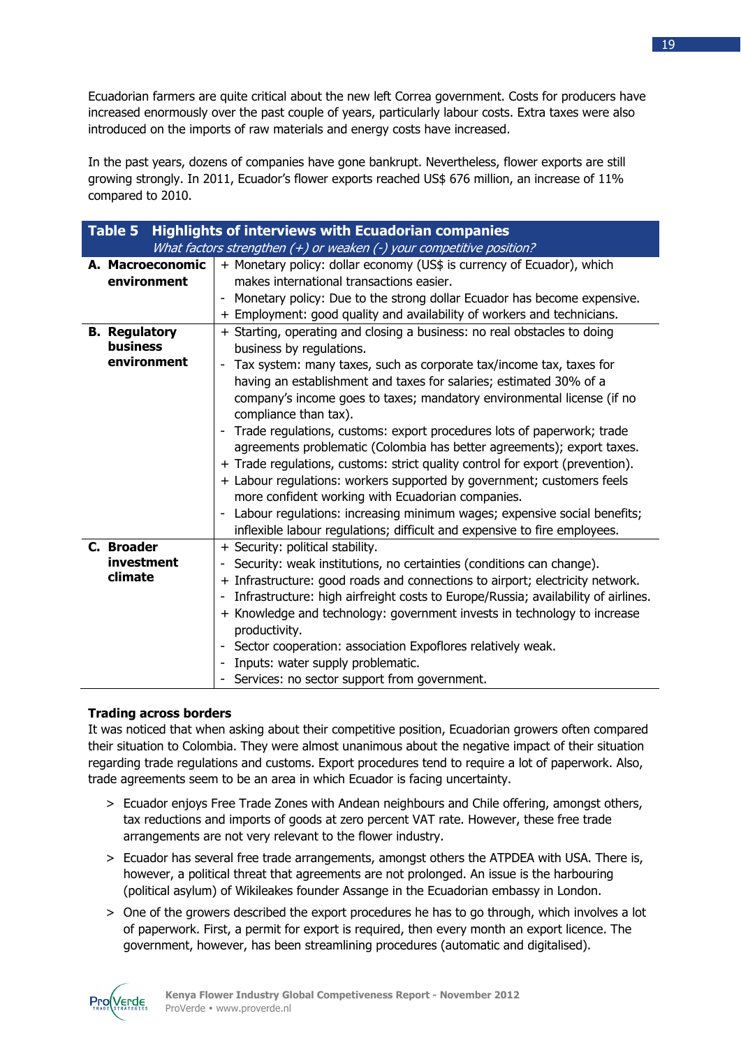Ecuadorian farmers are quite critical about the new left Correa government. Costs for producers have increased enormously over the past couple of years, particularly labour costs. Extra taxes were also introduced on the imports of raw materials and energy costs have increased.

In the past years, dozens of companies have gone bankrupt. Nevertheless, flower exports are still growing strongly. In 2011, Ecuador's flower exports reached US$ 676 million, an increase of 11% compared to 2010.

**Table 5 Highlights of interviews with Ecuadorian companies**

*What factors strengthen (+) or weaken (-) your competitive position?*

| | |
|---|---|
| **A. Macroeconomic environment** | + Monetary policy: dollar economy (US$ is currency of Ecuador), which makes international transactions easier.<br>- Monetary policy: Due to the strong dollar Ecuador has become expensive.<br>+ Employment: good quality and availability of workers and technicians. |
| **B. Regulatory business environment** | + Starting, operating and closing a business: no real obstacles to doing business by regulations.<br>- Tax system: many taxes, such as corporate tax/income tax, taxes for having an establishment and taxes for salaries; estimated 30% of a company's income goes to taxes; mandatory environmental license (if no compliance than tax).<br>- Trade regulations, customs: export procedures lots of paperwork; trade agreements problematic (Colombia has better agreements); export taxes.<br>+ Trade regulations, customs: strict quality control for export (prevention).<br>+ Labour regulations: workers supported by government; customers feels more confident working with Ecuadorian companies.<br>- Labour regulations: increasing minimum wages; expensive social benefits; inflexible labour regulations; difficult and expensive to fire employees. |
| **C. Broader investment climate** | + Security: political stability.<br>- Security: weak institutions, no certainties (conditions can change).<br>+ Infrastructure: good roads and connections to airport; electricity network.<br>- Infrastructure: high airfreight costs to Europe/Russia; availability of airlines.<br>+ Knowledge and technology: government invests in technology to increase productivity.<br>- Sector cooperation: association Expoflores relatively weak.<br>- Inputs: water supply problematic.<br>- Services: no sector support from government. |

**Trading across borders**

It was noticed that when asking about their competitive position, Ecuadorian growers often compared their situation to Colombia. They were almost unanimous about the negative impact of their situation regarding trade regulations and customs. Export procedures tend to require a lot of paperwork. Also, trade agreements seem to be an area in which Ecuador is facing uncertainty.

> Ecuador enjoys Free Trade Zones with Andean neighbours and Chile offering, amongst others, tax reductions and imports of goods at zero percent VAT rate. However, these free trade arrangements are not very relevant to the flower industry.

> Ecuador has several free trade arrangements, amongst others the ATPDEA with USA. There is, however, a political threat that agreements are not prolonged. An issue is the harbouring (political asylum) of Wikileakes founder Assange in the Ecuadorian embassy in London.

> One of the growers described the export procedures he has to go through, which involves a lot of paperwork. First, a permit for export is required, then every month an export licence. The government, however, has been streamlining procedures (automatic and digitalised).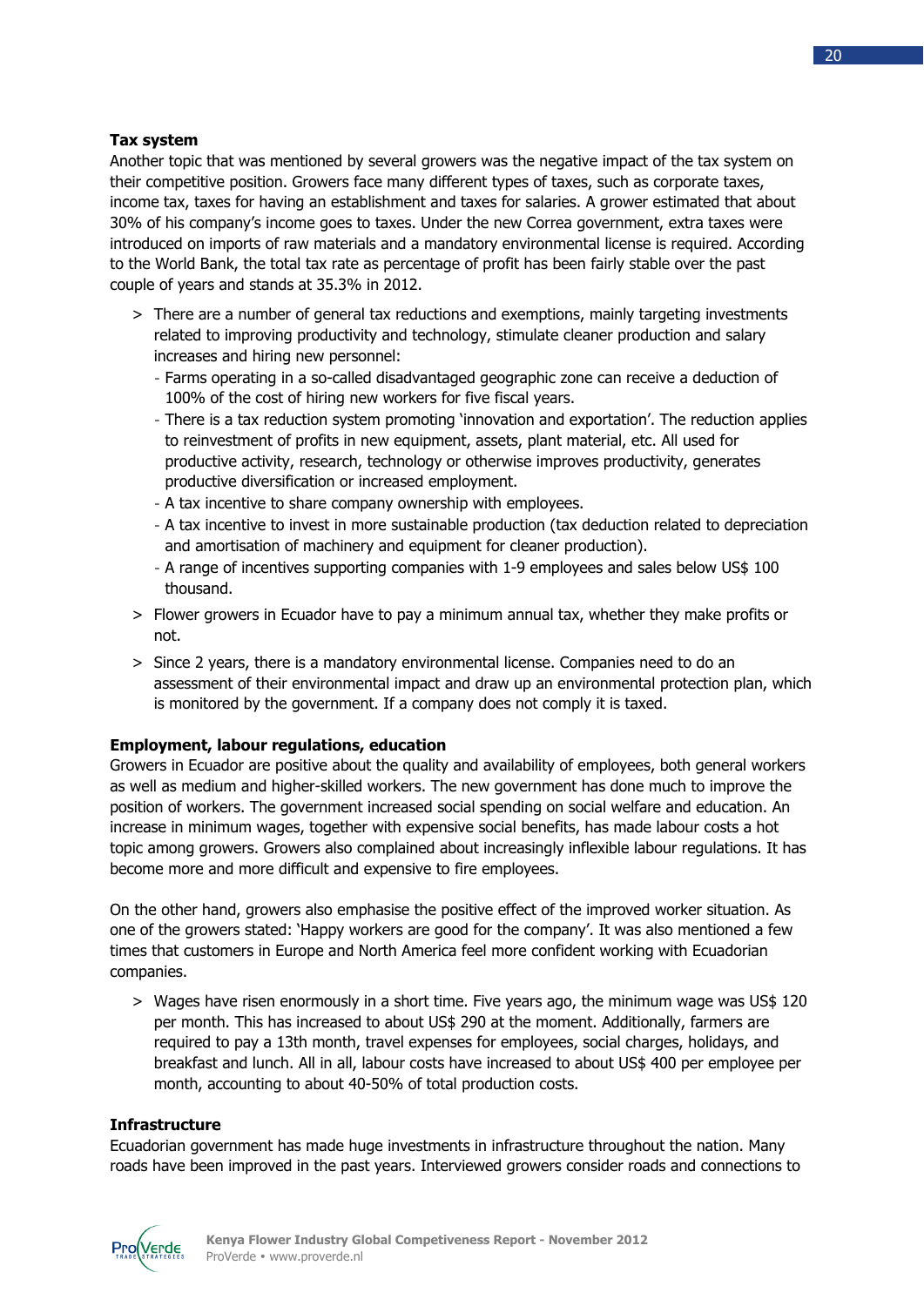**Tax system**

Another topic that was mentioned by several growers was the negative impact of the tax system on their competitive position. Growers face many different types of taxes, such as corporate taxes, income tax, taxes for having an establishment and taxes for salaries. A grower estimated that about 30% of his company's income goes to taxes. Under the new Correa government, extra taxes were introduced on imports of raw materials and a mandatory environmental license is required. According to the World Bank, the total tax rate as percentage of profit has been fairly stable over the past couple of years and stands at 35.3% in 2012.

> There are a number of general tax reductions and exemptions, mainly targeting investments related to improving productivity and technology, stimulate cleaner production and salary increases and hiring new personnel:
  - Farms operating in a so-called disadvantaged geographic zone can receive a deduction of 100% of the cost of hiring new workers for five fiscal years.
  - There is a tax reduction system promoting 'innovation and exportation'. The reduction applies to reinvestment of profits in new equipment, assets, plant material, etc. All used for productive activity, research, technology or otherwise improves productivity, generates productive diversification or increased employment.
  - A tax incentive to share company ownership with employees.
  - A tax incentive to invest in more sustainable production (tax deduction related to depreciation and amortisation of machinery and equipment for cleaner production).
  - A range of incentives supporting companies with 1-9 employees and sales below US$ 100 thousand.

> Flower growers in Ecuador have to pay a minimum annual tax, whether they make profits or not.

> Since 2 years, there is a mandatory environmental license. Companies need to do an assessment of their environmental impact and draw up an environmental protection plan, which is monitored by the government. If a company does not comply it is taxed.

**Employment, labour regulations, education**

Growers in Ecuador are positive about the quality and availability of employees, both general workers as well as medium and higher-skilled workers. The new government has done much to improve the position of workers. The government increased social spending on social welfare and education. An increase in minimum wages, together with expensive social benefits, has made labour costs a hot topic among growers. Growers also complained about increasingly inflexible labour regulations. It has become more and more difficult and expensive to fire employees.

On the other hand, growers also emphasise the positive effect of the improved worker situation. As one of the growers stated: 'Happy workers are good for the company'. It was also mentioned a few times that customers in Europe and North America feel more confident working with Ecuadorian companies.

> Wages have risen enormously in a short time. Five years ago, the minimum wage was US$ 120 per month. This has increased to about US$ 290 at the moment. Additionally, farmers are required to pay a 13th month, travel expenses for employees, social charges, holidays, and breakfast and lunch. All in all, labour costs have increased to about US$ 400 per employee per month, accounting to about 40-50% of total production costs.

**Infrastructure**

Ecuadorian government has made huge investments in infrastructure throughout the nation. Many roads have been improved in the past years. Interviewed growers consider roads and connections to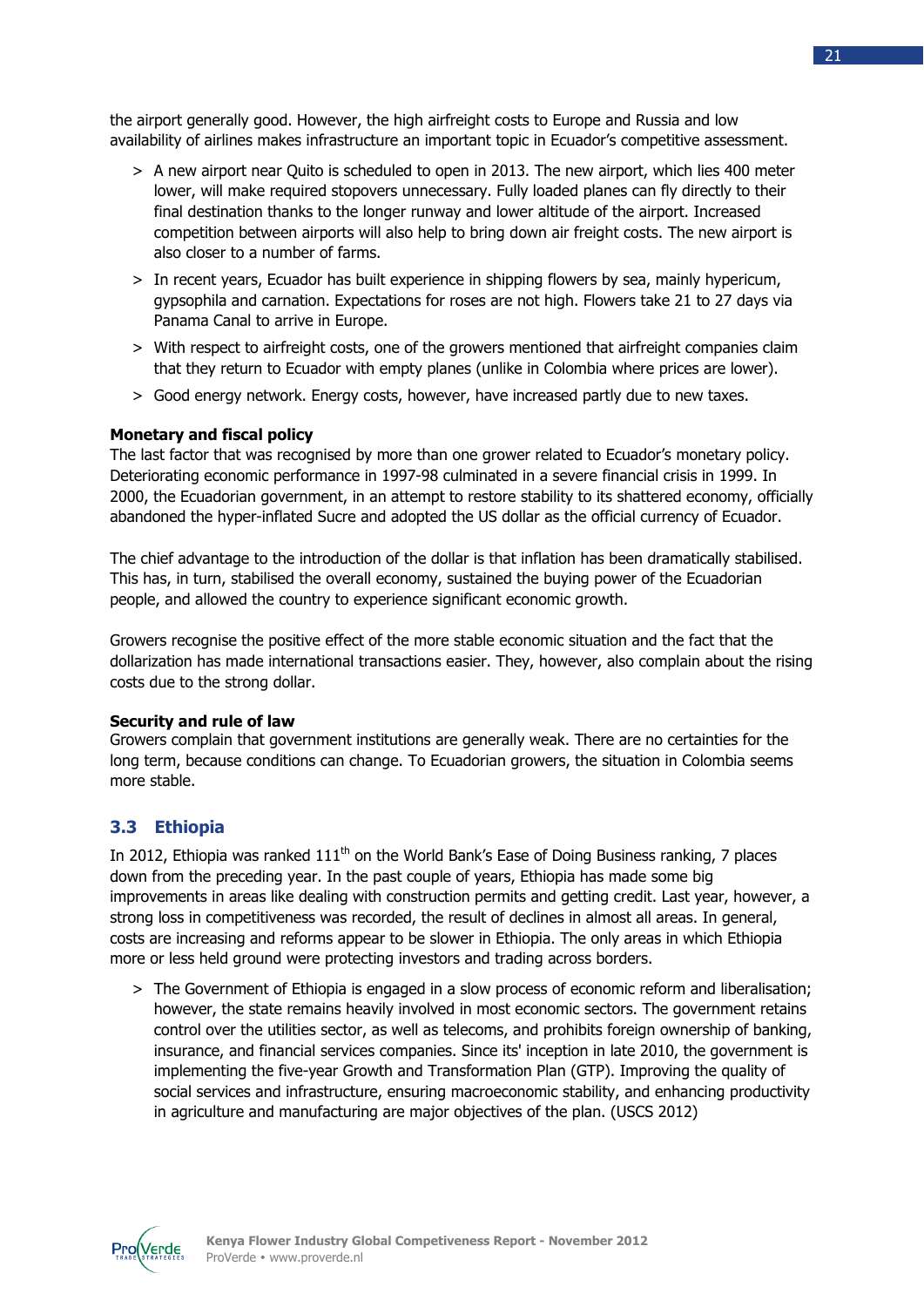the airport generally good. However, the high airfreight costs to Europe and Russia and low availability of airlines makes infrastructure an important topic in Ecuador's competitive assessment.

> A new airport near Quito is scheduled to open in 2013. The new airport, which lies 400 meter lower, will make required stopovers unnecessary. Fully loaded planes can fly directly to their final destination thanks to the longer runway and lower altitude of the airport. Increased competition between airports will also help to bring down air freight costs. The new airport is also closer to a number of farms.

> In recent years, Ecuador has built experience in shipping flowers by sea, mainly hypericum, gypsophila and carnation. Expectations for roses are not high. Flowers take 21 to 27 days via Panama Canal to arrive in Europe.

> With respect to airfreight costs, one of the growers mentioned that airfreight companies claim that they return to Ecuador with empty planes (unlike in Colombia where prices are lower).

> Good energy network. Energy costs, however, have increased partly due to new taxes.

**Monetary and fiscal policy**

The last factor that was recognised by more than one grower related to Ecuador's monetary policy. Deteriorating economic performance in 1997-98 culminated in a severe financial crisis in 1999. In 2000, the Ecuadorian government, in an attempt to restore stability to its shattered economy, officially abandoned the hyper-inflated Sucre and adopted the US dollar as the official currency of Ecuador.

The chief advantage to the introduction of the dollar is that inflation has been dramatically stabilised. This has, in turn, stabilised the overall economy, sustained the buying power of the Ecuadorian people, and allowed the country to experience significant economic growth.

Growers recognise the positive effect of the more stable economic situation and the fact that the dollarization has made international transactions easier. They, however, also complain about the rising costs due to the strong dollar.

**Security and rule of law**

Growers complain that government institutions are generally weak. There are no certainties for the long term, because conditions can change. To Ecuadorian growers, the situation in Colombia seems more stable.

## 3.3 Ethiopia

In 2012, Ethiopia was ranked 111th on the World Bank's Ease of Doing Business ranking, 7 places down from the preceding year. In the past couple of years, Ethiopia has made some big improvements in areas like dealing with construction permits and getting credit. Last year, however, a strong loss in competitiveness was recorded, the result of declines in almost all areas. In general, costs are increasing and reforms appear to be slower in Ethiopia. The only areas in which Ethiopia more or less held ground were protecting investors and trading across borders.

> The Government of Ethiopia is engaged in a slow process of economic reform and liberalisation; however, the state remains heavily involved in most economic sectors. The government retains control over the utilities sector, as well as telecoms, and prohibits foreign ownership of banking, insurance, and financial services companies. Since its' inception in late 2010, the government is implementing the five-year Growth and Transformation Plan (GTP). Improving the quality of social services and infrastructure, ensuring macroeconomic stability, and enhancing productivity in agriculture and manufacturing are major objectives of the plan. (USCS 2012)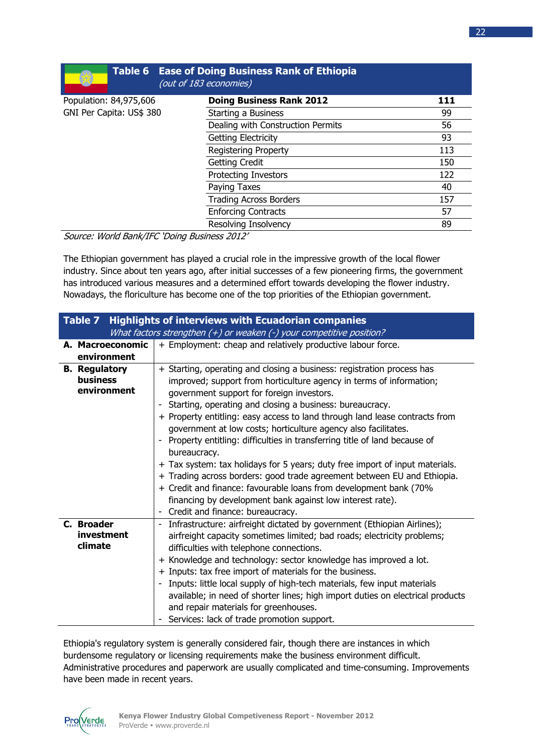**Table 6 Ease of Doing Business Rank of Ethiopia**
*(out of 183 economies)*

| Population: 84,975,606<br>GNI Per Capita: US$ 380 | **Doing Business Rank 2012** | **111** |
|---|---|---|
| | Starting a Business | 99 |
| | Dealing with Construction Permits | 56 |
| | Getting Electricity | 93 |
| | Registering Property | 113 |
| | Getting Credit | 150 |
| | Protecting Investors | 122 |
| | Paying Taxes | 40 |
| | Trading Across Borders | 157 |
| | Enforcing Contracts | 57 |
| | Resolving Insolvency | 89 |

*Source: World Bank/IFC 'Doing Business 2012'*

The Ethiopian government has played a crucial role in the impressive growth of the local flower industry. Since about ten years ago, after initial successes of a few pioneering firms, the government has introduced various measures and a determined effort towards developing the flower industry. Nowadays, the floriculture has become one of the top priorities of the Ethiopian government.

**Table 7 Highlights of interviews with Ecuadorian companies**
*What factors strengthen (+) or weaken (-) your competitive position?*

| | |
|---|---|
| **A. Macroeconomic environment** | + Employment: cheap and relatively productive labour force. |
| **B. Regulatory business environment** | + Starting, operating and closing a business: registration process has improved; support from horticulture agency in terms of information; government support for foreign investors.<br>- Starting, operating and closing a business: bureaucracy.<br>+ Property entitling: easy access to land through land lease contracts from government at low costs; horticulture agency also facilitates.<br>- Property entitling: difficulties in transferring title of land because of bureaucracy.<br>+ Tax system: tax holidays for 5 years; duty free import of input materials.<br>+ Trading across borders: good trade agreement between EU and Ethiopia.<br>+ Credit and finance: favourable loans from development bank (70% financing by development bank against low interest rate).<br>- Credit and finance: bureaucracy. |
| **C. Broader investment climate** | - Infrastructure: airfreight dictated by government (Ethiopian Airlines); airfreight capacity sometimes limited; bad roads; electricity problems; difficulties with telephone connections.<br>+ Knowledge and technology: sector knowledge has improved a lot.<br>+ Inputs: tax free import of materials for the business.<br>- Inputs: little local supply of high-tech materials, few input materials available; in need of shorter lines; high import duties on electrical products and repair materials for greenhouses.<br>- Services: lack of trade promotion support. |

Ethiopia's regulatory system is generally considered fair, though there are instances in which burdensome regulatory or licensing requirements make the business environment difficult. Administrative procedures and paperwork are usually complicated and time-consuming. Improvements have been made in recent years.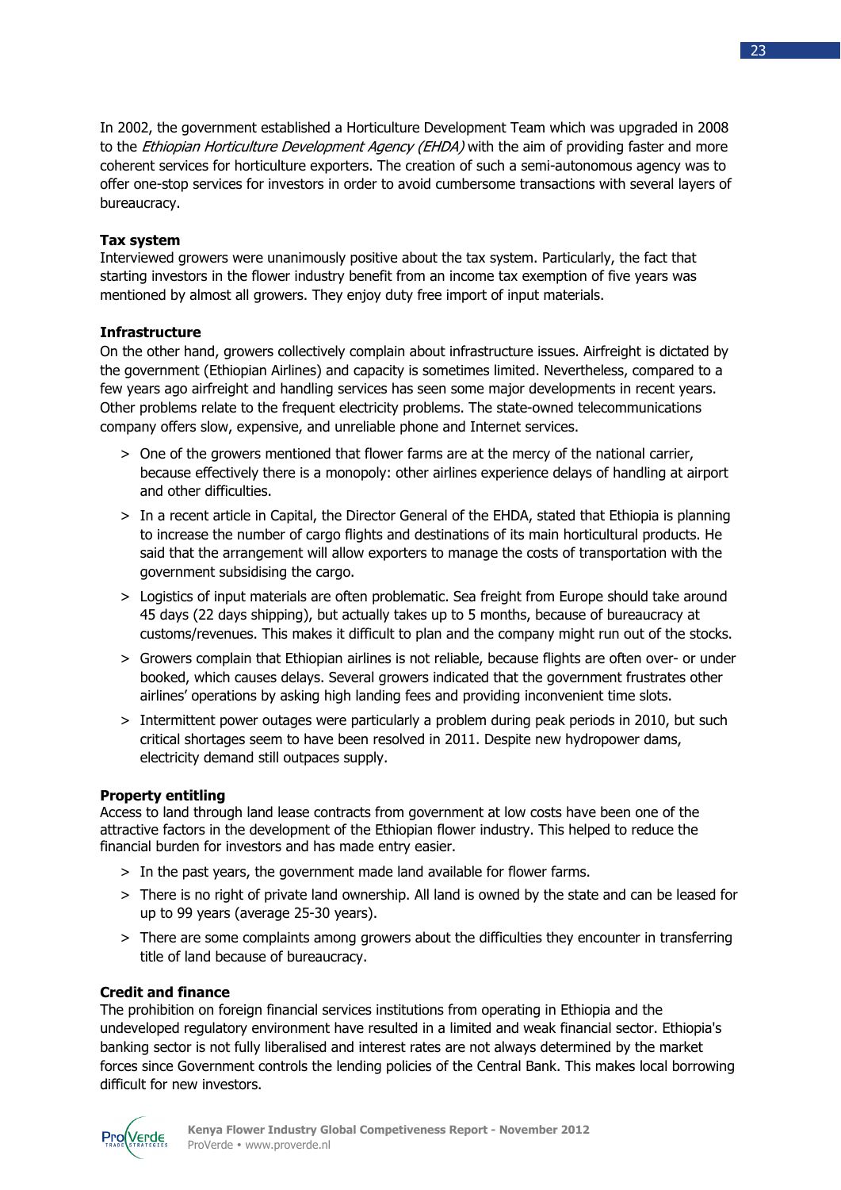In 2002, the government established a Horticulture Development Team which was upgraded in 2008 to the *Ethiopian Horticulture Development Agency (EHDA)* with the aim of providing faster and more coherent services for horticulture exporters. The creation of such a semi-autonomous agency was to offer one-stop services for investors in order to avoid cumbersome transactions with several layers of bureaucracy.

**Tax system**

Interviewed growers were unanimously positive about the tax system. Particularly, the fact that starting investors in the flower industry benefit from an income tax exemption of five years was mentioned by almost all growers. They enjoy duty free import of input materials.

**Infrastructure**

On the other hand, growers collectively complain about infrastructure issues. Airfreight is dictated by the government (Ethiopian Airlines) and capacity is sometimes limited. Nevertheless, compared to a few years ago airfreight and handling services has seen some major developments in recent years. Other problems relate to the frequent electricity problems. The state-owned telecommunications company offers slow, expensive, and unreliable phone and Internet services.

- One of the growers mentioned that flower farms are at the mercy of the national carrier, because effectively there is a monopoly: other airlines experience delays of handling at airport and other difficulties.
- In a recent article in Capital, the Director General of the EHDA, stated that Ethiopia is planning to increase the number of cargo flights and destinations of its main horticultural products. He said that the arrangement will allow exporters to manage the costs of transportation with the government subsidising the cargo.
- Logistics of input materials are often problematic. Sea freight from Europe should take around 45 days (22 days shipping), but actually takes up to 5 months, because of bureaucracy at customs/revenues. This makes it difficult to plan and the company might run out of the stocks.
- Growers complain that Ethiopian airlines is not reliable, because flights are often over- or under booked, which causes delays. Several growers indicated that the government frustrates other airlines' operations by asking high landing fees and providing inconvenient time slots.
- Intermittent power outages were particularly a problem during peak periods in 2010, but such critical shortages seem to have been resolved in 2011. Despite new hydropower dams, electricity demand still outpaces supply.

**Property entitling**

Access to land through land lease contracts from government at low costs have been one of the attractive factors in the development of the Ethiopian flower industry. This helped to reduce the financial burden for investors and has made entry easier.

- In the past years, the government made land available for flower farms.
- There is no right of private land ownership. All land is owned by the state and can be leased for up to 99 years (average 25-30 years).
- There are some complaints among growers about the difficulties they encounter in transferring title of land because of bureaucracy.

**Credit and finance**

The prohibition on foreign financial services institutions from operating in Ethiopia and the undeveloped regulatory environment have resulted in a limited and weak financial sector. Ethiopia's banking sector is not fully liberalised and interest rates are not always determined by the market forces since Government controls the lending policies of the Central Bank. This makes local borrowing difficult for new investors.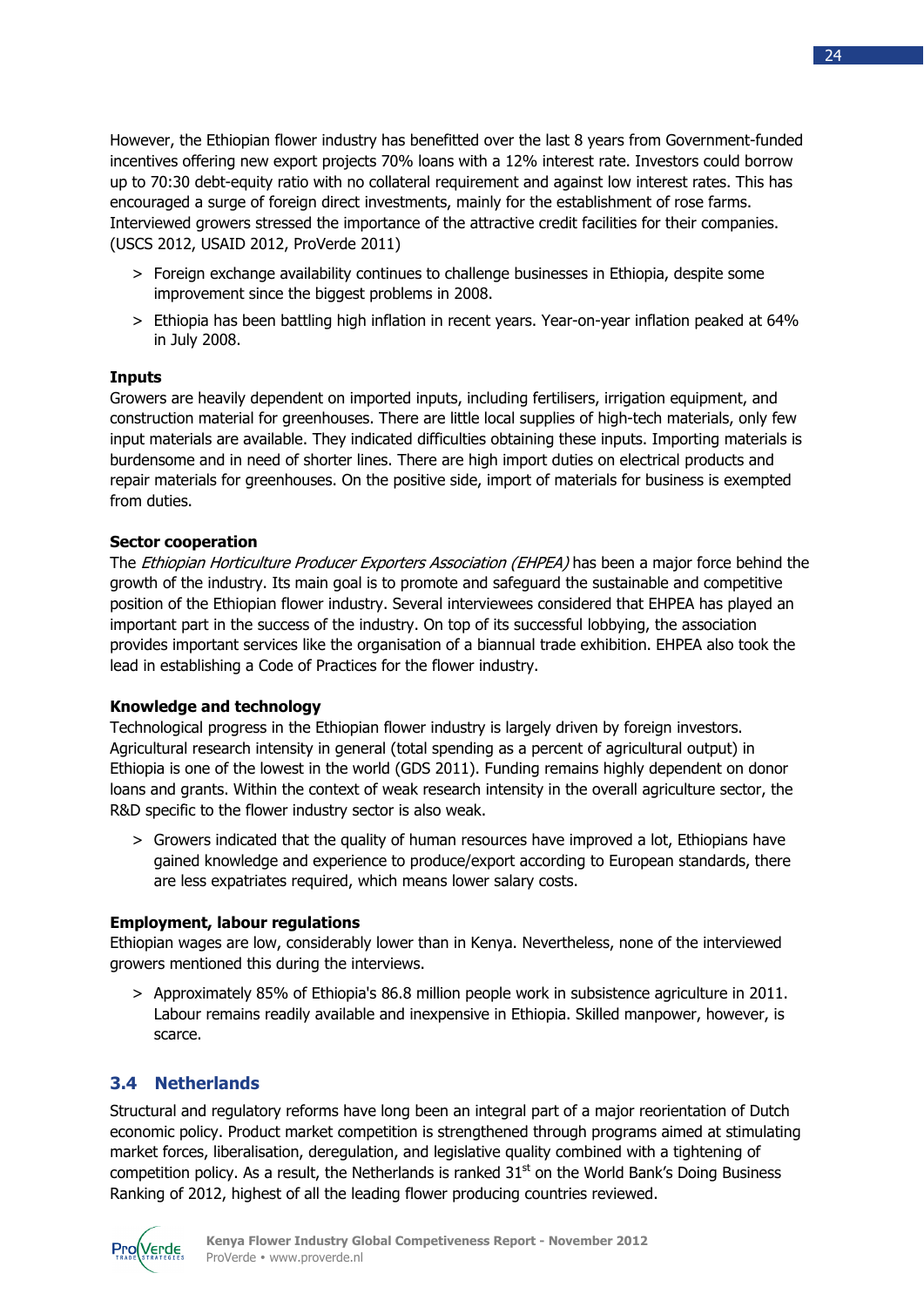However, the Ethiopian flower industry has benefitted over the last 8 years from Government-funded incentives offering new export projects 70% loans with a 12% interest rate. Investors could borrow up to 70:30 debt-equity ratio with no collateral requirement and against low interest rates. This has encouraged a surge of foreign direct investments, mainly for the establishment of rose farms. Interviewed growers stressed the importance of the attractive credit facilities for their companies. (USCS 2012, USAID 2012, ProVerde 2011)

> Foreign exchange availability continues to challenge businesses in Ethiopia, despite some improvement since the biggest problems in 2008.

> Ethiopia has been battling high inflation in recent years. Year-on-year inflation peaked at 64% in July 2008.

**Inputs**

Growers are heavily dependent on imported inputs, including fertilisers, irrigation equipment, and construction material for greenhouses. There are little local supplies of high-tech materials, only few input materials are available. They indicated difficulties obtaining these inputs. Importing materials is burdensome and in need of shorter lines. There are high import duties on electrical products and repair materials for greenhouses. On the positive side, import of materials for business is exempted from duties.

**Sector cooperation**

The *Ethiopian Horticulture Producer Exporters Association (EHPEA)* has been a major force behind the growth of the industry. Its main goal is to promote and safeguard the sustainable and competitive position of the Ethiopian flower industry. Several interviewees considered that EHPEA has played an important part in the success of the industry. On top of its successful lobbying, the association provides important services like the organisation of a biannual trade exhibition. EHPEA also took the lead in establishing a Code of Practices for the flower industry.

**Knowledge and technology**

Technological progress in the Ethiopian flower industry is largely driven by foreign investors. Agricultural research intensity in general (total spending as a percent of agricultural output) in Ethiopia is one of the lowest in the world (GDS 2011). Funding remains highly dependent on donor loans and grants. Within the context of weak research intensity in the overall agriculture sector, the R&D specific to the flower industry sector is also weak.

> Growers indicated that the quality of human resources have improved a lot, Ethiopians have gained knowledge and experience to produce/export according to European standards, there are less expatriates required, which means lower salary costs.

**Employment, labour regulations**

Ethiopian wages are low, considerably lower than in Kenya. Nevertheless, none of the interviewed growers mentioned this during the interviews.

> Approximately 85% of Ethiopia's 86.8 million people work in subsistence agriculture in 2011. Labour remains readily available and inexpensive in Ethiopia. Skilled manpower, however, is scarce.

## 3.4 Netherlands

Structural and regulatory reforms have long been an integral part of a major reorientation of Dutch economic policy. Product market competition is strengthened through programs aimed at stimulating market forces, liberalisation, deregulation, and legislative quality combined with a tightening of competition policy. As a result, the Netherlands is ranked 31st on the World Bank's Doing Business Ranking of 2012, highest of all the leading flower producing countries reviewed.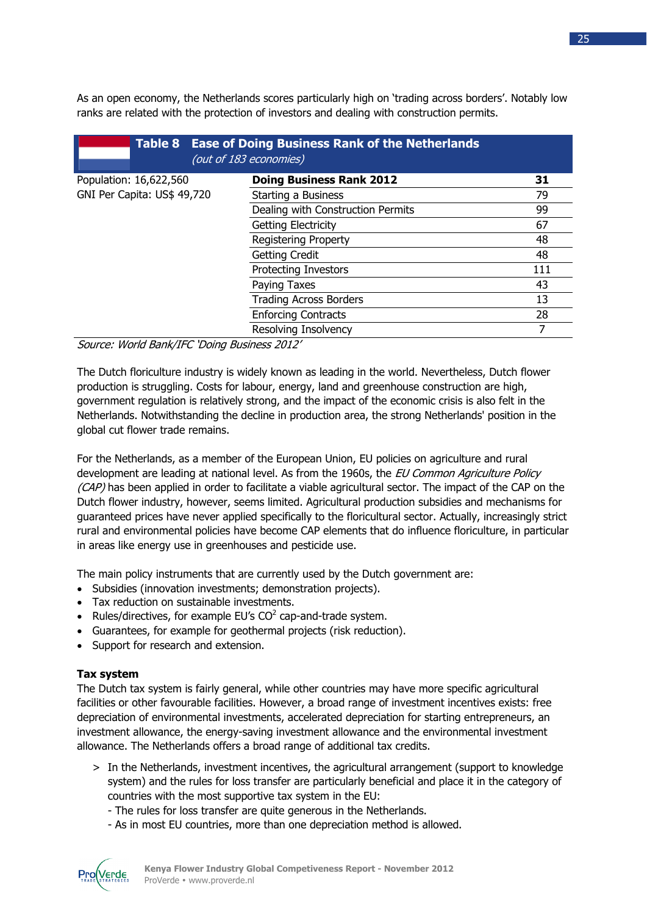As an open economy, the Netherlands scores particularly high on 'trading across borders'. Notably low ranks are related with the protection of investors and dealing with construction permits.

**Table 8 Ease of Doing Business Rank of the Netherlands**
*(out of 183 economies)*

| Population: 16,622,560<br>GNI Per Capita: US$ 49,720 | **Doing Business Rank 2012** | **31** |
|---|---|---|
| | Starting a Business | 79 |
| | Dealing with Construction Permits | 99 |
| | Getting Electricity | 67 |
| | Registering Property | 48 |
| | Getting Credit | 48 |
| | Protecting Investors | 111 |
| | Paying Taxes | 43 |
| | Trading Across Borders | 13 |
| | Enforcing Contracts | 28 |
| | Resolving Insolvency | 7 |

*Source: World Bank/IFC 'Doing Business 2012'*

The Dutch floriculture industry is widely known as leading in the world. Nevertheless, Dutch flower production is struggling. Costs for labour, energy, land and greenhouse construction are high, government regulation is relatively strong, and the impact of the economic crisis is also felt in the Netherlands. Notwithstanding the decline in production area, the strong Netherlands' position in the global cut flower trade remains.

For the Netherlands, as a member of the European Union, EU policies on agriculture and rural development are leading at national level. As from the 1960s, the *EU Common Agriculture Policy (CAP)* has been applied in order to facilitate a viable agricultural sector. The impact of the CAP on the Dutch flower industry, however, seems limited. Agricultural production subsidies and mechanisms for guaranteed prices have never applied specifically to the floricultural sector. Actually, increasingly strict rural and environmental policies have become CAP elements that do influence floriculture, in particular in areas like energy use in greenhouses and pesticide use.

The main policy instruments that are currently used by the Dutch government are:

- Subsidies (innovation investments; demonstration projects).
- Tax reduction on sustainable investments.
- Rules/directives, for example EU's $CO^2$ cap-and-trade system.
- Guarantees, for example for geothermal projects (risk reduction).
- Support for research and extension.

**Tax system**

The Dutch tax system is fairly general, while other countries may have more specific agricultural facilities or other favourable facilities. However, a broad range of investment incentives exists: free depreciation of environmental investments, accelerated depreciation for starting entrepreneurs, an investment allowance, the energy-saving investment allowance and the environmental investment allowance. The Netherlands offers a broad range of additional tax credits.

> In the Netherlands, investment incentives, the agricultural arrangement (support to knowledge system) and the rules for loss transfer are particularly beneficial and place it in the category of countries with the most supportive tax system in the EU:
  - The rules for loss transfer are quite generous in the Netherlands.
  - As in most EU countries, more than one depreciation method is allowed.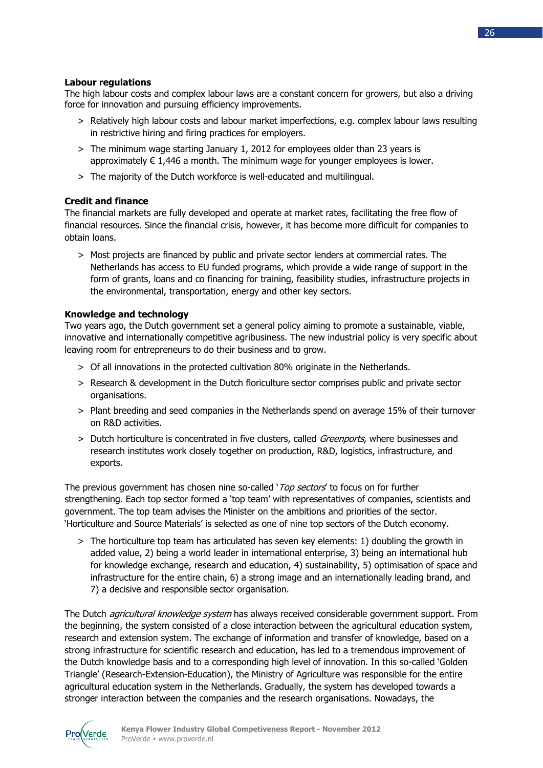### Labour regulations

The high labour costs and complex labour laws are a constant concern for growers, but also a driving force for innovation and pursuing efficiency improvements.

> Relatively high labour costs and labour market imperfections, e.g. complex labour laws resulting in restrictive hiring and firing practices for employers.

> The minimum wage starting January 1, 2012 for employees older than 23 years is approximately € 1,446 a month. The minimum wage for younger employees is lower.

> The majority of the Dutch workforce is well-educated and multilingual.

### Credit and finance

The financial markets are fully developed and operate at market rates, facilitating the free flow of financial resources. Since the financial crisis, however, it has become more difficult for companies to obtain loans.

> Most projects are financed by public and private sector lenders at commercial rates. The Netherlands has access to EU funded programs, which provide a wide range of support in the form of grants, loans and co financing for training, feasibility studies, infrastructure projects in the environmental, transportation, energy and other key sectors.

### Knowledge and technology

Two years ago, the Dutch government set a general policy aiming to promote a sustainable, viable, innovative and internationally competitive agribusiness. The new industrial policy is very specific about leaving room for entrepreneurs to do their business and to grow.

> Of all innovations in the protected cultivation 80% originate in the Netherlands.

> Research & development in the Dutch floriculture sector comprises public and private sector organisations.

> Plant breeding and seed companies in the Netherlands spend on average 15% of their turnover on R&D activities.

> Dutch horticulture is concentrated in five clusters, called *Greenports*, where businesses and research institutes work closely together on production, R&D, logistics, infrastructure, and exports.

The previous government has chosen nine so-called '*Top sectors*' to focus on for further strengthening. Each top sector formed a 'top team' with representatives of companies, scientists and government. The top team advises the Minister on the ambitions and priorities of the sector. 'Horticulture and Source Materials' is selected as one of nine top sectors of the Dutch economy.

> The horticulture top team has articulated has seven key elements: 1) doubling the growth in added value, 2) being a world leader in international enterprise, 3) being an international hub for knowledge exchange, research and education, 4) sustainability, 5) optimisation of space and infrastructure for the entire chain, 6) a strong image and an internationally leading brand, and 7) a decisive and responsible sector organisation.

The Dutch *agricultural knowledge system* has always received considerable government support. From the beginning, the system consisted of a close interaction between the agricultural education system, research and extension system. The exchange of information and transfer of knowledge, based on a strong infrastructure for scientific research and education, has led to a tremendous improvement of the Dutch knowledge basis and to a corresponding high level of innovation. In this so-called 'Golden Triangle' (Research-Extension-Education), the Ministry of Agriculture was responsible for the entire agricultural education system in the Netherlands. Gradually, the system has developed towards a stronger interaction between the companies and the research organisations. Nowadays, the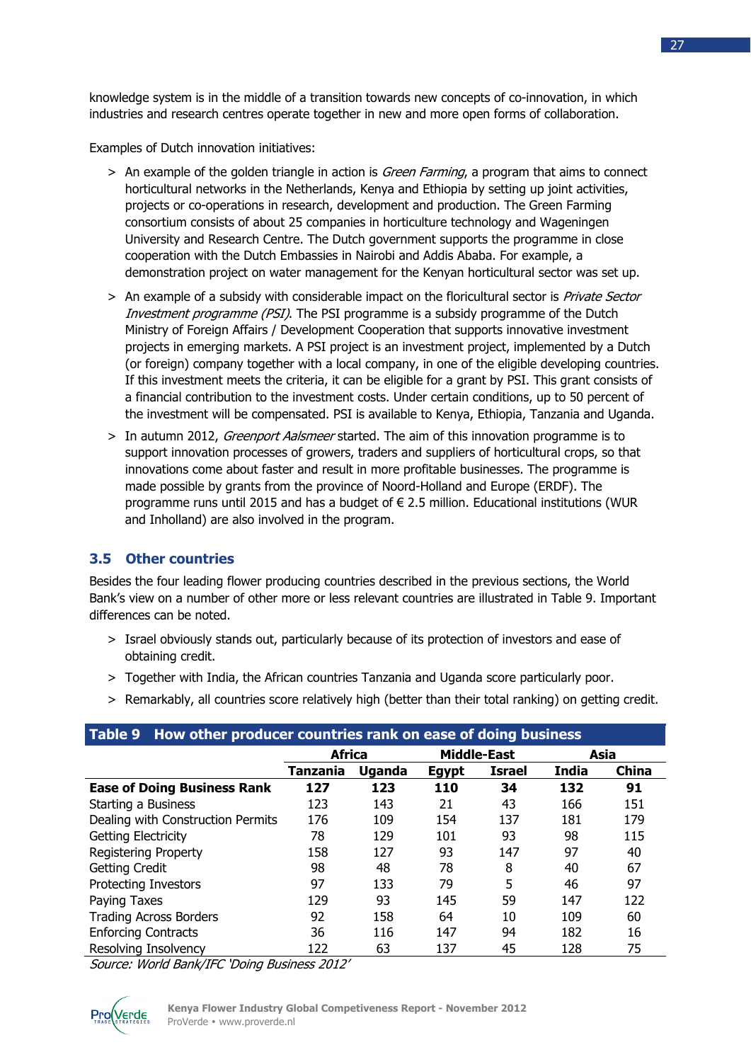knowledge system is in the middle of a transition towards new concepts of co-innovation, in which industries and research centres operate together in new and more open forms of collaboration.

Examples of Dutch innovation initiatives:

> An example of the golden triangle in action is *Green Farming*, a program that aims to connect horticultural networks in the Netherlands, Kenya and Ethiopia by setting up joint activities, projects or co-operations in research, development and production. The Green Farming consortium consists of about 25 companies in horticulture technology and Wageningen University and Research Centre. The Dutch government supports the programme in close cooperation with the Dutch Embassies in Nairobi and Addis Ababa. For example, a demonstration project on water management for the Kenyan horticultural sector was set up.

> An example of a subsidy with considerable impact on the floricultural sector is *Private Sector Investment programme (PSI)*. The PSI programme is a subsidy programme of the Dutch Ministry of Foreign Affairs / Development Cooperation that supports innovative investment projects in emerging markets. A PSI project is an investment project, implemented by a Dutch (or foreign) company together with a local company, in one of the eligible developing countries. If this investment meets the criteria, it can be eligible for a grant by PSI. This grant consists of a financial contribution to the investment costs. Under certain conditions, up to 50 percent of the investment will be compensated. PSI is available to Kenya, Ethiopia, Tanzania and Uganda.

> In autumn 2012, *Greenport Aalsmeer* started. The aim of this innovation programme is to support innovation processes of growers, traders and suppliers of horticultural crops, so that innovations come about faster and result in more profitable businesses. The programme is made possible by grants from the province of Noord-Holland and Europe (ERDF). The programme runs until 2015 and has a budget of € 2.5 million. Educational institutions (WUR and Inholland) are also involved in the program.

## 3.5 Other countries

Besides the four leading flower producing countries described in the previous sections, the World Bank's view on a number of other more or less relevant countries are illustrated in Table 9. Important differences can be noted.

> Israel obviously stands out, particularly because of its protection of investors and ease of obtaining credit.

> Together with India, the African countries Tanzania and Uganda score particularly poor.

> Remarkably, all countries score relatively high (better than their total ranking) on getting credit.

**Table 9 How other producer countries rank on ease of doing business**

| | Africa | | Middle-East | | Asia | |
|---|---|---|---|---|---|---|
| | **Tanzania** | **Uganda** | **Egypt** | **Israel** | **India** | **China** |
| **Ease of Doing Business Rank** | **127** | **123** | **110** | **34** | **132** | **91** |
| Starting a Business | 123 | 143 | 21 | 43 | 166 | 151 |
| Dealing with Construction Permits | 176 | 109 | 154 | 137 | 181 | 179 |
| Getting Electricity | 78 | 129 | 101 | 93 | 98 | 115 |
| Registering Property | 158 | 127 | 93 | 147 | 97 | 40 |
| Getting Credit | 98 | 48 | 78 | 8 | 40 | 67 |
| Protecting Investors | 97 | 133 | 79 | 5 | 46 | 97 |
| Paying Taxes | 129 | 93 | 145 | 59 | 147 | 122 |
| Trading Across Borders | 92 | 158 | 64 | 10 | 109 | 60 |
| Enforcing Contracts | 36 | 116 | 147 | 94 | 182 | 16 |
| Resolving Insolvency | 122 | 63 | 137 | 45 | 128 | 75 |

*Source: World Bank/IFC 'Doing Business 2012'*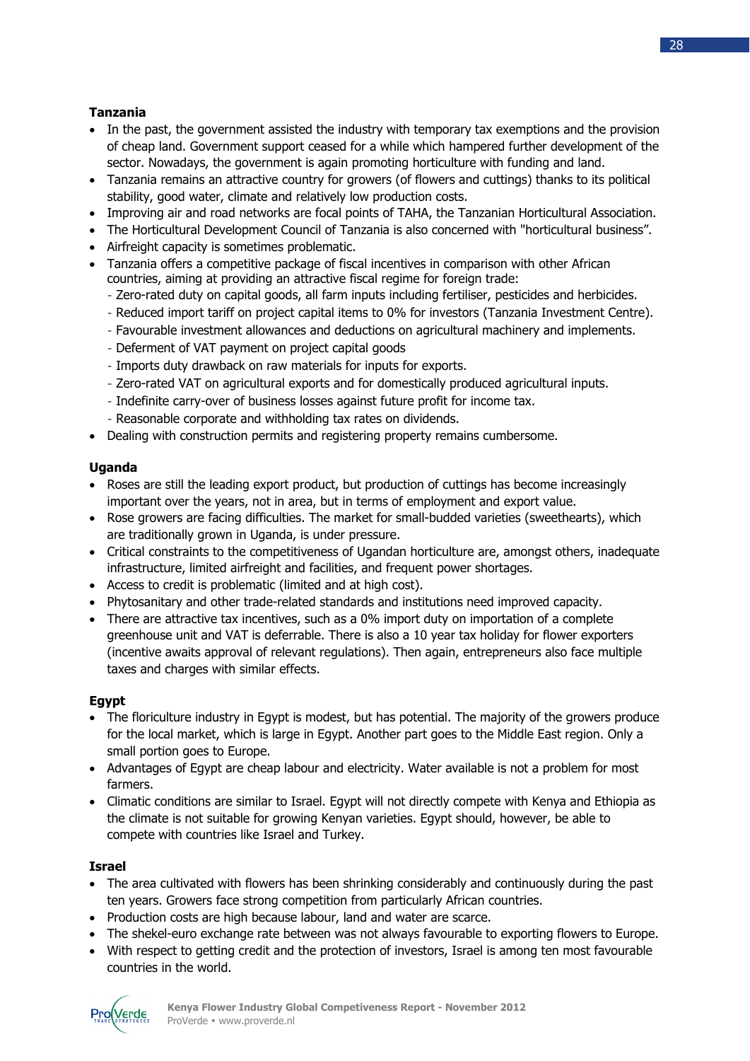**Tanzania**

- In the past, the government assisted the industry with temporary tax exemptions and the provision of cheap land. Government support ceased for a while which hampered further development of the sector. Nowadays, the government is again promoting horticulture with funding and land.
- Tanzania remains an attractive country for growers (of flowers and cuttings) thanks to its political stability, good water, climate and relatively low production costs.
- Improving air and road networks are focal points of TAHA, the Tanzanian Horticultural Association.
- The Horticultural Development Council of Tanzania is also concerned with "horticultural business".
- Airfreight capacity is sometimes problematic.
- Tanzania offers a competitive package of fiscal incentives in comparison with other African countries, aiming at providing an attractive fiscal regime for foreign trade:
  - Zero-rated duty on capital goods, all farm inputs including fertiliser, pesticides and herbicides.
  - Reduced import tariff on project capital items to 0% for investors (Tanzania Investment Centre).
  - Favourable investment allowances and deductions on agricultural machinery and implements.
  - Deferment of VAT payment on project capital goods
  - Imports duty drawback on raw materials for inputs for exports.
  - Zero-rated VAT on agricultural exports and for domestically produced agricultural inputs.
  - Indefinite carry-over of business losses against future profit for income tax.
  - Reasonable corporate and withholding tax rates on dividends.
- Dealing with construction permits and registering property remains cumbersome.

**Uganda**

- Roses are still the leading export product, but production of cuttings has become increasingly important over the years, not in area, but in terms of employment and export value.
- Rose growers are facing difficulties. The market for small-budded varieties (sweethearts), which are traditionally grown in Uganda, is under pressure.
- Critical constraints to the competitiveness of Ugandan horticulture are, amongst others, inadequate infrastructure, limited airfreight and facilities, and frequent power shortages.
- Access to credit is problematic (limited and at high cost).
- Phytosanitary and other trade-related standards and institutions need improved capacity.
- There are attractive tax incentives, such as a 0% import duty on importation of a complete greenhouse unit and VAT is deferrable. There is also a 10 year tax holiday for flower exporters (incentive awaits approval of relevant regulations). Then again, entrepreneurs also face multiple taxes and charges with similar effects.

**Egypt**

- The floriculture industry in Egypt is modest, but has potential. The majority of the growers produce for the local market, which is large in Egypt. Another part goes to the Middle East region. Only a small portion goes to Europe.
- Advantages of Egypt are cheap labour and electricity. Water available is not a problem for most farmers.
- Climatic conditions are similar to Israel. Egypt will not directly compete with Kenya and Ethiopia as the climate is not suitable for growing Kenyan varieties. Egypt should, however, be able to compete with countries like Israel and Turkey.

**Israel**

- The area cultivated with flowers has been shrinking considerably and continuously during the past ten years. Growers face strong competition from particularly African countries.
- Production costs are high because labour, land and water are scarce.
- The shekel-euro exchange rate between was not always favourable to exporting flowers to Europe.
- With respect to getting credit and the protection of investors, Israel is among ten most favourable countries in the world.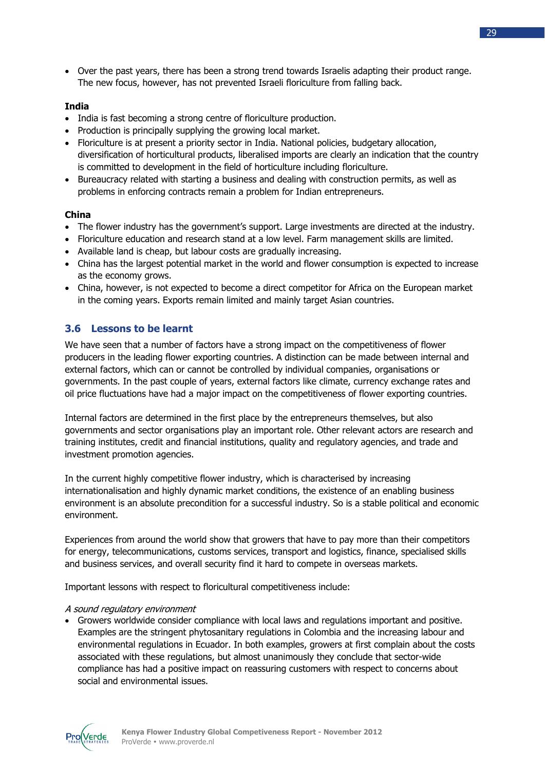- Over the past years, there has been a strong trend towards Israelis adapting their product range. The new focus, however, has not prevented Israeli floriculture from falling back.

**India**

- India is fast becoming a strong centre of floriculture production.
- Production is principally supplying the growing local market.
- Floriculture is at present a priority sector in India. National policies, budgetary allocation, diversification of horticultural products, liberalised imports are clearly an indication that the country is committed to development in the field of horticulture including floriculture.
- Bureaucracy related with starting a business and dealing with construction permits, as well as problems in enforcing contracts remain a problem for Indian entrepreneurs.

**China**

- The flower industry has the government's support. Large investments are directed at the industry.
- Floriculture education and research stand at a low level. Farm management skills are limited.
- Available land is cheap, but labour costs are gradually increasing.
- China has the largest potential market in the world and flower consumption is expected to increase as the economy grows.
- China, however, is not expected to become a direct competitor for Africa on the European market in the coming years. Exports remain limited and mainly target Asian countries.

## 3.6 Lessons to be learnt

We have seen that a number of factors have a strong impact on the competitiveness of flower producers in the leading flower exporting countries. A distinction can be made between internal and external factors, which can or cannot be controlled by individual companies, organisations or governments. In the past couple of years, external factors like climate, currency exchange rates and oil price fluctuations have had a major impact on the competitiveness of flower exporting countries.

Internal factors are determined in the first place by the entrepreneurs themselves, but also governments and sector organisations play an important role. Other relevant actors are research and training institutes, credit and financial institutions, quality and regulatory agencies, and trade and investment promotion agencies.

In the current highly competitive flower industry, which is characterised by increasing internationalisation and highly dynamic market conditions, the existence of an enabling business environment is an absolute precondition for a successful industry. So is a stable political and economic environment.

Experiences from around the world show that growers that have to pay more than their competitors for energy, telecommunications, customs services, transport and logistics, finance, specialised skills and business services, and overall security find it hard to compete in overseas markets.

Important lessons with respect to floricultural competitiveness include:

*A sound regulatory environment*

- Growers worldwide consider compliance with local laws and regulations important and positive. Examples are the stringent phytosanitary regulations in Colombia and the increasing labour and environmental regulations in Ecuador. In both examples, growers at first complain about the costs associated with these regulations, but almost unanimously they conclude that sector-wide compliance has had a positive impact on reassuring customers with respect to concerns about social and environmental issues.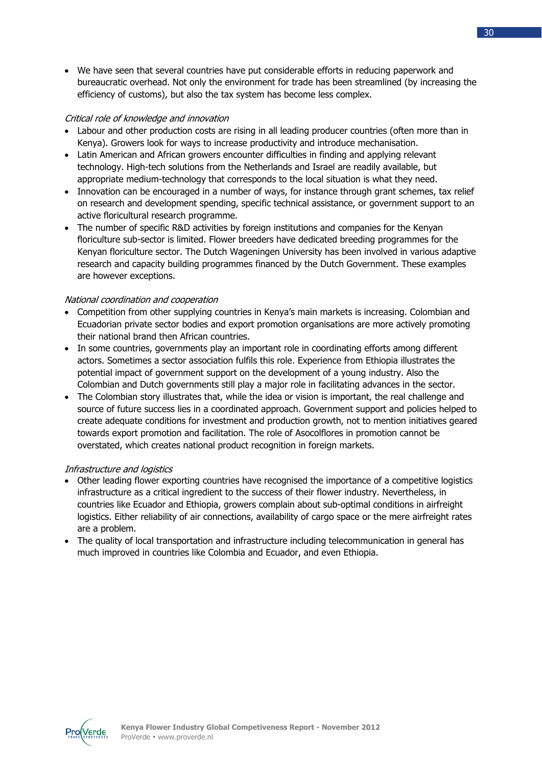- We have seen that several countries have put considerable efforts in reducing paperwork and bureaucratic overhead. Not only the environment for trade has been streamlined (by increasing the efficiency of customs), but also the tax system has become less complex.

*Critical role of knowledge and innovation*

- Labour and other production costs are rising in all leading producer countries (often more than in Kenya). Growers look for ways to increase productivity and introduce mechanisation.
- Latin American and African growers encounter difficulties in finding and applying relevant technology. High-tech solutions from the Netherlands and Israel are readily available, but appropriate medium-technology that corresponds to the local situation is what they need.
- Innovation can be encouraged in a number of ways, for instance through grant schemes, tax relief on research and development spending, specific technical assistance, or government support to an active floricultural research programme.
- The number of specific R&D activities by foreign institutions and companies for the Kenyan floriculture sub-sector is limited. Flower breeders have dedicated breeding programmes for the Kenyan floriculture sector. The Dutch Wageningen University has been involved in various adaptive research and capacity building programmes financed by the Dutch Government. These examples are however exceptions.

*National coordination and cooperation*

- Competition from other supplying countries in Kenya's main markets is increasing. Colombian and Ecuadorian private sector bodies and export promotion organisations are more actively promoting their national brand then African countries.
- In some countries, governments play an important role in coordinating efforts among different actors. Sometimes a sector association fulfils this role. Experience from Ethiopia illustrates the potential impact of government support on the development of a young industry. Also the Colombian and Dutch governments still play a major role in facilitating advances in the sector.
- The Colombian story illustrates that, while the idea or vision is important, the real challenge and source of future success lies in a coordinated approach. Government support and policies helped to create adequate conditions for investment and production growth, not to mention initiatives geared towards export promotion and facilitation. The role of Asocolflores in promotion cannot be overstated, which creates national product recognition in foreign markets.

*Infrastructure and logistics*

- Other leading flower exporting countries have recognised the importance of a competitive logistics infrastructure as a critical ingredient to the success of their flower industry. Nevertheless, in countries like Ecuador and Ethiopia, growers complain about sub-optimal conditions in airfreight logistics. Either reliability of air connections, availability of cargo space or the mere airfreight rates are a problem.
- The quality of local transportation and infrastructure including telecommunication in general has much improved in countries like Colombia and Ecuador, and even Ethiopia.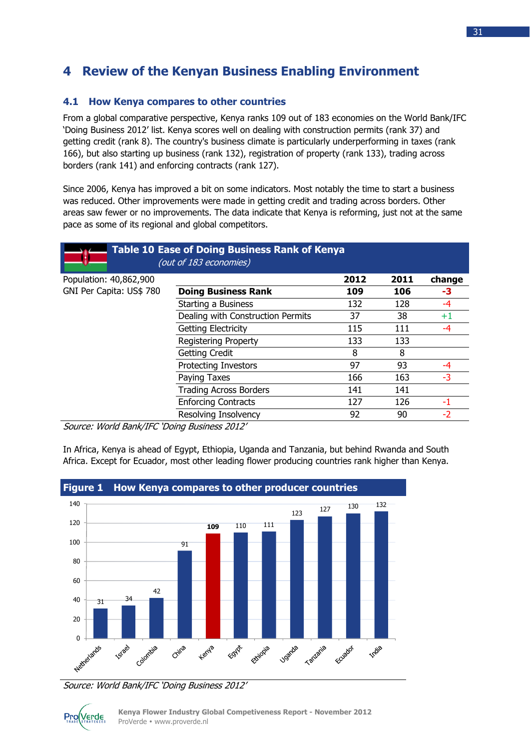# 4 Review of the Kenyan Business Enabling Environment

## 4.1 How Kenya compares to other countries

From a global comparative perspective, Kenya ranks 109 out of 183 economies on the World Bank/IFC 'Doing Business 2012' list. Kenya scores well on dealing with construction permits (rank 37) and getting credit (rank 8). The country's business climate is particularly underperforming in taxes (rank 166), but also starting up business (rank 132), registration of property (rank 133), trading across borders (rank 141) and enforcing contracts (rank 127).

Since 2006, Kenya has improved a bit on some indicators. Most notably the time to start a business was reduced. Other improvements were made in getting credit and trading across borders. Other areas saw fewer or no improvements. The data indicate that Kenya is reforming, just not at the same pace as some of its regional and global competitors.

**Table 10 Ease of Doing Business Rank of Kenya**
*(out of 183 economies)*

Population: 40,862,900
GNI Per Capita: US$ 780

| | 2012 | 2011 | change |
|---|---|---|---|
| **Doing Business Rank** | **109** | **106** | **-3** |
| Starting a Business | 132 | 128 | -4 |
| Dealing with Construction Permits | 37 | 38 | +1 |
| Getting Electricity | 115 | 111 | -4 |
| Registering Property | 133 | 133 | |
| Getting Credit | 8 | 8 | |
| Protecting Investors | 97 | 93 | -4 |
| Paying Taxes | 166 | 163 | -3 |
| Trading Across Borders | 141 | 141 | |
| Enforcing Contracts | 127 | 126 | -1 |
| Resolving Insolvency | 92 | 90 | -2 |

*Source: World Bank/IFC 'Doing Business 2012'*

In Africa, Kenya is ahead of Egypt, Ethiopia, Uganda and Tanzania, but behind Rwanda and South Africa. Except for Ecuador, most other leading flower producing countries rank higher than Kenya.

**Figure 1 How Kenya compares to other producer countries**

| Country | Rank |
|---|---|
| Netherlands | 31 |
| Israel | 34 |
| Colombia | 42 |
| China | 91 |
| Kenya | 109 |
| Egypt | 110 |
| Ethiopia | 111 |
| Uganda | 123 |
| Tanzania | 127 |
| Ecuador | 130 |
| India | 132 |

*Source: World Bank/IFC 'Doing Business 2012'*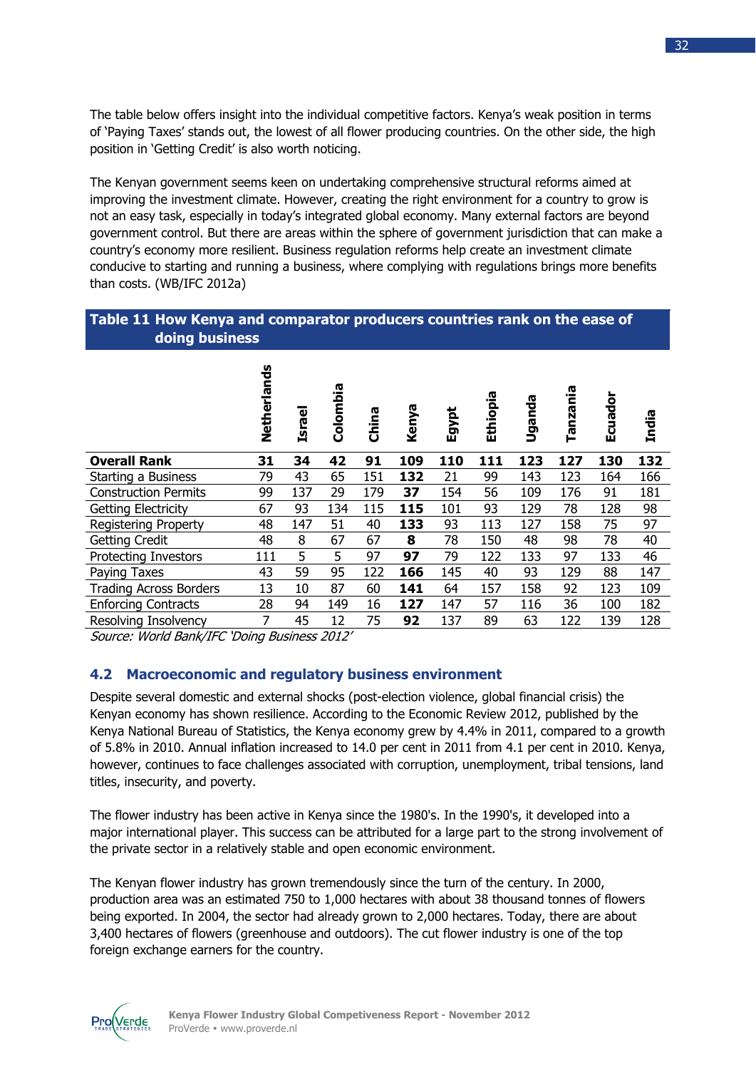The table below offers insight into the individual competitive factors. Kenya's weak position in terms of 'Paying Taxes' stands out, the lowest of all flower producing countries. On the other side, the high position in 'Getting Credit' is also worth noticing.

The Kenyan government seems keen on undertaking comprehensive structural reforms aimed at improving the investment climate. However, creating the right environment for a country to grow is not an easy task, especially in today's integrated global economy. Many external factors are beyond government control. But there are areas within the sphere of government jurisdiction that can make a country's economy more resilient. Business regulation reforms help create an investment climate conducive to starting and running a business, where complying with regulations brings more benefits than costs. (WB/IFC 2012a)

**Table 11 How Kenya and comparator producers countries rank on the ease of doing business**

| | **Netherlands** | **Israel** | **Colombia** | **China** | **Kenya** | **Egypt** | **Ethiopia** | **Uganda** | **Tanzania** | **Ecuador** | **India** |
|---|---|---|---|---|---|---|---|---|---|---|---|
| **Overall Rank** | **31** | **34** | **42** | **91** | **109** | **110** | **111** | **123** | **127** | **130** | **132** |
| Starting a Business | 79 | 43 | 65 | 151 | **132** | 21 | 99 | 143 | 123 | 164 | 166 |
| Construction Permits | 99 | 137 | 29 | 179 | **37** | 154 | 56 | 109 | 176 | 91 | 181 |
| Getting Electricity | 67 | 93 | 134 | 115 | **115** | 101 | 93 | 129 | 78 | 128 | 98 |
| Registering Property | 48 | 147 | 51 | 40 | **133** | 93 | 113 | 127 | 158 | 75 | 97 |
| Getting Credit | 48 | 8 | 67 | 67 | **8** | 78 | 150 | 48 | 98 | 78 | 40 |
| Protecting Investors | 111 | 5 | 5 | 97 | **97** | 79 | 122 | 133 | 97 | 133 | 46 |
| Paying Taxes | 43 | 59 | 95 | 122 | **166** | 145 | 40 | 93 | 129 | 88 | 147 |
| Trading Across Borders | 13 | 10 | 87 | 60 | **141** | 64 | 157 | 158 | 92 | 123 | 109 |
| Enforcing Contracts | 28 | 94 | 149 | 16 | **127** | 147 | 57 | 116 | 36 | 100 | 182 |
| Resolving Insolvency | 7 | 45 | 12 | 75 | **92** | 137 | 89 | 63 | 122 | 139 | 128 |

*Source: World Bank/IFC 'Doing Business 2012'*

## 4.2 Macroeconomic and regulatory business environment

Despite several domestic and external shocks (post-election violence, global financial crisis) the Kenyan economy has shown resilience. According to the Economic Review 2012, published by the Kenya National Bureau of Statistics, the Kenya economy grew by 4.4% in 2011, compared to a growth of 5.8% in 2010. Annual inflation increased to 14.0 per cent in 2011 from 4.1 per cent in 2010. Kenya, however, continues to face challenges associated with corruption, unemployment, tribal tensions, land titles, insecurity, and poverty.

The flower industry has been active in Kenya since the 1980's. In the 1990's, it developed into a major international player. This success can be attributed for a large part to the strong involvement of the private sector in a relatively stable and open economic environment.

The Kenyan flower industry has grown tremendously since the turn of the century. In 2000, production area was an estimated 750 to 1,000 hectares with about 38 thousand tonnes of flowers being exported. In 2004, the sector had already grown to 2,000 hectares. Today, there are about 3,400 hectares of flowers (greenhouse and outdoors). The cut flower industry is one of the top foreign exchange earners for the country.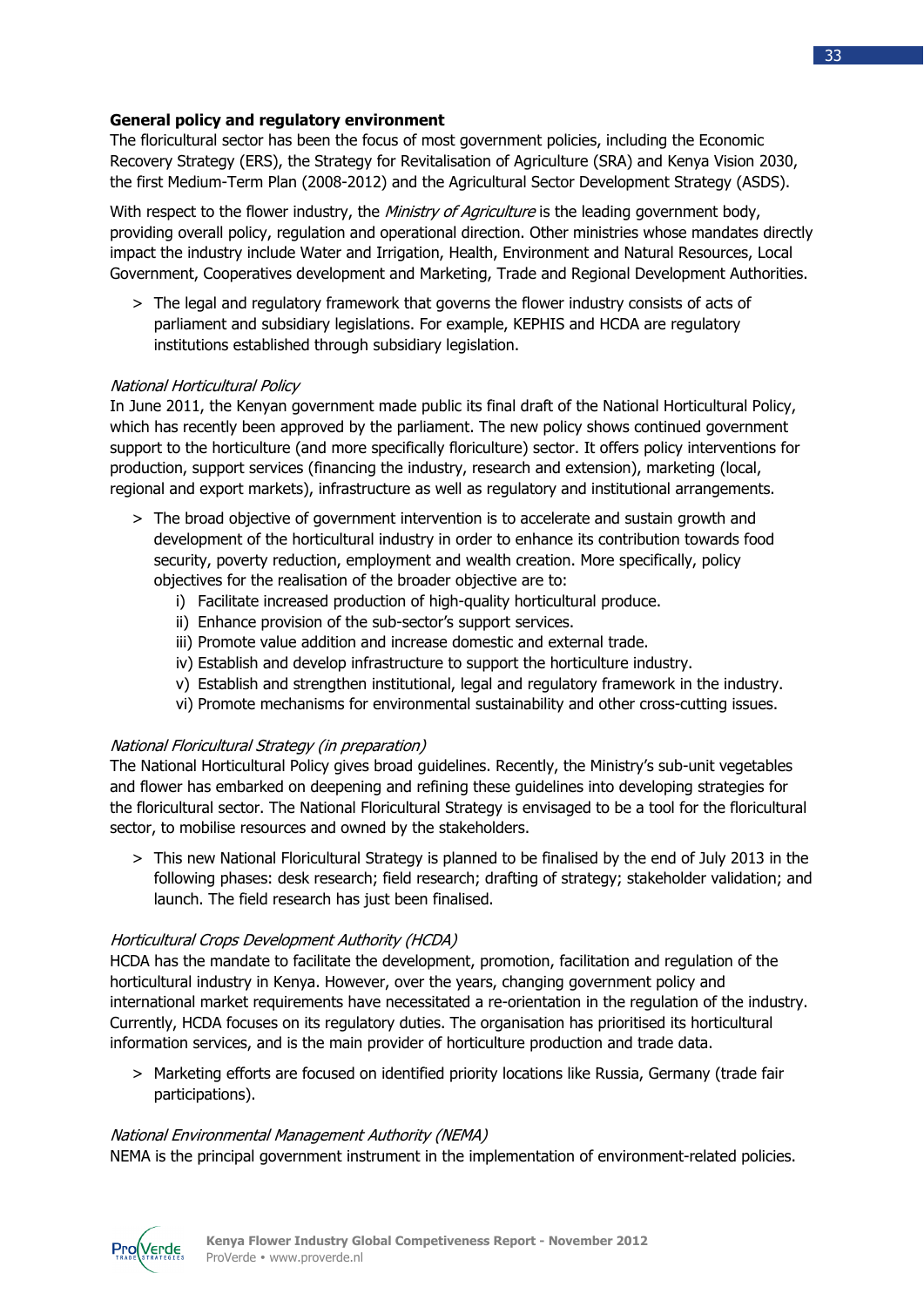**General policy and regulatory environment**

The floricultural sector has been the focus of most government policies, including the Economic Recovery Strategy (ERS), the Strategy for Revitalisation of Agriculture (SRA) and Kenya Vision 2030, the first Medium-Term Plan (2008-2012) and the Agricultural Sector Development Strategy (ASDS).

With respect to the flower industry, the *Ministry of Agriculture* is the leading government body, providing overall policy, regulation and operational direction. Other ministries whose mandates directly impact the industry include Water and Irrigation, Health, Environment and Natural Resources, Local Government, Cooperatives development and Marketing, Trade and Regional Development Authorities.

> The legal and regulatory framework that governs the flower industry consists of acts of parliament and subsidiary legislations. For example, KEPHIS and HCDA are regulatory institutions established through subsidiary legislation.

*National Horticultural Policy*

In June 2011, the Kenyan government made public its final draft of the National Horticultural Policy, which has recently been approved by the parliament. The new policy shows continued government support to the horticulture (and more specifically floriculture) sector. It offers policy interventions for production, support services (financing the industry, research and extension), marketing (local, regional and export markets), infrastructure as well as regulatory and institutional arrangements.

> The broad objective of government intervention is to accelerate and sustain growth and development of the horticultural industry in order to enhance its contribution towards food security, poverty reduction, employment and wealth creation. More specifically, policy objectives for the realisation of the broader objective are to:
> 
> i) Facilitate increased production of high-quality horticultural produce.
> ii) Enhance provision of the sub-sector's support services.
> iii) Promote value addition and increase domestic and external trade.
> iv) Establish and develop infrastructure to support the horticulture industry.
> v) Establish and strengthen institutional, legal and regulatory framework in the industry.
> vi) Promote mechanisms for environmental sustainability and other cross-cutting issues.

*National Floricultural Strategy (in preparation)*

The National Horticultural Policy gives broad guidelines. Recently, the Ministry's sub-unit vegetables and flower has embarked on deepening and refining these guidelines into developing strategies for the floricultural sector. The National Floricultural Strategy is envisaged to be a tool for the floricultural sector, to mobilise resources and owned by the stakeholders.

> This new National Floricultural Strategy is planned to be finalised by the end of July 2013 in the following phases: desk research; field research; drafting of strategy; stakeholder validation; and launch. The field research has just been finalised.

*Horticultural Crops Development Authority (HCDA)*

HCDA has the mandate to facilitate the development, promotion, facilitation and regulation of the horticultural industry in Kenya. However, over the years, changing government policy and international market requirements have necessitated a re-orientation in the regulation of the industry. Currently, HCDA focuses on its regulatory duties. The organisation has prioritised its horticultural information services, and is the main provider of horticulture production and trade data.

> Marketing efforts are focused on identified priority locations like Russia, Germany (trade fair participations).

*National Environmental Management Authority (NEMA)*

NEMA is the principal government instrument in the implementation of environment-related policies.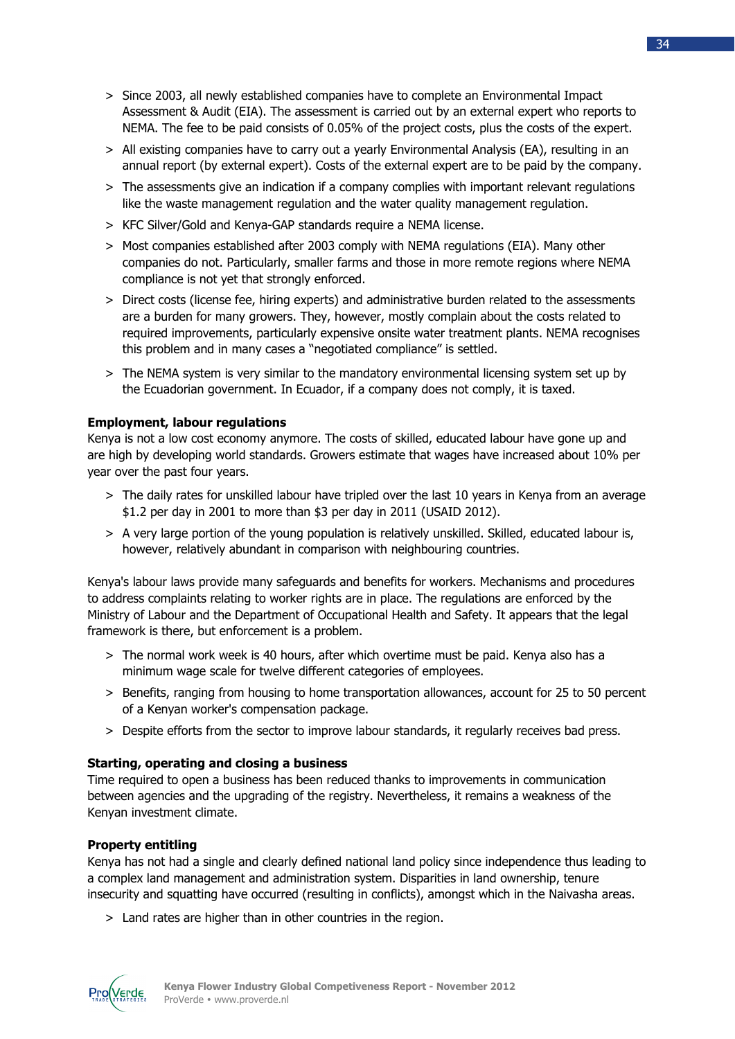> Since 2003, all newly established companies have to complete an Environmental Impact Assessment & Audit (EIA). The assessment is carried out by an external expert who reports to NEMA. The fee to be paid consists of 0.05% of the project costs, plus the costs of the expert.

> All existing companies have to carry out a yearly Environmental Analysis (EA), resulting in an annual report (by external expert). Costs of the external expert are to be paid by the company.

> The assessments give an indication if a company complies with important relevant regulations like the waste management regulation and the water quality management regulation.

> KFC Silver/Gold and Kenya-GAP standards require a NEMA license.

> Most companies established after 2003 comply with NEMA regulations (EIA). Many other companies do not. Particularly, smaller farms and those in more remote regions where NEMA compliance is not yet that strongly enforced.

> Direct costs (license fee, hiring experts) and administrative burden related to the assessments are a burden for many growers. They, however, mostly complain about the costs related to required improvements, particularly expensive onsite water treatment plants. NEMA recognises this problem and in many cases a "negotiated compliance" is settled.

> The NEMA system is very similar to the mandatory environmental licensing system set up by the Ecuadorian government. In Ecuador, if a company does not comply, it is taxed.

**Employment, labour regulations**

Kenya is not a low cost economy anymore. The costs of skilled, educated labour have gone up and are high by developing world standards. Growers estimate that wages have increased about 10% per year over the past four years.

> The daily rates for unskilled labour have tripled over the last 10 years in Kenya from an average $1.2 per day in 2001 to more than $3 per day in 2011 (USAID 2012).

> A very large portion of the young population is relatively unskilled. Skilled, educated labour is, however, relatively abundant in comparison with neighbouring countries.

Kenya's labour laws provide many safeguards and benefits for workers. Mechanisms and procedures to address complaints relating to worker rights are in place. The regulations are enforced by the Ministry of Labour and the Department of Occupational Health and Safety. It appears that the legal framework is there, but enforcement is a problem.

> The normal work week is 40 hours, after which overtime must be paid. Kenya also has a minimum wage scale for twelve different categories of employees.

> Benefits, ranging from housing to home transportation allowances, account for 25 to 50 percent of a Kenyan worker's compensation package.

> Despite efforts from the sector to improve labour standards, it regularly receives bad press.

**Starting, operating and closing a business**

Time required to open a business has been reduced thanks to improvements in communication between agencies and the upgrading of the registry. Nevertheless, it remains a weakness of the Kenyan investment climate.

**Property entitling**

Kenya has not had a single and clearly defined national land policy since independence thus leading to a complex land management and administration system. Disparities in land ownership, tenure insecurity and squatting have occurred (resulting in conflicts), amongst which in the Naivasha areas.

> Land rates are higher than in other countries in the region.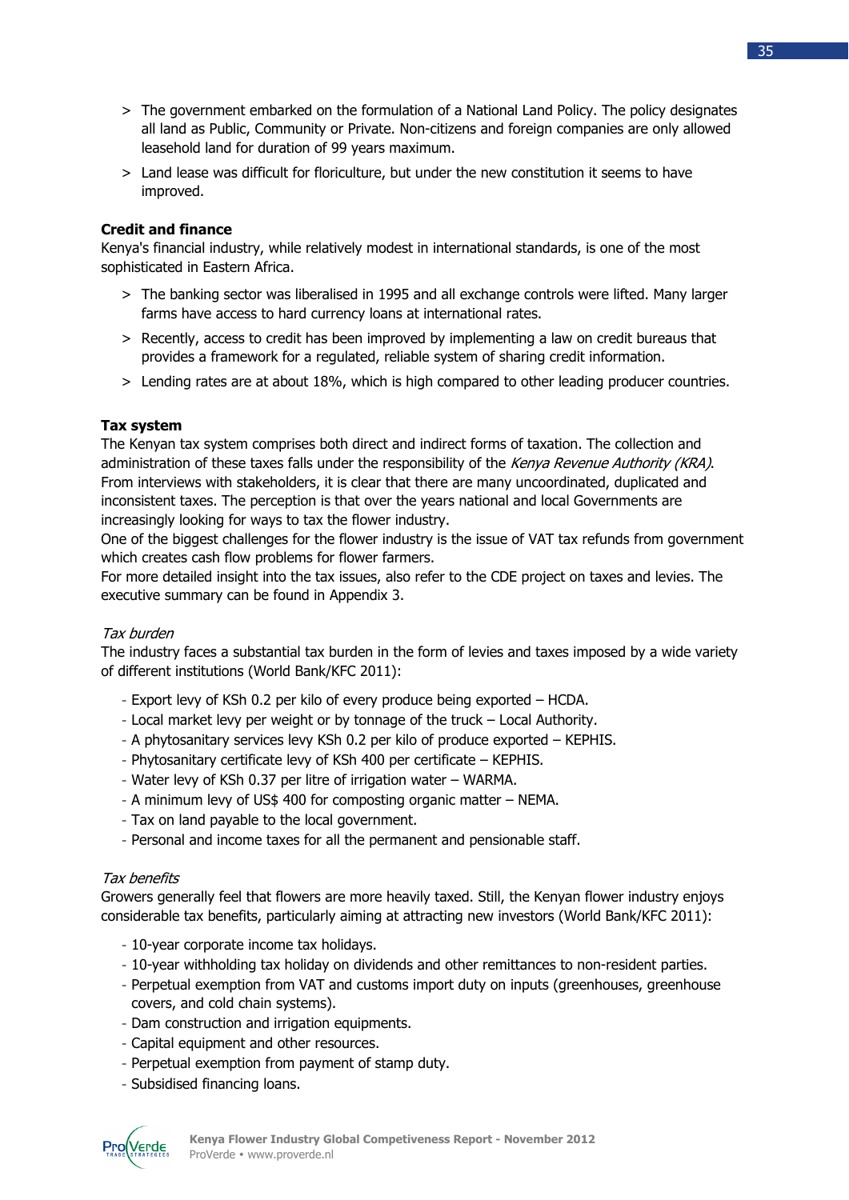> The government embarked on the formulation of a National Land Policy. The policy designates all land as Public, Community or Private. Non-citizens and foreign companies are only allowed leasehold land for duration of 99 years maximum.

> Land lease was difficult for floriculture, but under the new constitution it seems to have improved.

**Credit and finance**

Kenya's financial industry, while relatively modest in international standards, is one of the most sophisticated in Eastern Africa.

> The banking sector was liberalised in 1995 and all exchange controls were lifted. Many larger farms have access to hard currency loans at international rates.

> Recently, access to credit has been improved by implementing a law on credit bureaus that provides a framework for a regulated, reliable system of sharing credit information.

> Lending rates are at about 18%, which is high compared to other leading producer countries.

**Tax system**

The Kenyan tax system comprises both direct and indirect forms of taxation. The collection and administration of these taxes falls under the responsibility of the *Kenya Revenue Authority (KRA)*. From interviews with stakeholders, it is clear that there are many uncoordinated, duplicated and inconsistent taxes. The perception is that over the years national and local Governments are increasingly looking for ways to tax the flower industry.
One of the biggest challenges for the flower industry is the issue of VAT tax refunds from government which creates cash flow problems for flower farmers.
For more detailed insight into the tax issues, also refer to the CDE project on taxes and levies. The executive summary can be found in Appendix 3.

*Tax burden*

The industry faces a substantial tax burden in the form of levies and taxes imposed by a wide variety of different institutions (World Bank/KFC 2011):

- Export levy of KSh 0.2 per kilo of every produce being exported – HCDA.
- Local market levy per weight or by tonnage of the truck – Local Authority.
- A phytosanitary services levy KSh 0.2 per kilo of produce exported – KEPHIS.
- Phytosanitary certificate levy of KSh 400 per certificate – KEPHIS.
- Water levy of KSh 0.37 per litre of irrigation water – WARMA.
- A minimum levy of US$ 400 for composting organic matter – NEMA.
- Tax on land payable to the local government.
- Personal and income taxes for all the permanent and pensionable staff.

*Tax benefits*

Growers generally feel that flowers are more heavily taxed. Still, the Kenyan flower industry enjoys considerable tax benefits, particularly aiming at attracting new investors (World Bank/KFC 2011):

- 10-year corporate income tax holidays.
- 10-year withholding tax holiday on dividends and other remittances to non-resident parties.
- Perpetual exemption from VAT and customs import duty on inputs (greenhouses, greenhouse covers, and cold chain systems).
- Dam construction and irrigation equipments.
- Capital equipment and other resources.
- Perpetual exemption from payment of stamp duty.
- Subsidised financing loans.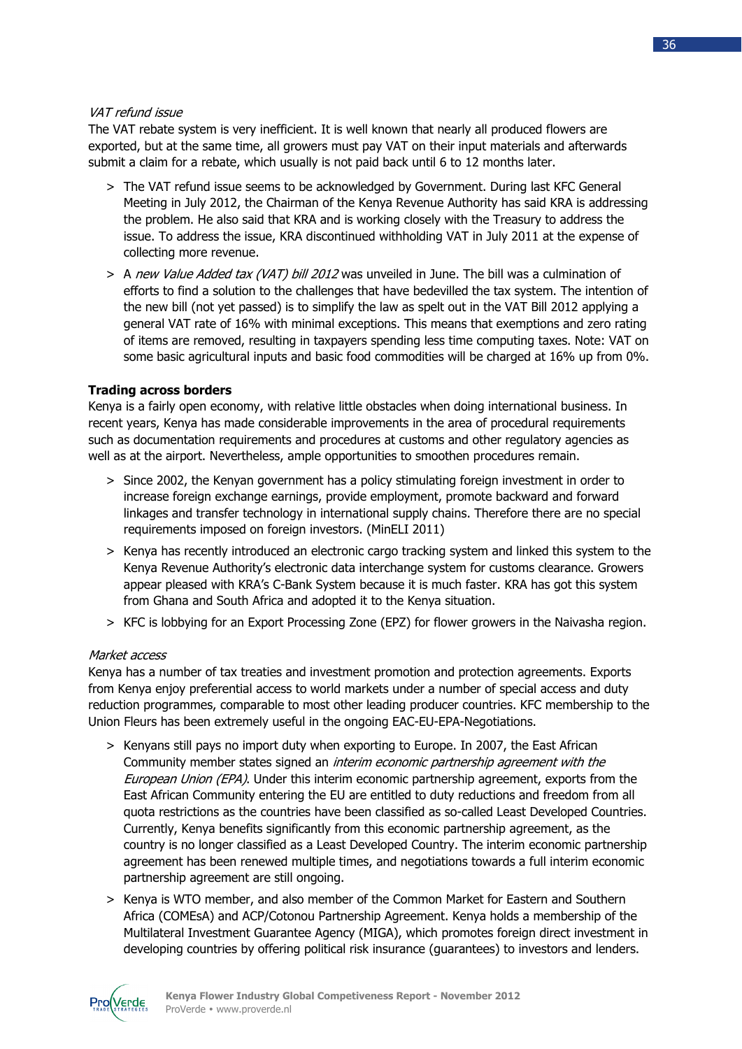*VAT refund issue*

The VAT rebate system is very inefficient. It is well known that nearly all produced flowers are exported, but at the same time, all growers must pay VAT on their input materials and afterwards submit a claim for a rebate, which usually is not paid back until 6 to 12 months later.

> The VAT refund issue seems to be acknowledged by Government. During last KFC General Meeting in July 2012, the Chairman of the Kenya Revenue Authority has said KRA is addressing the problem. He also said that KRA is working closely with the Treasury to address the issue. To address the issue, KRA discontinued withholding VAT in July 2011 at the expense of collecting more revenue.

> A *new Value Added tax (VAT) bill 2012* was unveiled in June. The bill was a culmination of efforts to find a solution to the challenges that have bedevilled the tax system. The intention of the new bill (not yet passed) is to simplify the law as spelt out in the VAT Bill 2012 applying a general VAT rate of 16% with minimal exceptions. This means that exemptions and zero rating of items are removed, resulting in taxpayers spending less time computing taxes. Note: VAT on some basic agricultural inputs and basic food commodities will be charged at 16% up from 0%.

**Trading across borders**

Kenya is a fairly open economy, with relative little obstacles when doing international business. In recent years, Kenya has made considerable improvements in the area of procedural requirements such as documentation requirements and procedures at customs and other regulatory agencies as well as at the airport. Nevertheless, ample opportunities to smoothen procedures remain.

> Since 2002, the Kenyan government has a policy stimulating foreign investment in order to increase foreign exchange earnings, provide employment, promote backward and forward linkages and transfer technology in international supply chains. Therefore there are no special requirements imposed on foreign investors. (MinELI 2011)

> Kenya has recently introduced an electronic cargo tracking system and linked this system to the Kenya Revenue Authority's electronic data interchange system for customs clearance. Growers appear pleased with KRA's C-Bank System because it is much faster. KRA has got this system from Ghana and South Africa and adopted it to the Kenya situation.

> KFC is lobbying for an Export Processing Zone (EPZ) for flower growers in the Naivasha region.

*Market access*

Kenya has a number of tax treaties and investment promotion and protection agreements. Exports from Kenya enjoy preferential access to world markets under a number of special access and duty reduction programmes, comparable to most other leading producer countries. KFC membership to the Union Fleurs has been extremely useful in the ongoing EAC-EU-EPA-Negotiations.

> Kenyans still pays no import duty when exporting to Europe. In 2007, the East African Community member states signed an *interim economic partnership agreement with the European Union (EPA)*. Under this interim economic partnership agreement, exports from the East African Community entering the EU are entitled to duty reductions and freedom from all quota restrictions as the countries have been classified as so-called Least Developed Countries. Currently, Kenya benefits significantly from this economic partnership agreement, as the country is no longer classified as a Least Developed Country. The interim economic partnership agreement has been renewed multiple times, and negotiations towards a full interim economic partnership agreement are still ongoing.

> Kenya is WTO member, and also member of the Common Market for Eastern and Southern Africa (COMEsA) and ACP/Cotonou Partnership Agreement. Kenya holds a membership of the Multilateral Investment Guarantee Agency (MIGA), which promotes foreign direct investment in developing countries by offering political risk insurance (guarantees) to investors and lenders.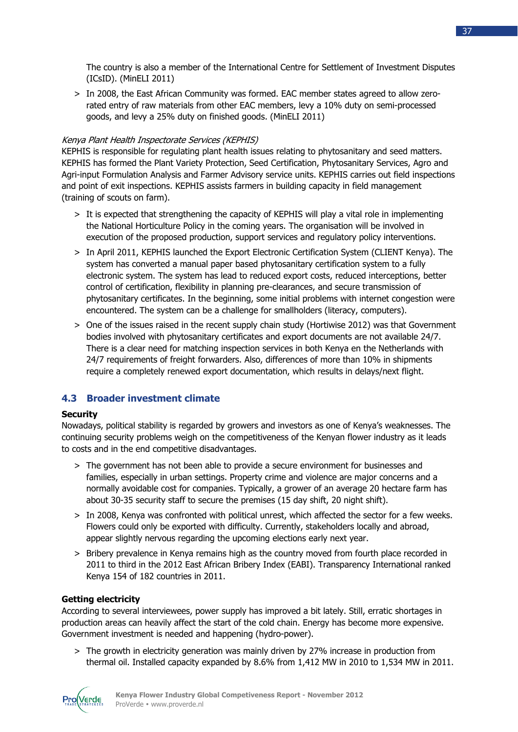The country is also a member of the International Centre for Settlement of Investment Disputes (ICsID). (MinELI 2011)

> In 2008, the East African Community was formed. EAC member states agreed to allow zero-rated entry of raw materials from other EAC members, levy a 10% duty on semi-processed goods, and levy a 25% duty on finished goods. (MinELI 2011)

*Kenya Plant Health Inspectorate Services (KEPHIS)*

KEPHIS is responsible for regulating plant health issues relating to phytosanitary and seed matters. KEPHIS has formed the Plant Variety Protection, Seed Certification, Phytosanitary Services, Agro and Agri-input Formulation Analysis and Farmer Advisory service units. KEPHIS carries out field inspections and point of exit inspections. KEPHIS assists farmers in building capacity in field management (training of scouts on farm).

> It is expected that strengthening the capacity of KEPHIS will play a vital role in implementing the National Horticulture Policy in the coming years. The organisation will be involved in execution of the proposed production, support services and regulatory policy interventions.

> In April 2011, KEPHIS launched the Export Electronic Certification System (CLIENT Kenya). The system has converted a manual paper based phytosanitary certification system to a fully electronic system. The system has lead to reduced export costs, reduced interceptions, better control of certification, flexibility in planning pre-clearances, and secure transmission of phytosanitary certificates. In the beginning, some initial problems with internet congestion were encountered. The system can be a challenge for smallholders (literacy, computers).

> One of the issues raised in the recent supply chain study (Hortiwise 2012) was that Government bodies involved with phytosanitary certificates and export documents are not available 24/7. There is a clear need for matching inspection services in both Kenya en the Netherlands with 24/7 requirements of freight forwarders. Also, differences of more than 10% in shipments require a completely renewed export documentation, which results in delays/next flight.

## 4.3 Broader investment climate

**Security**

Nowadays, political stability is regarded by growers and investors as one of Kenya's weaknesses. The continuing security problems weigh on the competitiveness of the Kenyan flower industry as it leads to costs and in the end competitive disadvantages.

> The government has not been able to provide a secure environment for businesses and families, especially in urban settings. Property crime and violence are major concerns and a normally avoidable cost for companies. Typically, a grower of an average 20 hectare farm has about 30-35 security staff to secure the premises (15 day shift, 20 night shift).

> In 2008, Kenya was confronted with political unrest, which affected the sector for a few weeks. Flowers could only be exported with difficulty. Currently, stakeholders locally and abroad, appear slightly nervous regarding the upcoming elections early next year.

> Bribery prevalence in Kenya remains high as the country moved from fourth place recorded in 2011 to third in the 2012 East African Bribery Index (EABI). Transparency International ranked Kenya 154 of 182 countries in 2011.

**Getting electricity**

According to several interviewees, power supply has improved a bit lately. Still, erratic shortages in production areas can heavily affect the start of the cold chain. Energy has become more expensive. Government investment is needed and happening (hydro-power).

> The growth in electricity generation was mainly driven by 27% increase in production from thermal oil. Installed capacity expanded by 8.6% from 1,412 MW in 2010 to 1,534 MW in 2011.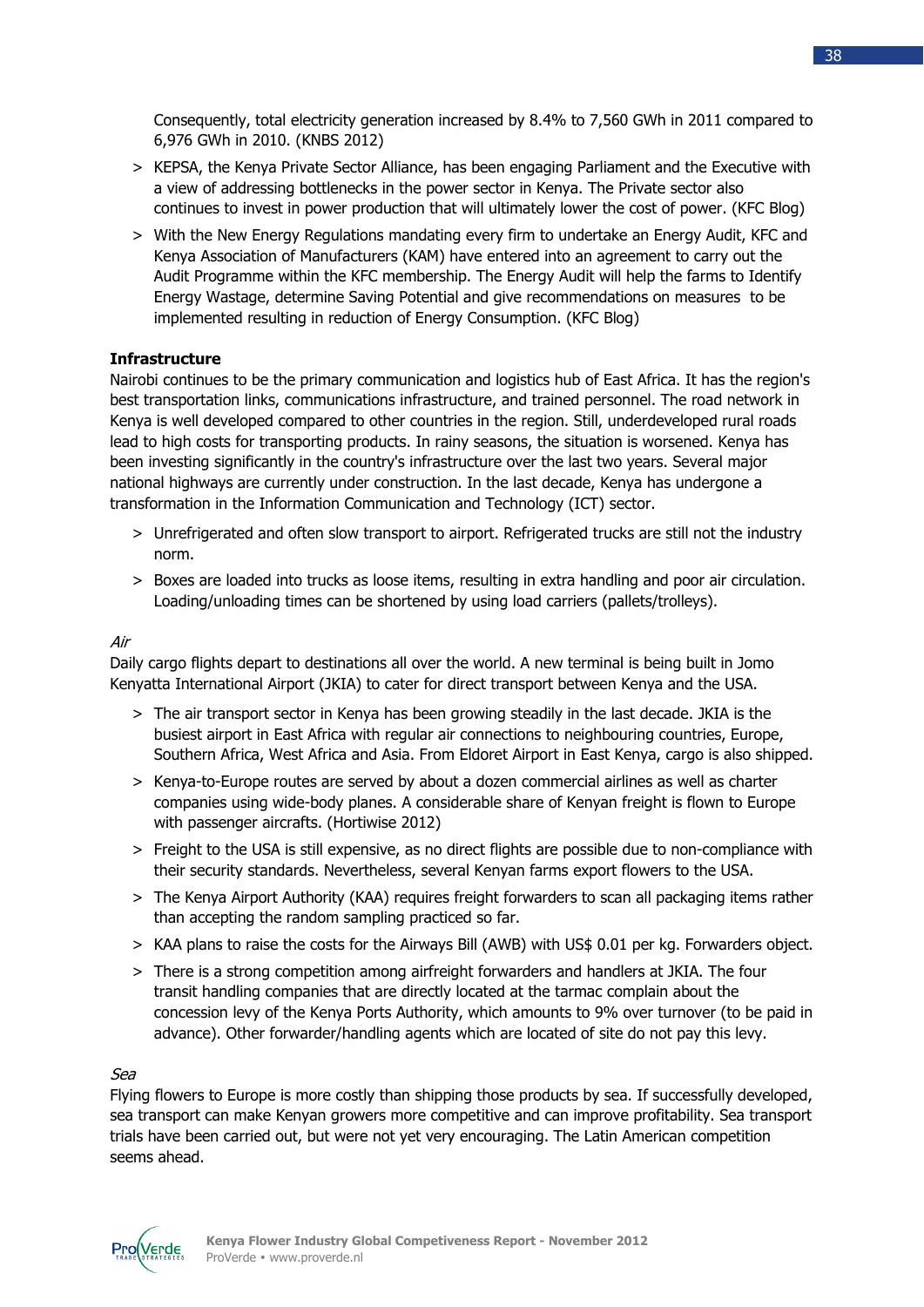Consequently, total electricity generation increased by 8.4% to 7,560 GWh in 2011 compared to 6,976 GWh in 2010. (KNBS 2012)

> KEPSA, the Kenya Private Sector Alliance, has been engaging Parliament and the Executive with a view of addressing bottlenecks in the power sector in Kenya. The Private sector also continues to invest in power production that will ultimately lower the cost of power. (KFC Blog)

> With the New Energy Regulations mandating every firm to undertake an Energy Audit, KFC and Kenya Association of Manufacturers (KAM) have entered into an agreement to carry out the Audit Programme within the KFC membership. The Energy Audit will help the farms to Identify Energy Wastage, determine Saving Potential and give recommendations on measures to be implemented resulting in reduction of Energy Consumption. (KFC Blog)

**Infrastructure**

Nairobi continues to be the primary communication and logistics hub of East Africa. It has the region's best transportation links, communications infrastructure, and trained personnel. The road network in Kenya is well developed compared to other countries in the region. Still, underdeveloped rural roads lead to high costs for transporting products. In rainy seasons, the situation is worsened. Kenya has been investing significantly in the country's infrastructure over the last two years. Several major national highways are currently under construction. In the last decade, Kenya has undergone a transformation in the Information Communication and Technology (ICT) sector.

> Unrefrigerated and often slow transport to airport. Refrigerated trucks are still not the industry norm.

> Boxes are loaded into trucks as loose items, resulting in extra handling and poor air circulation. Loading/unloading times can be shortened by using load carriers (pallets/trolleys).

*Air*

Daily cargo flights depart to destinations all over the world. A new terminal is being built in Jomo Kenyatta International Airport (JKIA) to cater for direct transport between Kenya and the USA.

> The air transport sector in Kenya has been growing steadily in the last decade. JKIA is the busiest airport in East Africa with regular air connections to neighbouring countries, Europe, Southern Africa, West Africa and Asia. From Eldoret Airport in East Kenya, cargo is also shipped.

> Kenya-to-Europe routes are served by about a dozen commercial airlines as well as charter companies using wide-body planes. A considerable share of Kenyan freight is flown to Europe with passenger aircrafts. (Hortiwise 2012)

> Freight to the USA is still expensive, as no direct flights are possible due to non-compliance with their security standards. Nevertheless, several Kenyan farms export flowers to the USA.

> The Kenya Airport Authority (KAA) requires freight forwarders to scan all packaging items rather than accepting the random sampling practiced so far.

> KAA plans to raise the costs for the Airways Bill (AWB) with US$ 0.01 per kg. Forwarders object.

> There is a strong competition among airfreight forwarders and handlers at JKIA. The four transit handling companies that are directly located at the tarmac complain about the concession levy of the Kenya Ports Authority, which amounts to 9% over turnover (to be paid in advance). Other forwarder/handling agents which are located of site do not pay this levy.

*Sea*

Flying flowers to Europe is more costly than shipping those products by sea. If successfully developed, sea transport can make Kenyan growers more competitive and can improve profitability. Sea transport trials have been carried out, but were not yet very encouraging. The Latin American competition seems ahead.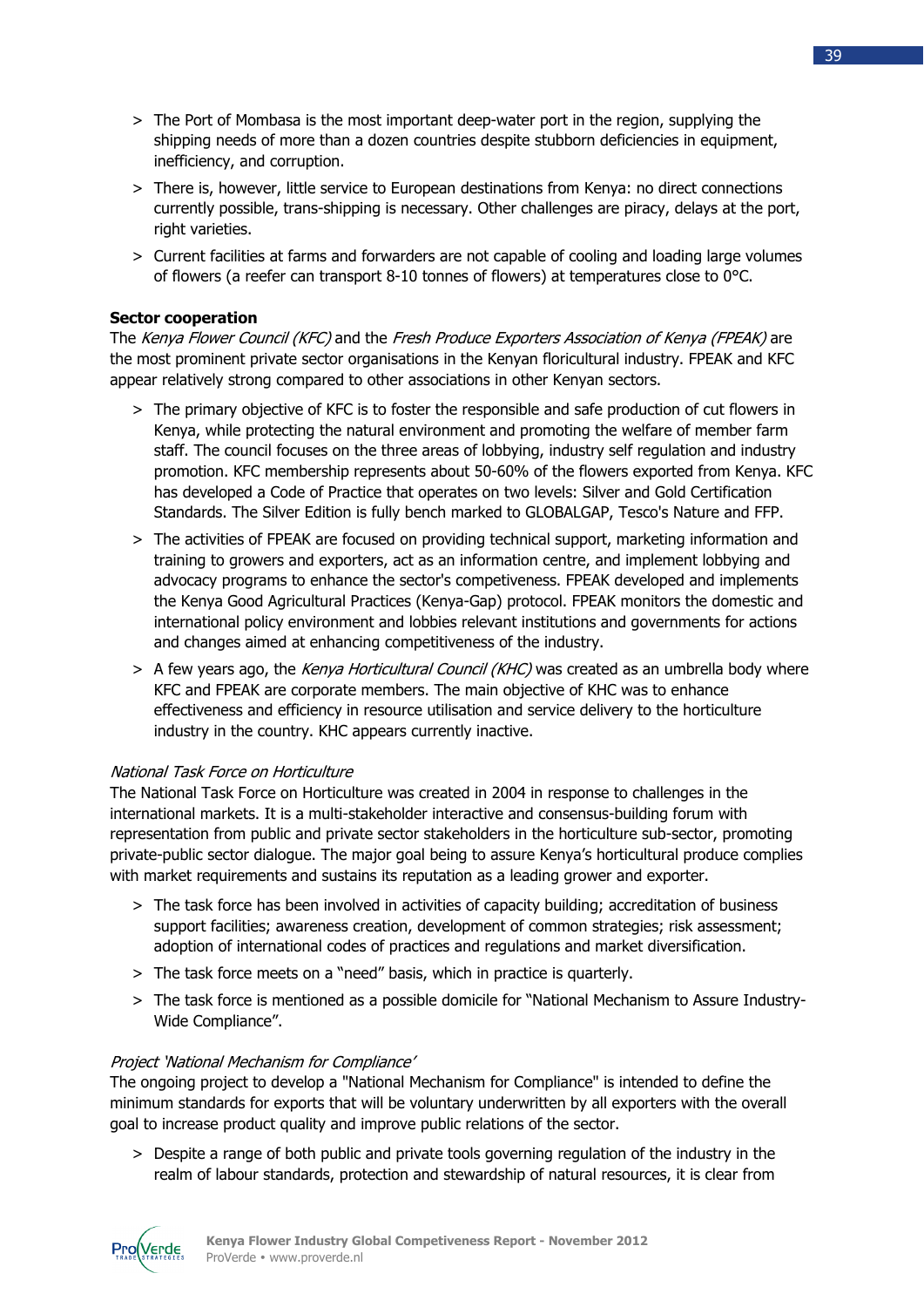- The Port of Mombasa is the most important deep-water port in the region, supplying the shipping needs of more than a dozen countries despite stubborn deficiencies in equipment, inefficiency, and corruption.
- There is, however, little service to European destinations from Kenya: no direct connections currently possible, trans-shipping is necessary. Other challenges are piracy, delays at the port, right varieties.
- Current facilities at farms and forwarders are not capable of cooling and loading large volumes of flowers (a reefer can transport 8-10 tonnes of flowers) at temperatures close to 0°C.

**Sector cooperation**

The *Kenya Flower Council (KFC)* and the *Fresh Produce Exporters Association of Kenya (FPEAK)* are the most prominent private sector organisations in the Kenyan floricultural industry. FPEAK and KFC appear relatively strong compared to other associations in other Kenyan sectors.

- The primary objective of KFC is to foster the responsible and safe production of cut flowers in Kenya, while protecting the natural environment and promoting the welfare of member farm staff. The council focuses on the three areas of lobbying, industry self regulation and industry promotion. KFC membership represents about 50-60% of the flowers exported from Kenya. KFC has developed a Code of Practice that operates on two levels: Silver and Gold Certification Standards. The Silver Edition is fully bench marked to GLOBALGAP, Tesco's Nature and FFP.
- The activities of FPEAK are focused on providing technical support, marketing information and training to growers and exporters, act as an information centre, and implement lobbying and advocacy programs to enhance the sector's competiveness. FPEAK developed and implements the Kenya Good Agricultural Practices (Kenya-Gap) protocol. FPEAK monitors the domestic and international policy environment and lobbies relevant institutions and governments for actions and changes aimed at enhancing competitiveness of the industry.
- A few years ago, the *Kenya Horticultural Council (KHC)* was created as an umbrella body where KFC and FPEAK are corporate members. The main objective of KHC was to enhance effectiveness and efficiency in resource utilisation and service delivery to the horticulture industry in the country. KHC appears currently inactive.

*National Task Force on Horticulture*

The National Task Force on Horticulture was created in 2004 in response to challenges in the international markets. It is a multi-stakeholder interactive and consensus-building forum with representation from public and private sector stakeholders in the horticulture sub-sector, promoting private-public sector dialogue. The major goal being to assure Kenya's horticultural produce complies with market requirements and sustains its reputation as a leading grower and exporter.

- The task force has been involved in activities of capacity building; accreditation of business support facilities; awareness creation, development of common strategies; risk assessment; adoption of international codes of practices and regulations and market diversification.
- The task force meets on a "need" basis, which in practice is quarterly.
- The task force is mentioned as a possible domicile for "National Mechanism to Assure Industry-Wide Compliance".

*Project 'National Mechanism for Compliance'*

The ongoing project to develop a "National Mechanism for Compliance" is intended to define the minimum standards for exports that will be voluntary underwritten by all exporters with the overall goal to increase product quality and improve public relations of the sector.

- Despite a range of both public and private tools governing regulation of the industry in the realm of labour standards, protection and stewardship of natural resources, it is clear from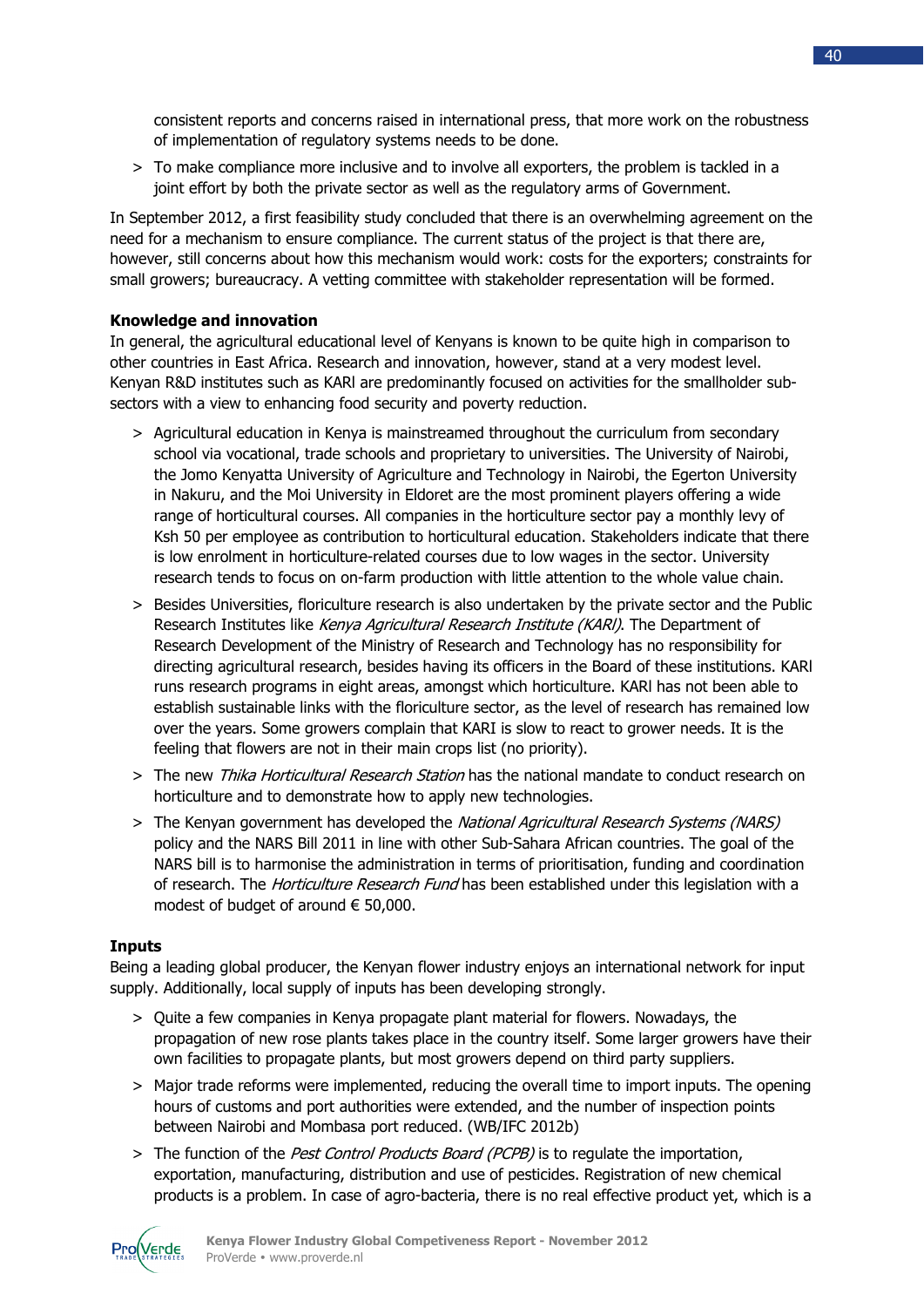consistent reports and concerns raised in international press, that more work on the robustness of implementation of regulatory systems needs to be done.

> To make compliance more inclusive and to involve all exporters, the problem is tackled in a joint effort by both the private sector as well as the regulatory arms of Government.

In September 2012, a first feasibility study concluded that there is an overwhelming agreement on the need for a mechanism to ensure compliance. The current status of the project is that there are, however, still concerns about how this mechanism would work: costs for the exporters; constraints for small growers; bureaucracy. A vetting committee with stakeholder representation will be formed.

**Knowledge and innovation**

In general, the agricultural educational level of Kenyans is known to be quite high in comparison to other countries in East Africa. Research and innovation, however, stand at a very modest level. Kenyan R&D institutes such as KARI are predominantly focused on activities for the smallholder sub-sectors with a view to enhancing food security and poverty reduction.

> Agricultural education in Kenya is mainstreamed throughout the curriculum from secondary school via vocational, trade schools and proprietary to universities. The University of Nairobi, the Jomo Kenyatta University of Agriculture and Technology in Nairobi, the Egerton University in Nakuru, and the Moi University in Eldoret are the most prominent players offering a wide range of horticultural courses. All companies in the horticulture sector pay a monthly levy of Ksh 50 per employee as contribution to horticultural education. Stakeholders indicate that there is low enrolment in horticulture-related courses due to low wages in the sector. University research tends to focus on on-farm production with little attention to the whole value chain.

> Besides Universities, floriculture research is also undertaken by the private sector and the Public Research Institutes like *Kenya Agricultural Research Institute (KARI)*. The Department of Research Development of the Ministry of Research and Technology has no responsibility for directing agricultural research, besides having its officers in the Board of these institutions. KARI runs research programs in eight areas, amongst which horticulture. KARI has not been able to establish sustainable links with the floriculture sector, as the level of research has remained low over the years. Some growers complain that KARI is slow to react to grower needs. It is the feeling that flowers are not in their main crops list (no priority).

> The new *Thika Horticultural Research Station* has the national mandate to conduct research on horticulture and to demonstrate how to apply new technologies.

> The Kenyan government has developed the *National Agricultural Research Systems (NARS)* policy and the NARS Bill 2011 in line with other Sub-Sahara African countries. The goal of the NARS bill is to harmonise the administration in terms of prioritisation, funding and coordination of research. The *Horticulture Research Fund* has been established under this legislation with a modest of budget of around € 50,000.

**Inputs**

Being a leading global producer, the Kenyan flower industry enjoys an international network for input supply. Additionally, local supply of inputs has been developing strongly.

> Quite a few companies in Kenya propagate plant material for flowers. Nowadays, the propagation of new rose plants takes place in the country itself. Some larger growers have their own facilities to propagate plants, but most growers depend on third party suppliers.

> Major trade reforms were implemented, reducing the overall time to import inputs. The opening hours of customs and port authorities were extended, and the number of inspection points between Nairobi and Mombasa port reduced. (WB/IFC 2012b)

> The function of the *Pest Control Products Board (PCPB)* is to regulate the importation, exportation, manufacturing, distribution and use of pesticides. Registration of new chemical products is a problem. In case of agro-bacteria, there is no real effective product yet, which is a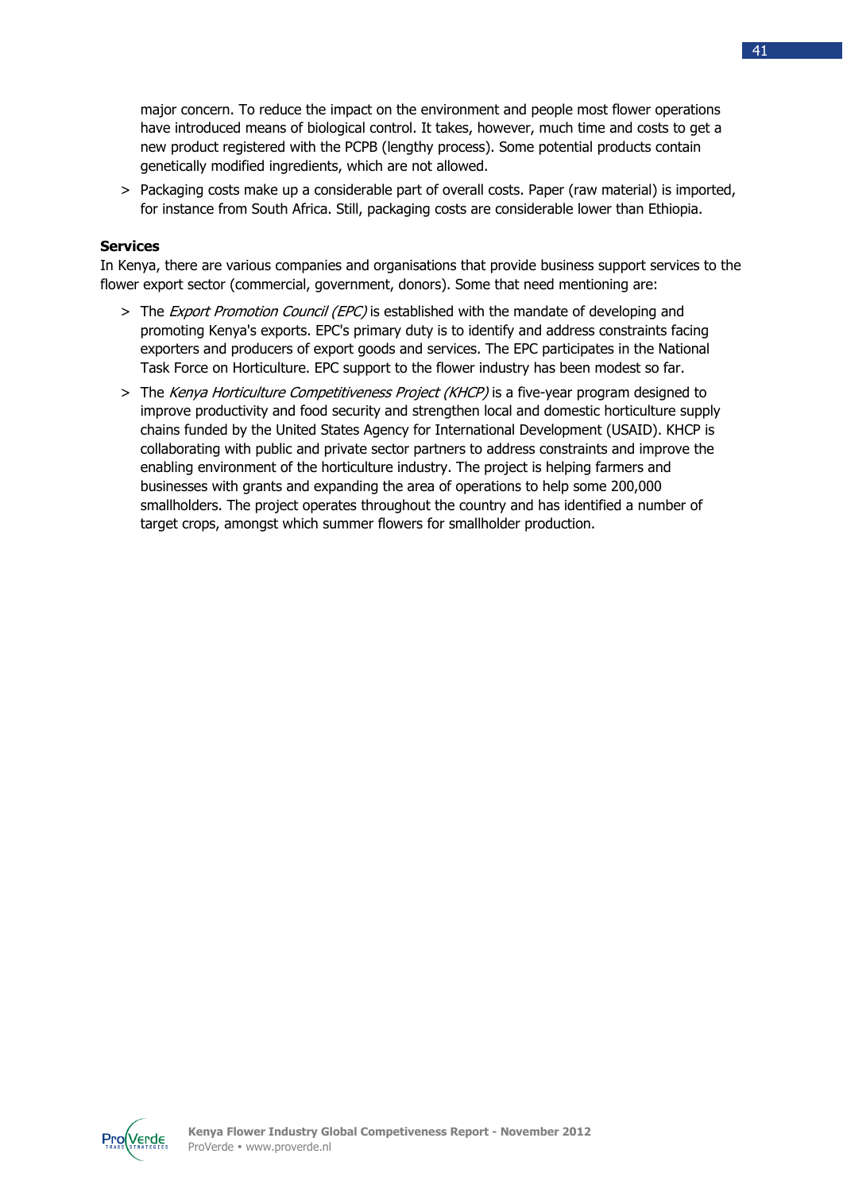major concern. To reduce the impact on the environment and people most flower operations have introduced means of biological control. It takes, however, much time and costs to get a new product registered with the PCPB (lengthy process). Some potential products contain genetically modified ingredients, which are not allowed.

> Packaging costs make up a considerable part of overall costs. Paper (raw material) is imported, for instance from South Africa. Still, packaging costs are considerable lower than Ethiopia.

**Services**

In Kenya, there are various companies and organisations that provide business support services to the flower export sector (commercial, government, donors). Some that need mentioning are:

> The *Export Promotion Council (EPC)* is established with the mandate of developing and promoting Kenya's exports. EPC's primary duty is to identify and address constraints facing exporters and producers of export goods and services. The EPC participates in the National Task Force on Horticulture. EPC support to the flower industry has been modest so far.

> The *Kenya Horticulture Competitiveness Project (KHCP)* is a five-year program designed to improve productivity and food security and strengthen local and domestic horticulture supply chains funded by the United States Agency for International Development (USAID). KHCP is collaborating with public and private sector partners to address constraints and improve the enabling environment of the horticulture industry. The project is helping farmers and businesses with grants and expanding the area of operations to help some 200,000 smallholders. The project operates throughout the country and has identified a number of target crops, amongst which summer flowers for smallholder production.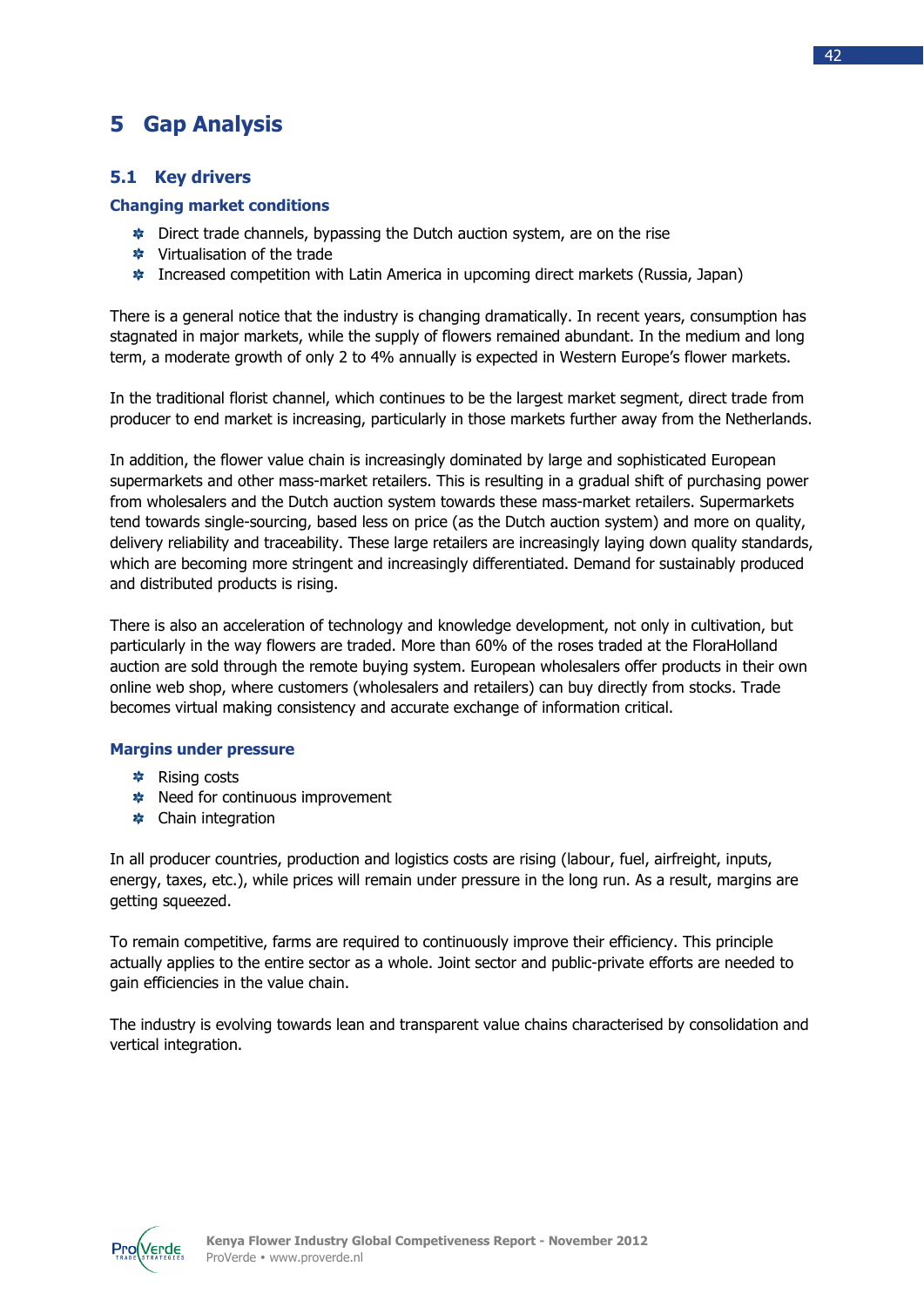# 5 Gap Analysis

## 5.1 Key drivers

### Changing market conditions

- Direct trade channels, bypassing the Dutch auction system, are on the rise
- Virtualisation of the trade
- Increased competition with Latin America in upcoming direct markets (Russia, Japan)

There is a general notice that the industry is changing dramatically. In recent years, consumption has stagnated in major markets, while the supply of flowers remained abundant. In the medium and long term, a moderate growth of only 2 to 4% annually is expected in Western Europe's flower markets.

In the traditional florist channel, which continues to be the largest market segment, direct trade from producer to end market is increasing, particularly in those markets further away from the Netherlands.

In addition, the flower value chain is increasingly dominated by large and sophisticated European supermarkets and other mass-market retailers. This is resulting in a gradual shift of purchasing power from wholesalers and the Dutch auction system towards these mass-market retailers. Supermarkets tend towards single-sourcing, based less on price (as the Dutch auction system) and more on quality, delivery reliability and traceability. These large retailers are increasingly laying down quality standards, which are becoming more stringent and increasingly differentiated. Demand for sustainably produced and distributed products is rising.

There is also an acceleration of technology and knowledge development, not only in cultivation, but particularly in the way flowers are traded. More than 60% of the roses traded at the FloraHolland auction are sold through the remote buying system. European wholesalers offer products in their own online web shop, where customers (wholesalers and retailers) can buy directly from stocks. Trade becomes virtual making consistency and accurate exchange of information critical.

### Margins under pressure

- Rising costs
- Need for continuous improvement
- Chain integration

In all producer countries, production and logistics costs are rising (labour, fuel, airfreight, inputs, energy, taxes, etc.), while prices will remain under pressure in the long run. As a result, margins are getting squeezed.

To remain competitive, farms are required to continuously improve their efficiency. This principle actually applies to the entire sector as a whole. Joint sector and public-private efforts are needed to gain efficiencies in the value chain.

The industry is evolving towards lean and transparent value chains characterised by consolidation and vertical integration.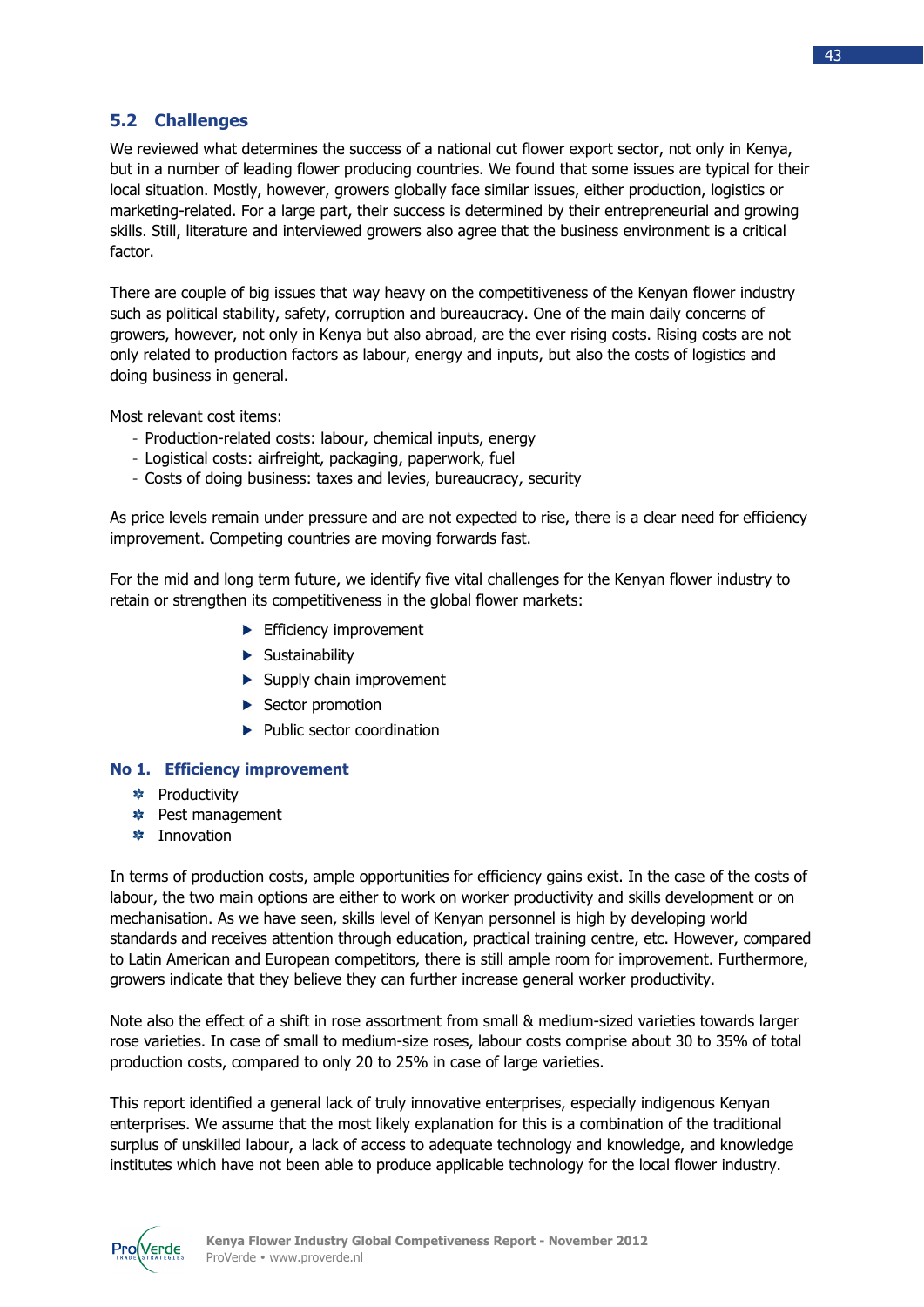## 5.2 Challenges

We reviewed what determines the success of a national cut flower export sector, not only in Kenya, but in a number of leading flower producing countries. We found that some issues are typical for their local situation. Mostly, however, growers globally face similar issues, either production, logistics or marketing-related. For a large part, their success is determined by their entrepreneurial and growing skills. Still, literature and interviewed growers also agree that the business environment is a critical factor.

There are couple of big issues that way heavy on the competitiveness of the Kenyan flower industry such as political stability, safety, corruption and bureaucracy. One of the main daily concerns of growers, however, not only in Kenya but also abroad, are the ever rising costs. Rising costs are not only related to production factors as labour, energy and inputs, but also the costs of logistics and doing business in general.

Most relevant cost items:

- Production-related costs: labour, chemical inputs, energy
- Logistical costs: airfreight, packaging, paperwork, fuel
- Costs of doing business: taxes and levies, bureaucracy, security

As price levels remain under pressure and are not expected to rise, there is a clear need for efficiency improvement. Competing countries are moving forwards fast.

For the mid and long term future, we identify five vital challenges for the Kenyan flower industry to retain or strengthen its competitiveness in the global flower markets:

- Efficiency improvement
- Sustainability
- Supply chain improvement
- Sector promotion
- Public sector coordination

### No 1. Efficiency improvement

- Productivity
- Pest management
- Innovation

In terms of production costs, ample opportunities for efficiency gains exist. In the case of the costs of labour, the two main options are either to work on worker productivity and skills development or on mechanisation. As we have seen, skills level of Kenyan personnel is high by developing world standards and receives attention through education, practical training centre, etc. However, compared to Latin American and European competitors, there is still ample room for improvement. Furthermore, growers indicate that they believe they can further increase general worker productivity.

Note also the effect of a shift in rose assortment from small & medium-sized varieties towards larger rose varieties. In case of small to medium-size roses, labour costs comprise about 30 to 35% of total production costs, compared to only 20 to 25% in case of large varieties.

This report identified a general lack of truly innovative enterprises, especially indigenous Kenyan enterprises. We assume that the most likely explanation for this is a combination of the traditional surplus of unskilled labour, a lack of access to adequate technology and knowledge, and knowledge institutes which have not been able to produce applicable technology for the local flower industry.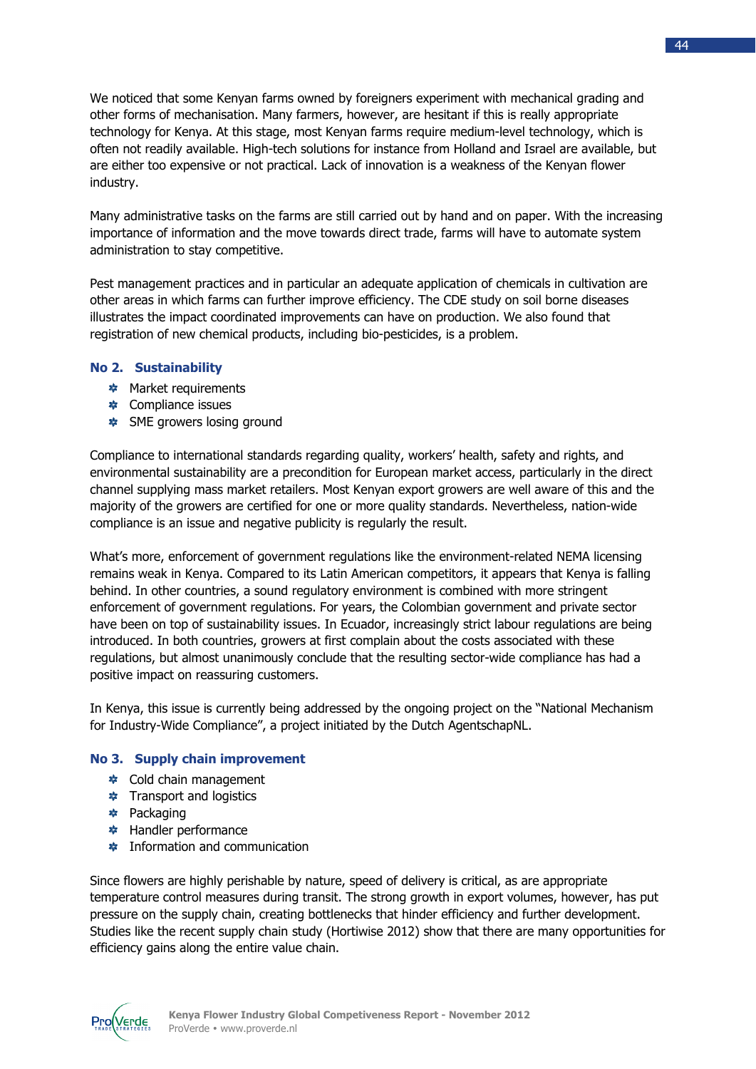We noticed that some Kenyan farms owned by foreigners experiment with mechanical grading and other forms of mechanisation. Many farmers, however, are hesitant if this is really appropriate technology for Kenya. At this stage, most Kenyan farms require medium-level technology, which is often not readily available. High-tech solutions for instance from Holland and Israel are available, but are either too expensive or not practical. Lack of innovation is a weakness of the Kenyan flower industry.

Many administrative tasks on the farms are still carried out by hand and on paper. With the increasing importance of information and the move towards direct trade, farms will have to automate system administration to stay competitive.

Pest management practices and in particular an adequate application of chemicals in cultivation are other areas in which farms can further improve efficiency. The CDE study on soil borne diseases illustrates the impact coordinated improvements can have on production. We also found that registration of new chemical products, including bio-pesticides, is a problem.

### No 2. Sustainability

- Market requirements
- Compliance issues
- SME growers losing ground

Compliance to international standards regarding quality, workers' health, safety and rights, and environmental sustainability are a precondition for European market access, particularly in the direct channel supplying mass market retailers. Most Kenyan export growers are well aware of this and the majority of the growers are certified for one or more quality standards. Nevertheless, nation-wide compliance is an issue and negative publicity is regularly the result.

What's more, enforcement of government regulations like the environment-related NEMA licensing remains weak in Kenya. Compared to its Latin American competitors, it appears that Kenya is falling behind. In other countries, a sound regulatory environment is combined with more stringent enforcement of government regulations. For years, the Colombian government and private sector have been on top of sustainability issues. In Ecuador, increasingly strict labour regulations are being introduced. In both countries, growers at first complain about the costs associated with these regulations, but almost unanimously conclude that the resulting sector-wide compliance has had a positive impact on reassuring customers.

In Kenya, this issue is currently being addressed by the ongoing project on the "National Mechanism for Industry-Wide Compliance", a project initiated by the Dutch AgentschapNL.

### No 3. Supply chain improvement

- Cold chain management
- Transport and logistics
- Packaging
- Handler performance
- Information and communication

Since flowers are highly perishable by nature, speed of delivery is critical, as are appropriate temperature control measures during transit. The strong growth in export volumes, however, has put pressure on the supply chain, creating bottlenecks that hinder efficiency and further development. Studies like the recent supply chain study (Hortiwise 2012) show that there are many opportunities for efficiency gains along the entire value chain.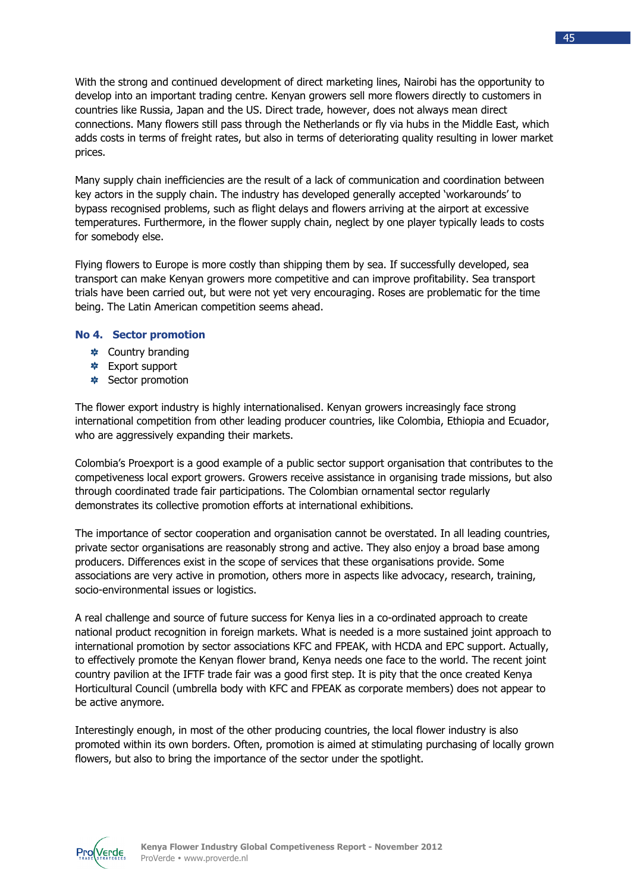With the strong and continued development of direct marketing lines, Nairobi has the opportunity to develop into an important trading centre. Kenyan growers sell more flowers directly to customers in countries like Russia, Japan and the US. Direct trade, however, does not always mean direct connections. Many flowers still pass through the Netherlands or fly via hubs in the Middle East, which adds costs in terms of freight rates, but also in terms of deteriorating quality resulting in lower market prices.

Many supply chain inefficiencies are the result of a lack of communication and coordination between key actors in the supply chain. The industry has developed generally accepted 'workarounds' to bypass recognised problems, such as flight delays and flowers arriving at the airport at excessive temperatures. Furthermore, in the flower supply chain, neglect by one player typically leads to costs for somebody else.

Flying flowers to Europe is more costly than shipping them by sea. If successfully developed, sea transport can make Kenyan growers more competitive and can improve profitability. Sea transport trials have been carried out, but were not yet very encouraging. Roses are problematic for the time being. The Latin American competition seems ahead.

### No 4. Sector promotion

- Country branding
- Export support
- Sector promotion

The flower export industry is highly internationalised. Kenyan growers increasingly face strong international competition from other leading producer countries, like Colombia, Ethiopia and Ecuador, who are aggressively expanding their markets.

Colombia's Proexport is a good example of a public sector support organisation that contributes to the competiveness local export growers. Growers receive assistance in organising trade missions, but also through coordinated trade fair participations. The Colombian ornamental sector regularly demonstrates its collective promotion efforts at international exhibitions.

The importance of sector cooperation and organisation cannot be overstated. In all leading countries, private sector organisations are reasonably strong and active. They also enjoy a broad base among producers. Differences exist in the scope of services that these organisations provide. Some associations are very active in promotion, others more in aspects like advocacy, research, training, socio-environmental issues or logistics.

A real challenge and source of future success for Kenya lies in a co-ordinated approach to create national product recognition in foreign markets. What is needed is a more sustained joint approach to international promotion by sector associations KFC and FPEAK, with HCDA and EPC support. Actually, to effectively promote the Kenyan flower brand, Kenya needs one face to the world. The recent joint country pavilion at the IFTF trade fair was a good first step. It is pity that the once created Kenya Horticultural Council (umbrella body with KFC and FPEAK as corporate members) does not appear to be active anymore.

Interestingly enough, in most of the other producing countries, the local flower industry is also promoted within its own borders. Often, promotion is aimed at stimulating purchasing of locally grown flowers, but also to bring the importance of the sector under the spotlight.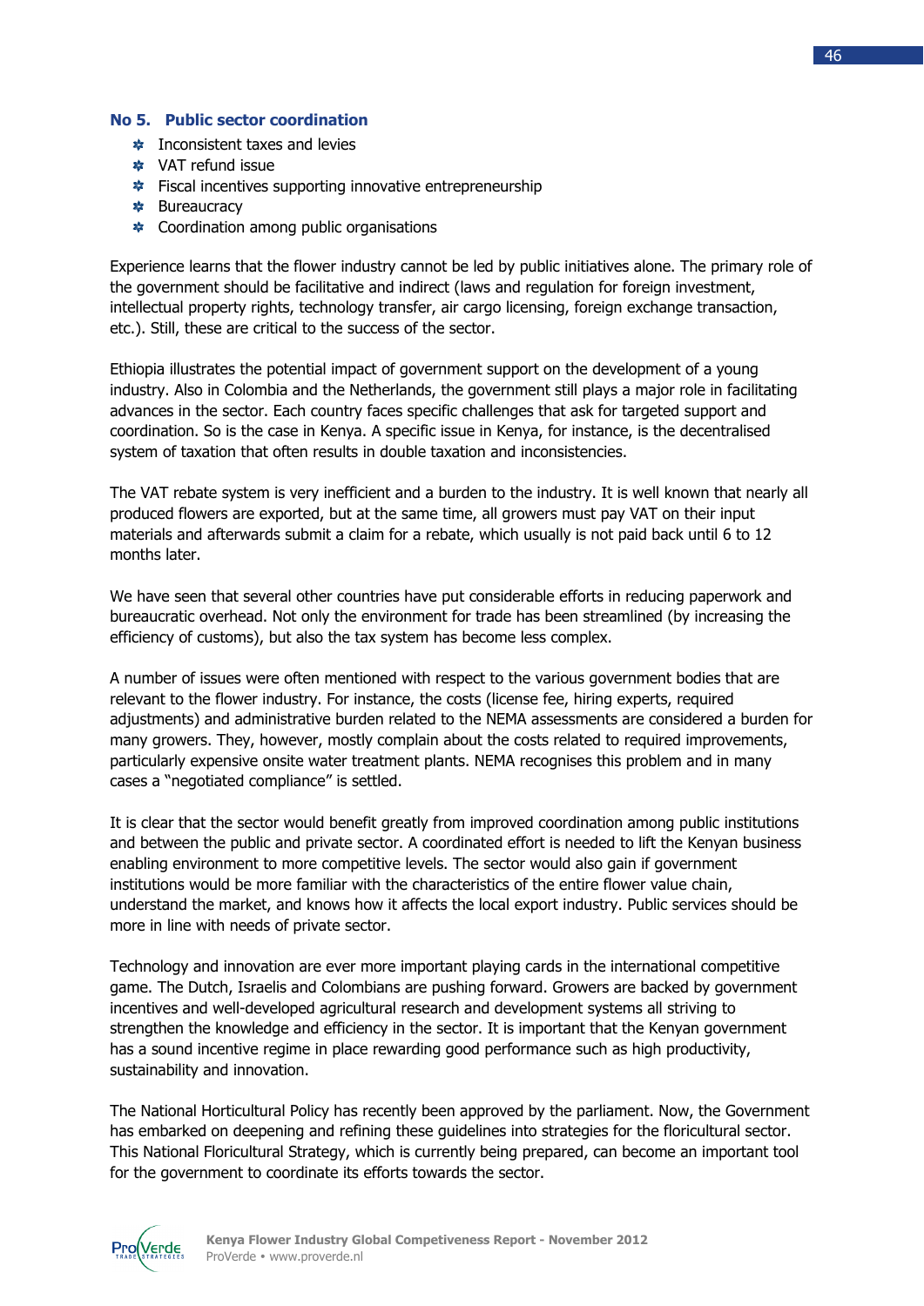### No 5. Public sector coordination

- Inconsistent taxes and levies
- VAT refund issue
- Fiscal incentives supporting innovative entrepreneurship
- Bureaucracy
- Coordination among public organisations

Experience learns that the flower industry cannot be led by public initiatives alone. The primary role of the government should be facilitative and indirect (laws and regulation for foreign investment, intellectual property rights, technology transfer, air cargo licensing, foreign exchange transaction, etc.). Still, these are critical to the success of the sector.

Ethiopia illustrates the potential impact of government support on the development of a young industry. Also in Colombia and the Netherlands, the government still plays a major role in facilitating advances in the sector. Each country faces specific challenges that ask for targeted support and coordination. So is the case in Kenya. A specific issue in Kenya, for instance, is the decentralised system of taxation that often results in double taxation and inconsistencies.

The VAT rebate system is very inefficient and a burden to the industry. It is well known that nearly all produced flowers are exported, but at the same time, all growers must pay VAT on their input materials and afterwards submit a claim for a rebate, which usually is not paid back until 6 to 12 months later.

We have seen that several other countries have put considerable efforts in reducing paperwork and bureaucratic overhead. Not only the environment for trade has been streamlined (by increasing the efficiency of customs), but also the tax system has become less complex.

A number of issues were often mentioned with respect to the various government bodies that are relevant to the flower industry. For instance, the costs (license fee, hiring experts, required adjustments) and administrative burden related to the NEMA assessments are considered a burden for many growers. They, however, mostly complain about the costs related to required improvements, particularly expensive onsite water treatment plants. NEMA recognises this problem and in many cases a "negotiated compliance" is settled.

It is clear that the sector would benefit greatly from improved coordination among public institutions and between the public and private sector. A coordinated effort is needed to lift the Kenyan business enabling environment to more competitive levels. The sector would also gain if government institutions would be more familiar with the characteristics of the entire flower value chain, understand the market, and knows how it affects the local export industry. Public services should be more in line with needs of private sector.

Technology and innovation are ever more important playing cards in the international competitive game. The Dutch, Israelis and Colombians are pushing forward. Growers are backed by government incentives and well-developed agricultural research and development systems all striving to strengthen the knowledge and efficiency in the sector. It is important that the Kenyan government has a sound incentive regime in place rewarding good performance such as high productivity, sustainability and innovation.

The National Horticultural Policy has recently been approved by the parliament. Now, the Government has embarked on deepening and refining these guidelines into strategies for the floricultural sector. This National Floricultural Strategy, which is currently being prepared, can become an important tool for the government to coordinate its efforts towards the sector.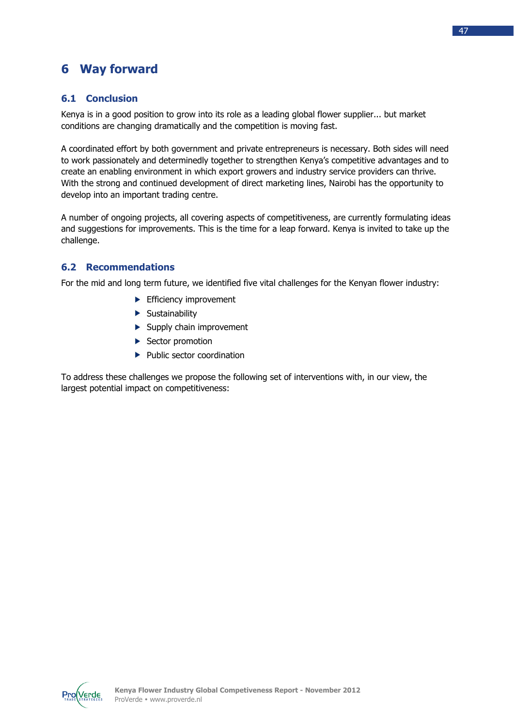# 6 Way forward

## 6.1 Conclusion

Kenya is in a good position to grow into its role as a leading global flower supplier... but market conditions are changing dramatically and the competition is moving fast.

A coordinated effort by both government and private entrepreneurs is necessary. Both sides will need to work passionately and determinedly together to strengthen Kenya's competitive advantages and to create an enabling environment in which export growers and industry service providers can thrive. With the strong and continued development of direct marketing lines, Nairobi has the opportunity to develop into an important trading centre.

A number of ongoing projects, all covering aspects of competitiveness, are currently formulating ideas and suggestions for improvements. This is the time for a leap forward. Kenya is invited to take up the challenge.

## 6.2 Recommendations

For the mid and long term future, we identified five vital challenges for the Kenyan flower industry:

- Efficiency improvement
- Sustainability
- Supply chain improvement
- Sector promotion
- Public sector coordination

To address these challenges we propose the following set of interventions with, in our view, the largest potential impact on competitiveness: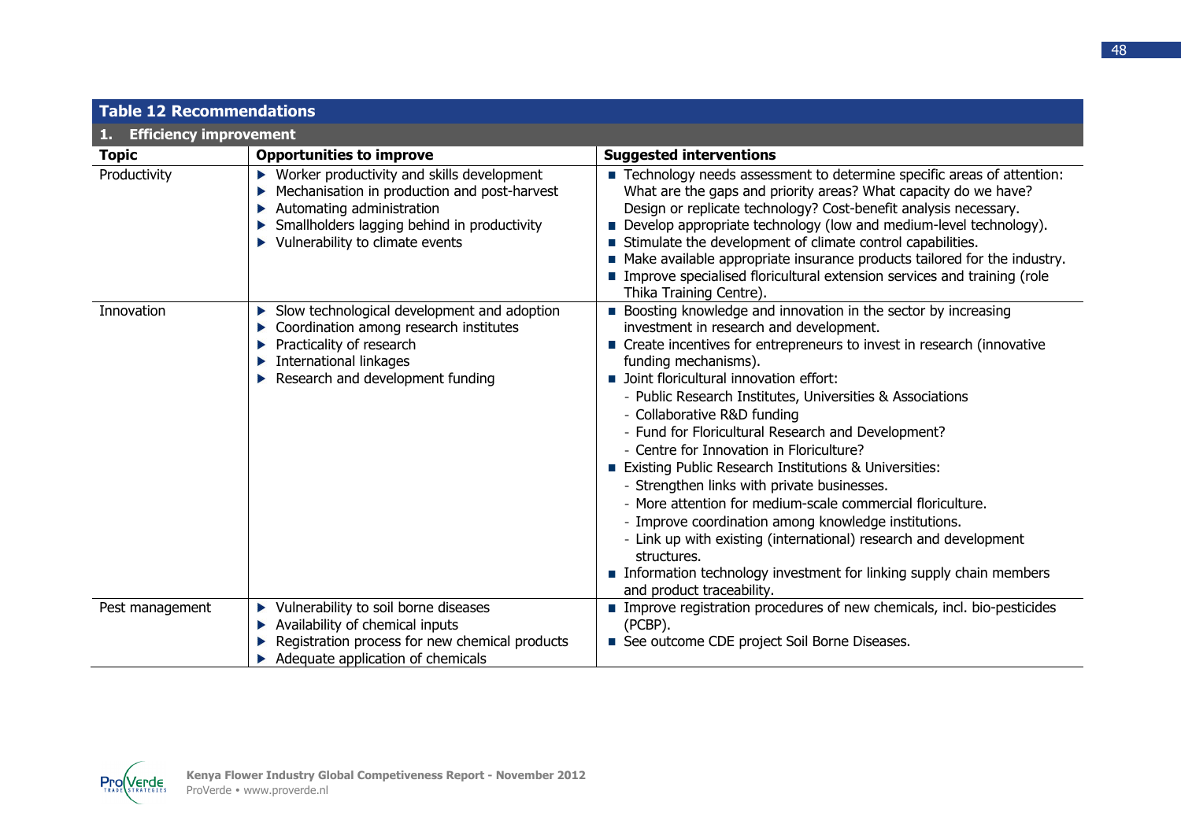**Table 12 Recommendations**

**1. Efficiency improvement**

| Topic | Opportunities to improve | Suggested interventions |
|---|---|---|
| Productivity | ▶ Worker productivity and skills development<br>▶ Mechanisation in production and post-harvest<br>▶ Automating administration<br>▶ Smallholders lagging behind in productivity<br>▶ Vulnerability to climate events | ■ Technology needs assessment to determine specific areas of attention: What are the gaps and priority areas? What capacity do we have? Design or replicate technology? Cost-benefit analysis necessary.<br>■ Develop appropriate technology (low and medium-level technology).<br>■ Stimulate the development of climate control capabilities.<br>■ Make available appropriate insurance products tailored for the industry.<br>■ Improve specialised floricultural extension services and training (role Thika Training Centre). |
| Innovation | ▶ Slow technological development and adoption<br>▶ Coordination among research institutes<br>▶ Practicality of research<br>▶ International linkages<br>▶ Research and development funding | ■ Boosting knowledge and innovation in the sector by increasing investment in research and development.<br>■ Create incentives for entrepreneurs to invest in research (innovative funding mechanisms).<br>■ Joint floricultural innovation effort:<br>- Public Research Institutes, Universities & Associations<br>- Collaborative R&D funding<br>- Fund for Floricultural Research and Development?<br>- Centre for Innovation in Floriculture?<br>■ Existing Public Research Institutions & Universities:<br>- Strengthen links with private businesses.<br>- More attention for medium-scale commercial floriculture.<br>- Improve coordination among knowledge institutions.<br>- Link up with existing (international) research and development structures.<br>■ Information technology investment for linking supply chain members and product traceability. |
| Pest management | ▶ Vulnerability to soil borne diseases<br>▶ Availability of chemical inputs<br>▶ Registration process for new chemical products<br>▶ Adequate application of chemicals | ■ Improve registration procedures of new chemicals, incl. bio-pesticides (PCBP).<br>■ See outcome CDE project Soil Borne Diseases. |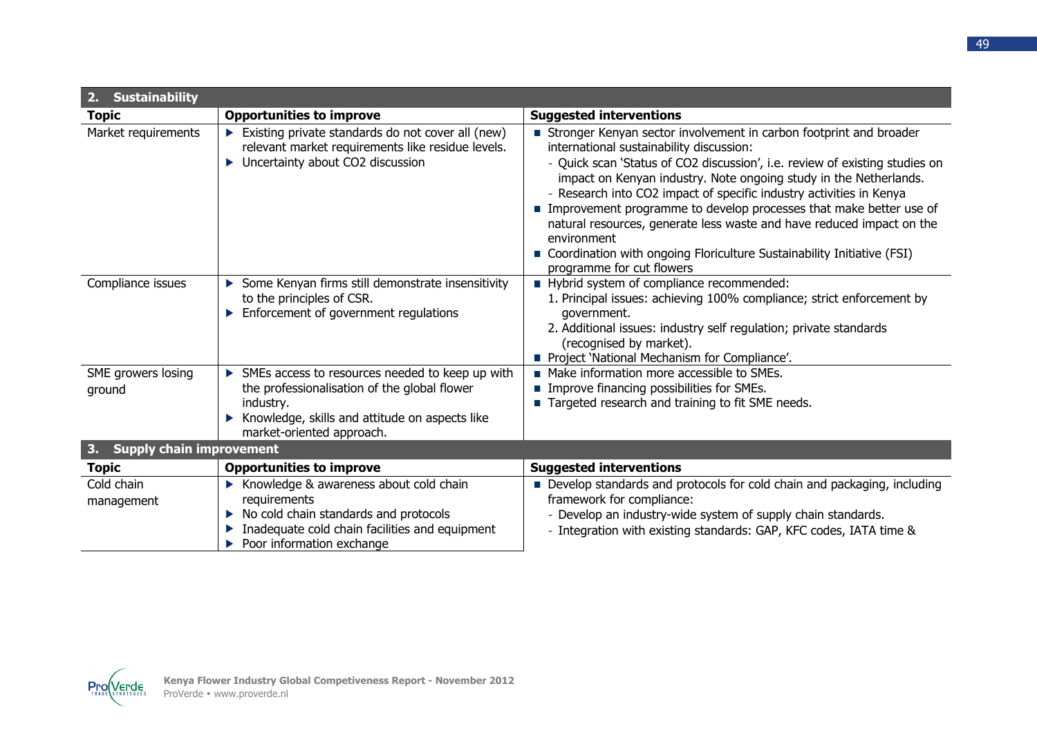| **2. Sustainability** | | |
|---|---|---|
| **Topic** | **Opportunities to improve** | **Suggested interventions** |
| Market requirements | ▶ Existing private standards do not cover all (new) relevant market requirements like residue levels.<br>▶ Uncertainty about $CO_2$ discussion | ■ Stronger Kenyan sector involvement in carbon footprint and broader international sustainability discussion:<br>- Quick scan 'Status of $CO_2$ discussion', i.e. review of existing studies on impact on Kenyan industry. Note ongoing study in the Netherlands.<br>- Research into $CO_2$ impact of specific industry activities in Kenya<br>■ Improvement programme to develop processes that make better use of natural resources, generate less waste and have reduced impact on the environment<br>■ Coordination with ongoing Floriculture Sustainability Initiative (FSI) programme for cut flowers |
| Compliance issues | ▶ Some Kenyan firms still demonstrate insensitivity to the principles of CSR.<br>▶ Enforcement of government regulations | ■ Hybrid system of compliance recommended:<br>1. Principal issues: achieving 100% compliance; strict enforcement by government.<br>2. Additional issues: industry self regulation; private standards (recognised by market).<br>■ Project 'National Mechanism for Compliance'. |
| SME growers losing ground | ▶ SMEs access to resources needed to keep up with the professionalisation of the global flower industry.<br>▶ Knowledge, skills and attitude on aspects like market-oriented approach. | ■ Make information more accessible to SMEs.<br>■ Improve financing possibilities for SMEs.<br>■ Targeted research and training to fit SME needs. |
| **3. Supply chain improvement** | | |
| **Topic** | **Opportunities to improve** | **Suggested interventions** |
| Cold chain management | ▶ Knowledge & awareness about cold chain requirements<br>▶ No cold chain standards and protocols<br>▶ Inadequate cold chain facilities and equipment<br>▶ Poor information exchange | ■ Develop standards and protocols for cold chain and packaging, including framework for compliance:<br>- Develop an industry-wide system of supply chain standards.<br>- Integration with existing standards: GAP, KFC codes, IATA time & |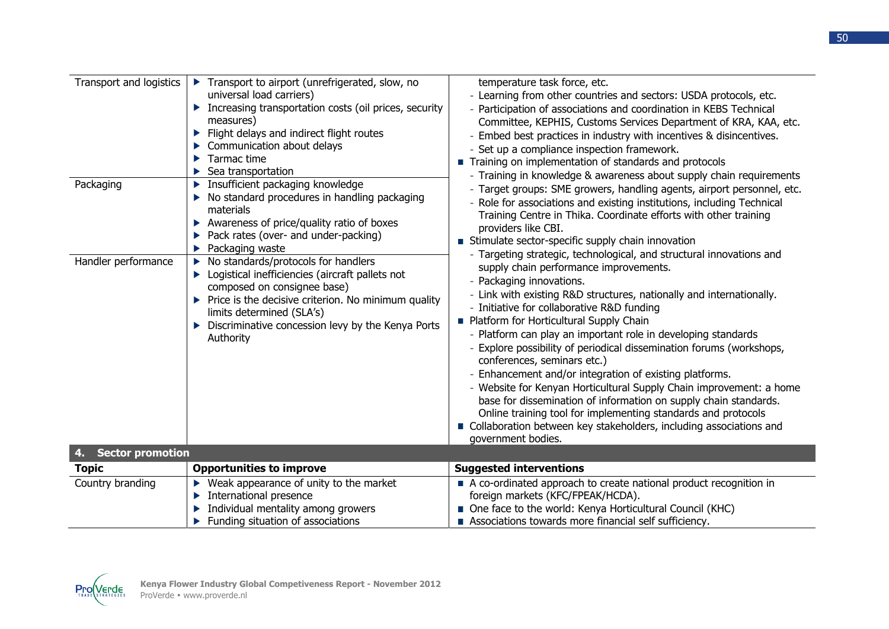| Topic | Opportunities to improve | Suggested interventions |
|---|---|---|
| Transport and logistics | ▶ Transport to airport (unrefrigerated, slow, no universal load carriers)<br>▶ Increasing transportation costs (oil prices, security measures)<br>▶ Flight delays and indirect flight routes<br>▶ Communication about delays<br>▶ Tarmac time<br>▶ Sea transportation | temperature task force, etc.<br>- Learning from other countries and sectors: USDA protocols, etc.<br>- Participation of associations and coordination in KEBS Technical Committee, KEPHIS, Customs Services Department of KRA, KAA, etc.<br>- Embed best practices in industry with incentives & disincentives.<br>- Set up a compliance inspection framework.<br>■ Training on implementation of standards and protocols<br>- Training in knowledge & awareness about supply chain requirements<br>- Target groups: SME growers, handling agents, airport personnel, etc.<br>- Role for associations and existing institutions, including Technical Training Centre in Thika. Coordinate efforts with other training providers like CBI.<br>■ Stimulate sector-specific supply chain innovation<br>- Targeting strategic, technological, and structural innovations and supply chain performance improvements.<br>- Packaging innovations.<br>- Link with existing R&D structures, nationally and internationally.<br>- Initiative for collaborative R&D funding<br>■ Platform for Horticultural Supply Chain<br>- Platform can play an important role in developing standards<br>- Explore possibility of periodical dissemination forums (workshops, conferences, seminars etc.)<br>- Enhancement and/or integration of existing platforms.<br>- Website for Kenyan Horticultural Supply Chain improvement: a home base for dissemination of information on supply chain standards. Online training tool for implementing standards and protocols<br>■ Collaboration between key stakeholders, including associations and government bodies. |
| Packaging | ▶ Insufficient packaging knowledge<br>▶ No standard procedures in handling packaging materials<br>▶ Awareness of price/quality ratio of boxes<br>▶ Pack rates (over- and under-packing)<br>▶ Packaging waste | |
| Handler performance | ▶ No standards/protocols for handlers<br>▶ Logistical inefficiencies (aircraft pallets not composed on consignee base)<br>▶ Price is the decisive criterion. No minimum quality limits determined (SLA's)<br>▶ Discriminative concession levy by the Kenya Ports Authority | |
| **4. Sector promotion** | | |
| **Topic** | **Opportunities to improve** | **Suggested interventions** |
| Country branding | ▶ Weak appearance of unity to the market<br>▶ International presence<br>▶ Individual mentality among growers<br>▶ Funding situation of associations | ■ A co-ordinated approach to create national product recognition in foreign markets (KFC/FPEAK/HCDA).<br>■ One face to the world: Kenya Horticultural Council (KHC)<br>■ Associations towards more financial self sufficiency. |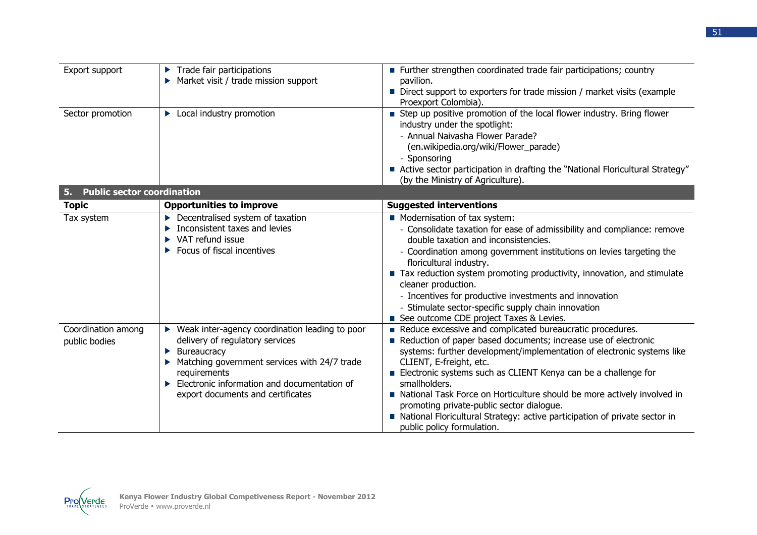| | | |
|---|---|---|
| Export support | ▶ Trade fair participations<br>▶ Market visit / trade mission support | ■ Further strengthen coordinated trade fair participations; country pavilion.<br>■ Direct support to exporters for trade mission / market visits (example Proexport Colombia). |
| Sector promotion | ▶ Local industry promotion | ■ Step up positive promotion of the local flower industry. Bring flower industry under the spotlight:<br>- Annual Naivasha Flower Parade? (en.wikipedia.org/wiki/Flower_parade)<br>- Sponsoring<br>■ Active sector participation in drafting the "National Floricultural Strategy" (by the Ministry of Agriculture). |

**5. Public sector coordination**

| Topic | Opportunities to improve | Suggested interventions |
|---|---|---|
| Tax system | ▶ Decentralised system of taxation<br>▶ Inconsistent taxes and levies<br>▶ VAT refund issue<br>▶ Focus of fiscal incentives | ■ Modernisation of tax system:<br>- Consolidate taxation for ease of admissibility and compliance: remove double taxation and inconsistencies.<br>- Coordination among government institutions on levies targeting the floricultural industry.<br>■ Tax reduction system promoting productivity, innovation, and stimulate cleaner production.<br>- Incentives for productive investments and innovation<br>- Stimulate sector-specific supply chain innovation<br>■ See outcome CDE project Taxes & Levies. |
| Coordination among public bodies | ▶ Weak inter-agency coordination leading to poor delivery of regulatory services<br>▶ Bureaucracy<br>▶ Matching government services with 24/7 trade requirements<br>▶ Electronic information and documentation of export documents and certificates | ■ Reduce excessive and complicated bureaucratic procedures.<br>■ Reduction of paper based documents; increase use of electronic systems: further development/implementation of electronic systems like CLIENT, E-freight, etc.<br>■ Electronic systems such as CLIENT Kenya can be a challenge for smallholders.<br>■ National Task Force on Horticulture should be more actively involved in promoting private-public sector dialogue.<br>■ National Floricultural Strategy: active participation of private sector in public policy formulation. |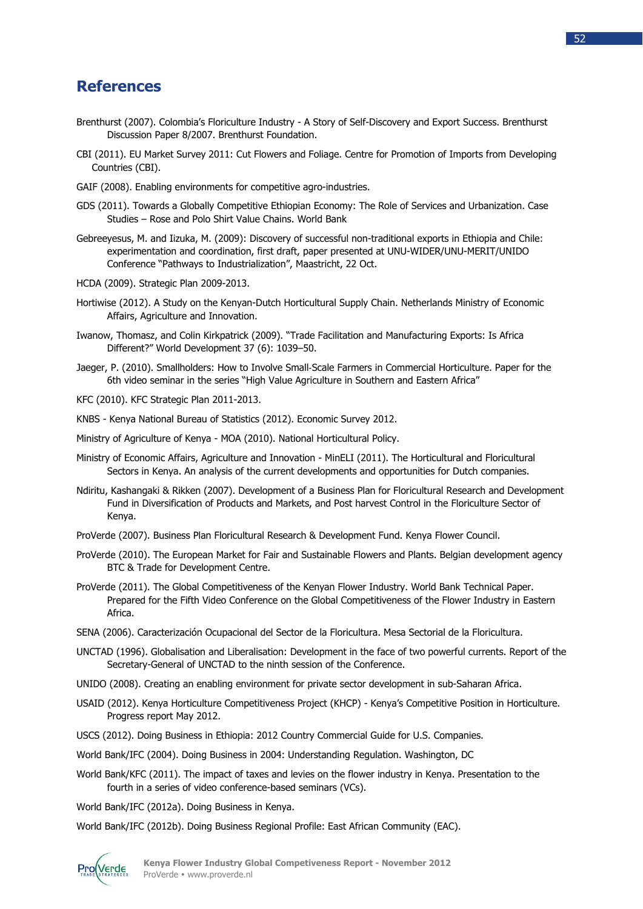# References

Brenthurst (2007). Colombia's Floriculture Industry - A Story of Self-Discovery and Export Success. Brenthurst Discussion Paper 8/2007. Brenthurst Foundation.

CBI (2011). EU Market Survey 2011: Cut Flowers and Foliage. Centre for Promotion of Imports from Developing Countries (CBI).

GAIF (2008). Enabling environments for competitive agro-industries.

GDS (2011). Towards a Globally Competitive Ethiopian Economy: The Role of Services and Urbanization. Case Studies – Rose and Polo Shirt Value Chains. World Bank

Gebreeyesus, M. and Iizuka, M. (2009): Discovery of successful non-traditional exports in Ethiopia and Chile: experimentation and coordination, first draft, paper presented at UNU-WIDER/UNU-MERIT/UNIDO Conference "Pathways to Industrialization", Maastricht, 22 Oct.

HCDA (2009). Strategic Plan 2009-2013.

Hortiwise (2012). A Study on the Kenyan-Dutch Horticultural Supply Chain. Netherlands Ministry of Economic Affairs, Agriculture and Innovation.

Iwanow, Thomasz, and Colin Kirkpatrick (2009). "Trade Facilitation and Manufacturing Exports: Is Africa Different?" World Development 37 (6): 1039–50.

Jaeger, P. (2010). Smallholders: How to Involve Small-Scale Farmers in Commercial Horticulture. Paper for the 6th video seminar in the series "High Value Agriculture in Southern and Eastern Africa"

KFC (2010). KFC Strategic Plan 2011-2013.

KNBS - Kenya National Bureau of Statistics (2012). Economic Survey 2012.

Ministry of Agriculture of Kenya - MOA (2010). National Horticultural Policy.

Ministry of Economic Affairs, Agriculture and Innovation - MinELI (2011). The Horticultural and Floricultural Sectors in Kenya. An analysis of the current developments and opportunities for Dutch companies.

Ndiritu, Kashangaki & Rikken (2007). Development of a Business Plan for Floricultural Research and Development Fund in Diversification of Products and Markets, and Post harvest Control in the Floriculture Sector of Kenya.

ProVerde (2007). Business Plan Floricultural Research & Development Fund. Kenya Flower Council.

ProVerde (2010). The European Market for Fair and Sustainable Flowers and Plants. Belgian development agency BTC & Trade for Development Centre.

ProVerde (2011). The Global Competitiveness of the Kenyan Flower Industry. World Bank Technical Paper. Prepared for the Fifth Video Conference on the Global Competitiveness of the Flower Industry in Eastern Africa.

SENA (2006). Caracterización Ocupacional del Sector de la Floricultura. Mesa Sectorial de la Floricultura.

UNCTAD (1996). Globalisation and Liberalisation: Development in the face of two powerful currents. Report of the Secretary-General of UNCTAD to the ninth session of the Conference.

UNIDO (2008). Creating an enabling environment for private sector development in sub-Saharan Africa.

USAID (2012). Kenya Horticulture Competitiveness Project (KHCP) - Kenya's Competitive Position in Horticulture. Progress report May 2012.

USCS (2012). Doing Business in Ethiopia: 2012 Country Commercial Guide for U.S. Companies.

World Bank/IFC (2004). Doing Business in 2004: Understanding Regulation. Washington, DC

World Bank/KFC (2011). The impact of taxes and levies on the flower industry in Kenya. Presentation to the fourth in a series of video conference-based seminars (VCs).

World Bank/IFC (2012a). Doing Business in Kenya.

World Bank/IFC (2012b). Doing Business Regional Profile: East African Community (EAC).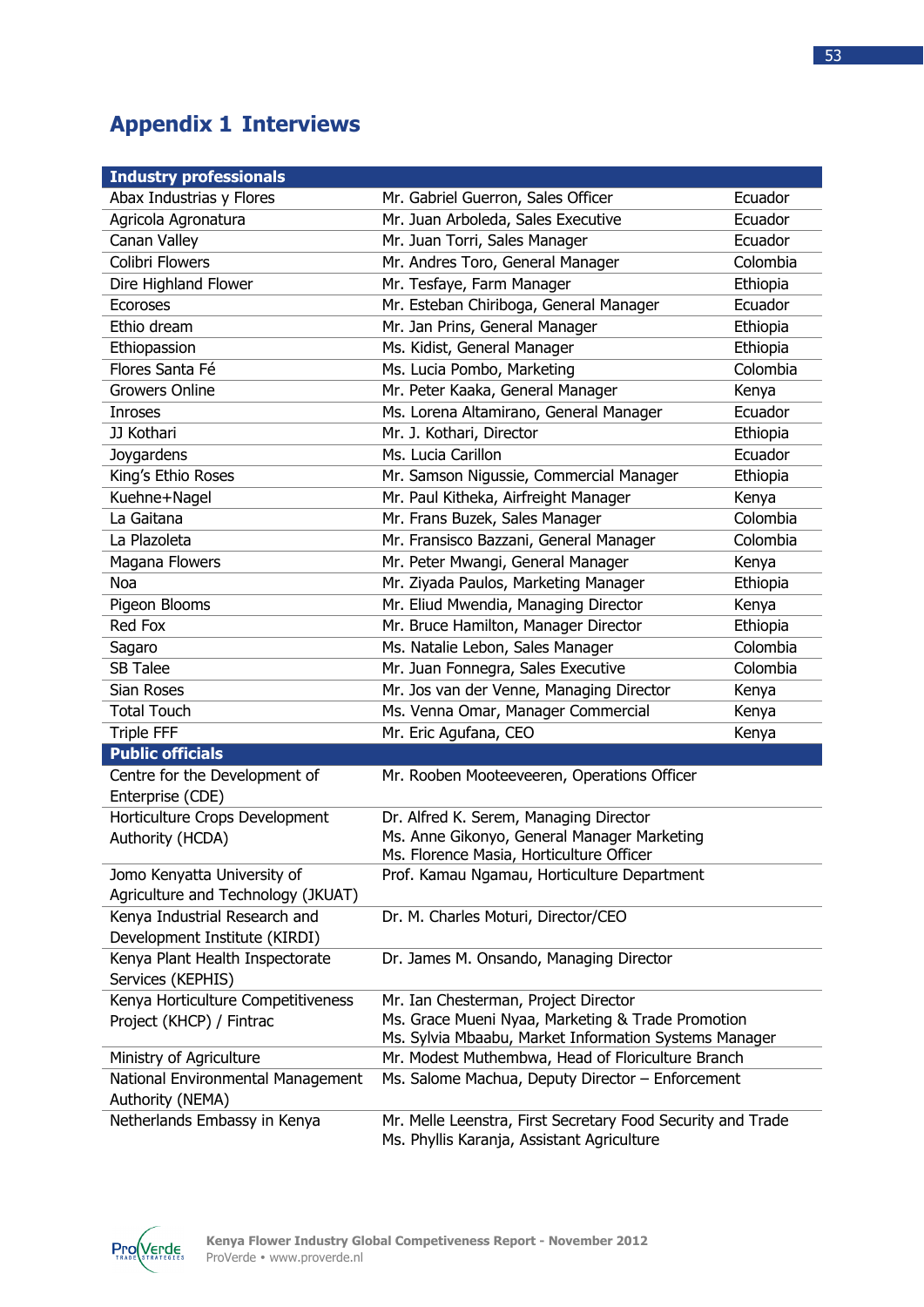# Appendix 1 Interviews

| Industry professionals | | |
|---|---|---|
| Abax Industrias y Flores | Mr. Gabriel Guerron, Sales Officer | Ecuador |
| Agricola Agronatura | Mr. Juan Arboleda, Sales Executive | Ecuador |
| Canan Valley | Mr. Juan Torri, Sales Manager | Ecuador |
| Colibri Flowers | Mr. Andres Toro, General Manager | Colombia |
| Dire Highland Flower | Mr. Tesfaye, Farm Manager | Ethiopia |
| Ecoroses | Mr. Esteban Chiriboga, General Manager | Ecuador |
| Ethio dream | Mr. Jan Prins, General Manager | Ethiopia |
| Ethiopassion | Ms. Kidist, General Manager | Ethiopia |
| Flores Santa Fé | Ms. Lucia Pombo, Marketing | Colombia |
| Growers Online | Mr. Peter Kaaka, General Manager | Kenya |
| Inroses | Ms. Lorena Altamirano, General Manager | Ecuador |
| JJ Kothari | Mr. J. Kothari, Director | Ethiopia |
| Joygardens | Ms. Lucia Carillon | Ecuador |
| King's Ethio Roses | Mr. Samson Nigussie, Commercial Manager | Ethiopia |
| Kuehne+Nagel | Mr. Paul Kitheka, Airfreight Manager | Kenya |
| La Gaitana | Mr. Frans Buzek, Sales Manager | Colombia |
| La Plazoleta | Mr. Fransisco Bazzani, General Manager | Colombia |
| Magana Flowers | Mr. Peter Mwangi, General Manager | Kenya |
| Noa | Mr. Ziyada Paulos, Marketing Manager | Ethiopia |
| Pigeon Blooms | Mr. Eliud Mwendia, Managing Director | Kenya |
| Red Fox | Mr. Bruce Hamilton, Manager Director | Ethiopia |
| Sagaro | Ms. Natalie Lebon, Sales Manager | Colombia |
| SB Talee | Mr. Juan Fonnegra, Sales Executive | Colombia |
| Sian Roses | Mr. Jos van der Venne, Managing Director | Kenya |
| Total Touch | Ms. Venna Omar, Manager Commercial | Kenya |
| Triple FFF | Mr. Eric Agufana, CEO | Kenya |
| **Public officials** | | |
| Centre for the Development of Enterprise (CDE) | Mr. Rooben Mooteeveeren, Operations Officer | |
| Horticulture Crops Development Authority (HCDA) | Dr. Alfred K. Serem, Managing Director<br>Ms. Anne Gikonyo, General Manager Marketing<br>Ms. Florence Masia, Horticulture Officer | |
| Jomo Kenyatta University of Agriculture and Technology (JKUAT) | Prof. Kamau Ngamau, Horticulture Department | |
| Kenya Industrial Research and Development Institute (KIRDI) | Dr. M. Charles Moturi, Director/CEO | |
| Kenya Plant Health Inspectorate Services (KEPHIS) | Dr. James M. Onsando, Managing Director | |
| Kenya Horticulture Competitiveness Project (KHCP) / Fintrac | Mr. Ian Chesterman, Project Director<br>Ms. Grace Mueni Nyaa, Marketing & Trade Promotion<br>Ms. Sylvia Mbaabu, Market Information Systems Manager | |
| Ministry of Agriculture | Mr. Modest Muthembwa, Head of Floriculture Branch | |
| National Environmental Management Authority (NEMA) | Ms. Salome Machua, Deputy Director – Enforcement | |
| Netherlands Embassy in Kenya | Mr. Melle Leenstra, First Secretary Food Security and Trade<br>Ms. Phyllis Karanja, Assistant Agriculture | |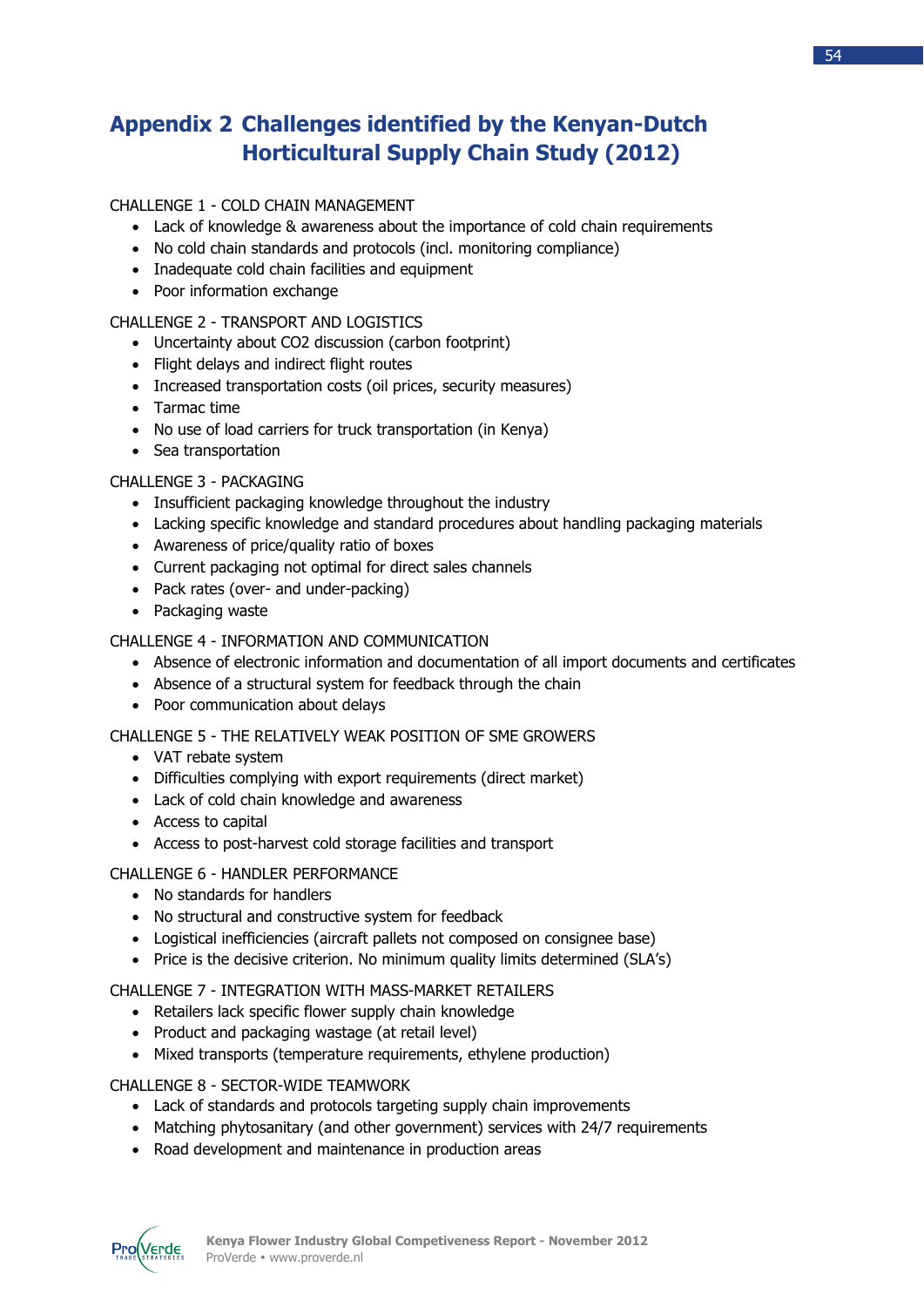# Appendix 2 Challenges identified by the Kenyan-Dutch Horticultural Supply Chain Study (2012)

CHALLENGE 1 - COLD CHAIN MANAGEMENT

- Lack of knowledge & awareness about the importance of cold chain requirements
- No cold chain standards and protocols (incl. monitoring compliance)
- Inadequate cold chain facilities and equipment
- Poor information exchange

CHALLENGE 2 - TRANSPORT AND LOGISTICS

- Uncertainty about CO2 discussion (carbon footprint)
- Flight delays and indirect flight routes
- Increased transportation costs (oil prices, security measures)
- Tarmac time
- No use of load carriers for truck transportation (in Kenya)
- Sea transportation

CHALLENGE 3 - PACKAGING

- Insufficient packaging knowledge throughout the industry
- Lacking specific knowledge and standard procedures about handling packaging materials
- Awareness of price/quality ratio of boxes
- Current packaging not optimal for direct sales channels
- Pack rates (over- and under-packing)
- Packaging waste

CHALLENGE 4 - INFORMATION AND COMMUNICATION

- Absence of electronic information and documentation of all import documents and certificates
- Absence of a structural system for feedback through the chain
- Poor communication about delays

CHALLENGE 5 - THE RELATIVELY WEAK POSITION OF SME GROWERS

- VAT rebate system
- Difficulties complying with export requirements (direct market)
- Lack of cold chain knowledge and awareness
- Access to capital
- Access to post-harvest cold storage facilities and transport

CHALLENGE 6 - HANDLER PERFORMANCE

- No standards for handlers
- No structural and constructive system for feedback
- Logistical inefficiencies (aircraft pallets not composed on consignee base)
- Price is the decisive criterion. No minimum quality limits determined (SLA's)

CHALLENGE 7 - INTEGRATION WITH MASS-MARKET RETAILERS

- Retailers lack specific flower supply chain knowledge
- Product and packaging wastage (at retail level)
- Mixed transports (temperature requirements, ethylene production)

CHALLENGE 8 - SECTOR-WIDE TEAMWORK

- Lack of standards and protocols targeting supply chain improvements
- Matching phytosanitary (and other government) services with 24/7 requirements
- Road development and maintenance in production areas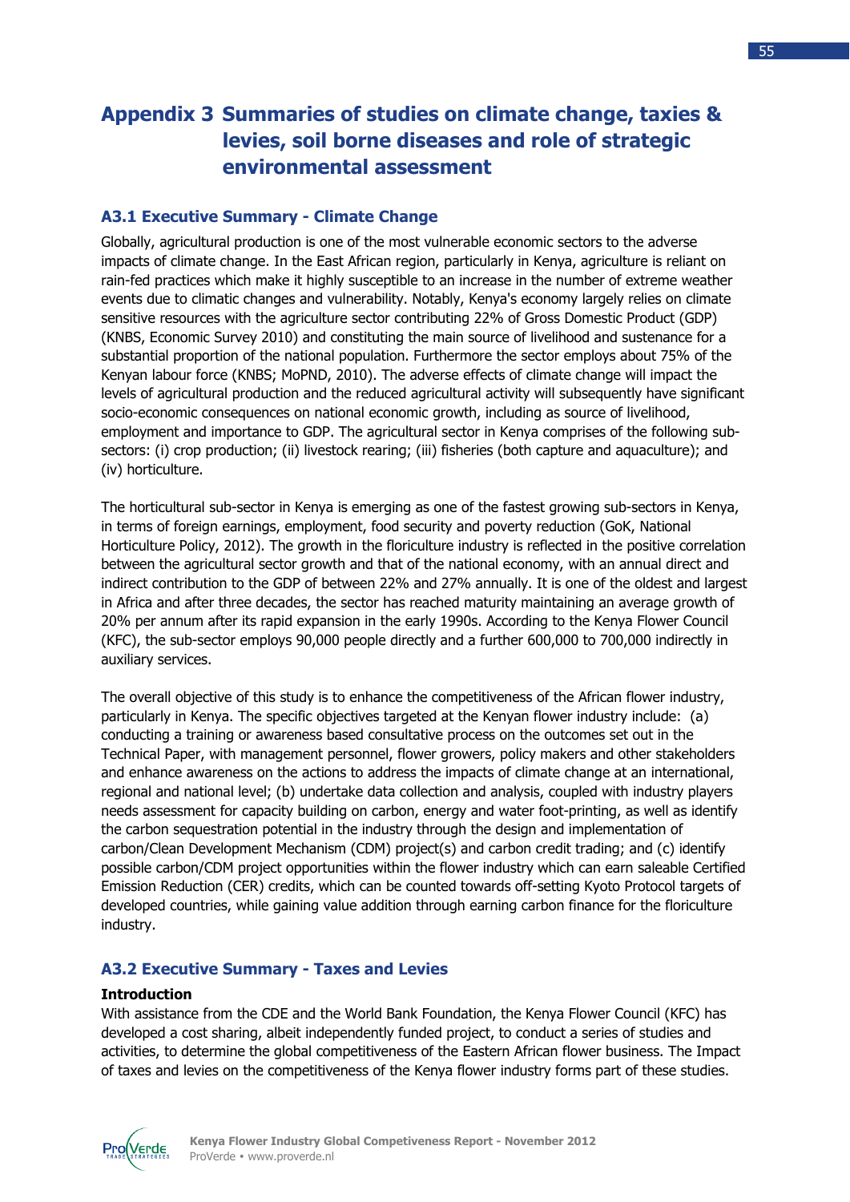# Appendix 3 Summaries of studies on climate change, taxies & levies, soil borne diseases and role of strategic environmental assessment

## A3.1 Executive Summary - Climate Change

Globally, agricultural production is one of the most vulnerable economic sectors to the adverse impacts of climate change. In the East African region, particularly in Kenya, agriculture is reliant on rain-fed practices which make it highly susceptible to an increase in the number of extreme weather events due to climatic changes and vulnerability. Notably, Kenya's economy largely relies on climate sensitive resources with the agriculture sector contributing 22% of Gross Domestic Product (GDP) (KNBS, Economic Survey 2010) and constituting the main source of livelihood and sustenance for a substantial proportion of the national population. Furthermore the sector employs about 75% of the Kenyan labour force (KNBS; MoPND, 2010). The adverse effects of climate change will impact the levels of agricultural production and the reduced agricultural activity will subsequently have significant socio-economic consequences on national economic growth, including as source of livelihood, employment and importance to GDP. The agricultural sector in Kenya comprises of the following sub-sectors: (i) crop production; (ii) livestock rearing; (iii) fisheries (both capture and aquaculture); and (iv) horticulture.

The horticultural sub-sector in Kenya is emerging as one of the fastest growing sub-sectors in Kenya, in terms of foreign earnings, employment, food security and poverty reduction (GoK, National Horticulture Policy, 2012). The growth in the floriculture industry is reflected in the positive correlation between the agricultural sector growth and that of the national economy, with an annual direct and indirect contribution to the GDP of between 22% and 27% annually. It is one of the oldest and largest in Africa and after three decades, the sector has reached maturity maintaining an average growth of 20% per annum after its rapid expansion in the early 1990s. According to the Kenya Flower Council (KFC), the sub-sector employs 90,000 people directly and a further 600,000 to 700,000 indirectly in auxiliary services.

The overall objective of this study is to enhance the competitiveness of the African flower industry, particularly in Kenya. The specific objectives targeted at the Kenyan flower industry include: (a) conducting a training or awareness based consultative process on the outcomes set out in the Technical Paper, with management personnel, flower growers, policy makers and other stakeholders and enhance awareness on the actions to address the impacts of climate change at an international, regional and national level; (b) undertake data collection and analysis, coupled with industry players needs assessment for capacity building on carbon, energy and water foot-printing, as well as identify the carbon sequestration potential in the industry through the design and implementation of carbon/Clean Development Mechanism (CDM) project(s) and carbon credit trading; and (c) identify possible carbon/CDM project opportunities within the flower industry which can earn saleable Certified Emission Reduction (CER) credits, which can be counted towards off-setting Kyoto Protocol targets of developed countries, while gaining value addition through earning carbon finance for the floriculture industry.

## A3.2 Executive Summary - Taxes and Levies

**Introduction**

With assistance from the CDE and the World Bank Foundation, the Kenya Flower Council (KFC) has developed a cost sharing, albeit independently funded project, to conduct a series of studies and activities, to determine the global competitiveness of the Eastern African flower business. The Impact of taxes and levies on the competitiveness of the Kenya flower industry forms part of these studies.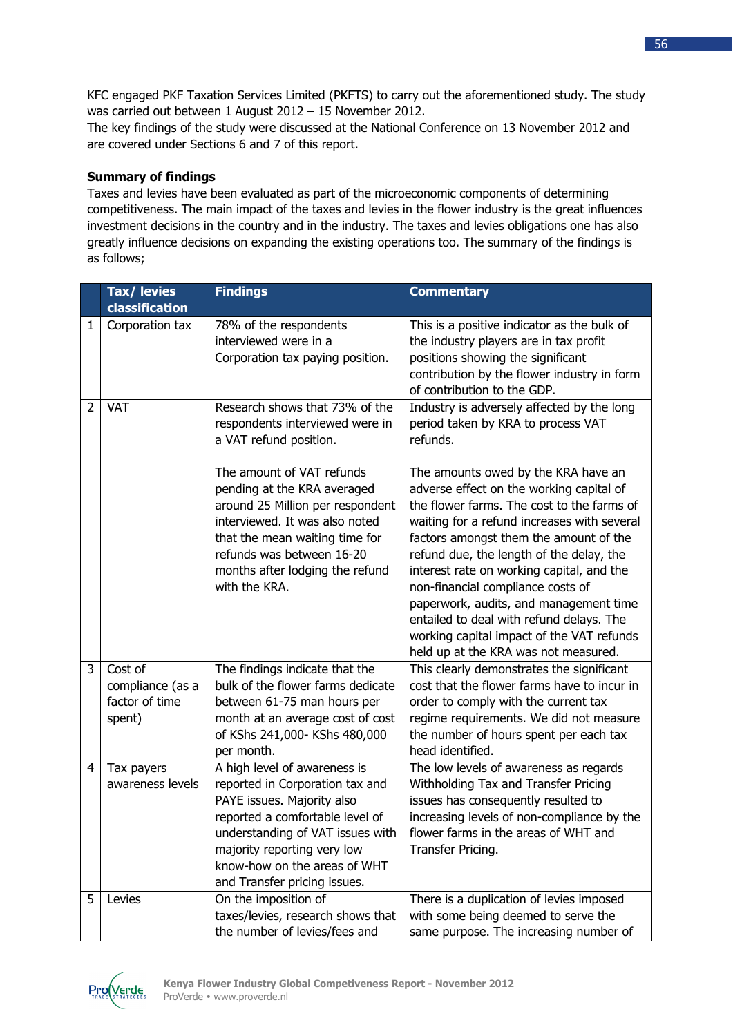KFC engaged PKF Taxation Services Limited (PKFTS) to carry out the aforementioned study. The study was carried out between 1 August 2012 – 15 November 2012.
The key findings of the study were discussed at the National Conference on 13 November 2012 and are covered under Sections 6 and 7 of this report.

**Summary of findings**
Taxes and levies have been evaluated as part of the microeconomic components of determining competitiveness. The main impact of the taxes and levies in the flower industry is the great influences investment decisions in the country and in the industry. The taxes and levies obligations one has also greatly influence decisions on expanding the existing operations too. The summary of the findings is as follows;

| | Tax/ levies classification | Findings | Commentary |
|---|---|---|---|
| 1 | Corporation tax | 78% of the respondents interviewed were in a Corporation tax paying position. | This is a positive indicator as the bulk of the industry players are in tax profit positions showing the significant contribution by the flower industry in form of contribution to the GDP. |
| 2 | VAT | Research shows that 73% of the respondents interviewed were in a VAT refund position.<br><br>The amount of VAT refunds pending at the KRA averaged around 25 Million per respondent interviewed. It was also noted that the mean waiting time for refunds was between 16-20 months after lodging the refund with the KRA. | Industry is adversely affected by the long period taken by KRA to process VAT refunds.<br><br>The amounts owed by the KRA have an adverse effect on the working capital of the flower farms. The cost to the farms of waiting for a refund increases with several factors amongst them the amount of the refund due, the length of the delay, the interest rate on working capital, and the non-financial compliance costs of paperwork, audits, and management time entailed to deal with refund delays. The working capital impact of the VAT refunds held up at the KRA was not measured. |
| 3 | Cost of compliance (as a factor of time spent) | The findings indicate that the bulk of the flower farms dedicate between 61-75 man hours per month at an average cost of cost of KShs 241,000- KShs 480,000 per month. | This clearly demonstrates the significant cost that the flower farms have to incur in order to comply with the current tax regime requirements. We did not measure the number of hours spent per each tax head identified. |
| 4 | Tax payers awareness levels | A high level of awareness is reported in Corporation tax and PAYE issues. Majority also reported a comfortable level of understanding of VAT issues with majority reporting very low know-how on the areas of WHT and Transfer pricing issues. | The low levels of awareness as regards Withholding Tax and Transfer Pricing issues has consequently resulted to increasing levels of non-compliance by the flower farms in the areas of WHT and Transfer Pricing. |
| 5 | Levies | On the imposition of taxes/levies, research shows that the number of levies/fees and | There is a duplication of levies imposed with some being deemed to serve the same purpose. The increasing number of |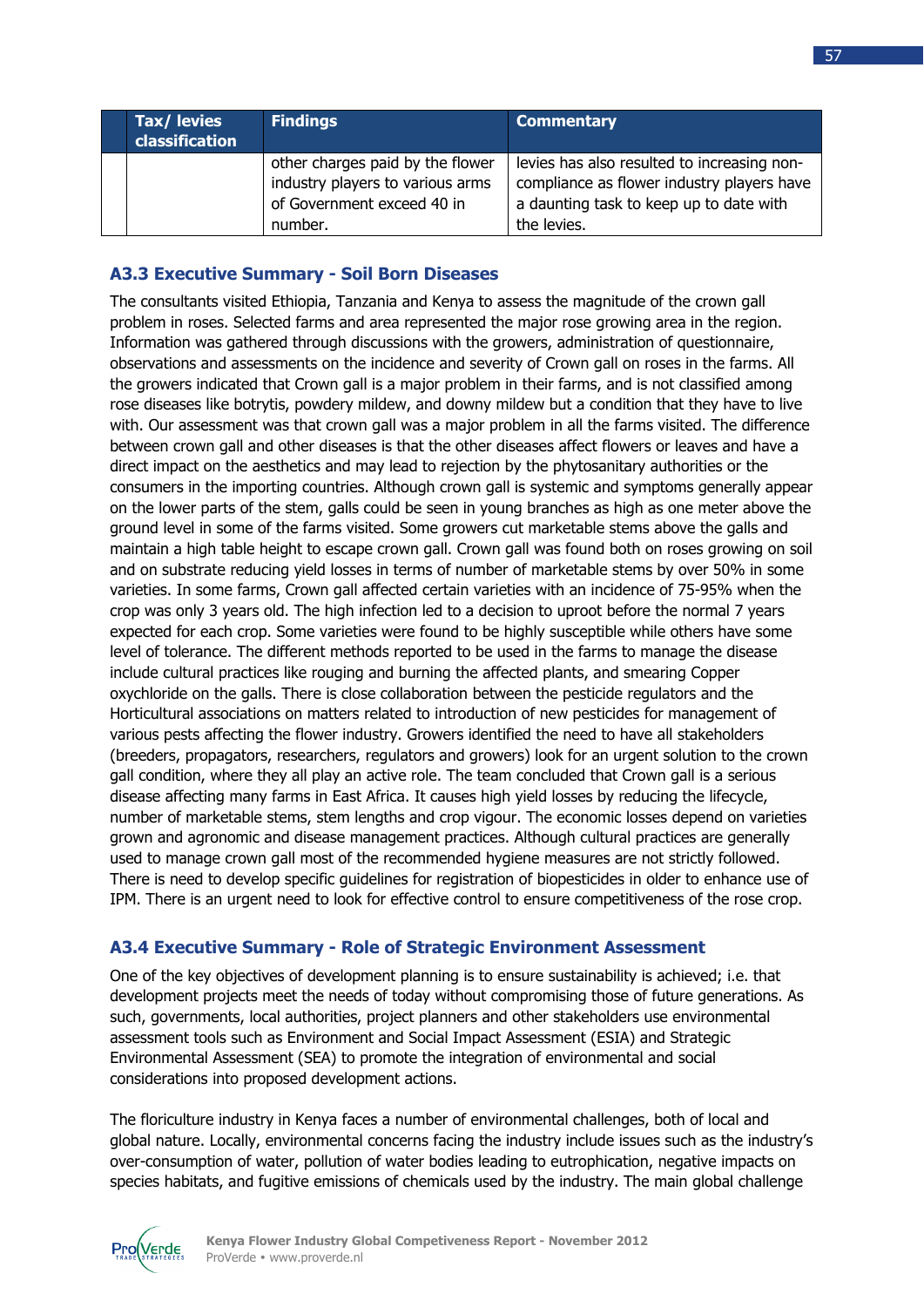| | Tax/ levies classification | Findings | Commentary |
|---|---|---|---|
| | | other charges paid by the flower industry players to various arms of Government exceed 40 in number. | levies has also resulted to increasing non-compliance as flower industry players have a daunting task to keep up to date with the levies. |

### A3.3 Executive Summary - Soil Born Diseases

The consultants visited Ethiopia, Tanzania and Kenya to assess the magnitude of the crown gall problem in roses. Selected farms and area represented the major rose growing area in the region. Information was gathered through discussions with the growers, administration of questionnaire, observations and assessments on the incidence and severity of Crown gall on roses in the farms. All the growers indicated that Crown gall is a major problem in their farms, and is not classified among rose diseases like botrytis, powdery mildew, and downy mildew but a condition that they have to live with. Our assessment was that crown gall was a major problem in all the farms visited. The difference between crown gall and other diseases is that the other diseases affect flowers or leaves and have a direct impact on the aesthetics and may lead to rejection by the phytosanitary authorities or the consumers in the importing countries. Although crown gall is systemic and symptoms generally appear on the lower parts of the stem, galls could be seen in young branches as high as one meter above the ground level in some of the farms visited. Some growers cut marketable stems above the galls and maintain a high table height to escape crown gall. Crown gall was found both on roses growing on soil and on substrate reducing yield losses in terms of number of marketable stems by over 50% in some varieties. In some farms, Crown gall affected certain varieties with an incidence of 75-95% when the crop was only 3 years old. The high infection led to a decision to uproot before the normal 7 years expected for each crop. Some varieties were found to be highly susceptible while others have some level of tolerance. The different methods reported to be used in the farms to manage the disease include cultural practices like rouging and burning the affected plants, and smearing Copper oxychloride on the galls. There is close collaboration between the pesticide regulators and the Horticultural associations on matters related to introduction of new pesticides for management of various pests affecting the flower industry. Growers identified the need to have all stakeholders (breeders, propagators, researchers, regulators and growers) look for an urgent solution to the crown gall condition, where they all play an active role. The team concluded that Crown gall is a serious disease affecting many farms in East Africa. It causes high yield losses by reducing the lifecycle, number of marketable stems, stem lengths and crop vigour. The economic losses depend on varieties grown and agronomic and disease management practices. Although cultural practices are generally used to manage crown gall most of the recommended hygiene measures are not strictly followed. There is need to develop specific guidelines for registration of biopesticides in older to enhance use of IPM. There is an urgent need to look for effective control to ensure competitiveness of the rose crop.

### A3.4 Executive Summary - Role of Strategic Environment Assessment

One of the key objectives of development planning is to ensure sustainability is achieved; i.e. that development projects meet the needs of today without compromising those of future generations. As such, governments, local authorities, project planners and other stakeholders use environmental assessment tools such as Environment and Social Impact Assessment (ESIA) and Strategic Environmental Assessment (SEA) to promote the integration of environmental and social considerations into proposed development actions.

The floriculture industry in Kenya faces a number of environmental challenges, both of local and global nature. Locally, environmental concerns facing the industry include issues such as the industry's over-consumption of water, pollution of water bodies leading to eutrophication, negative impacts on species habitats, and fugitive emissions of chemicals used by the industry. The main global challenge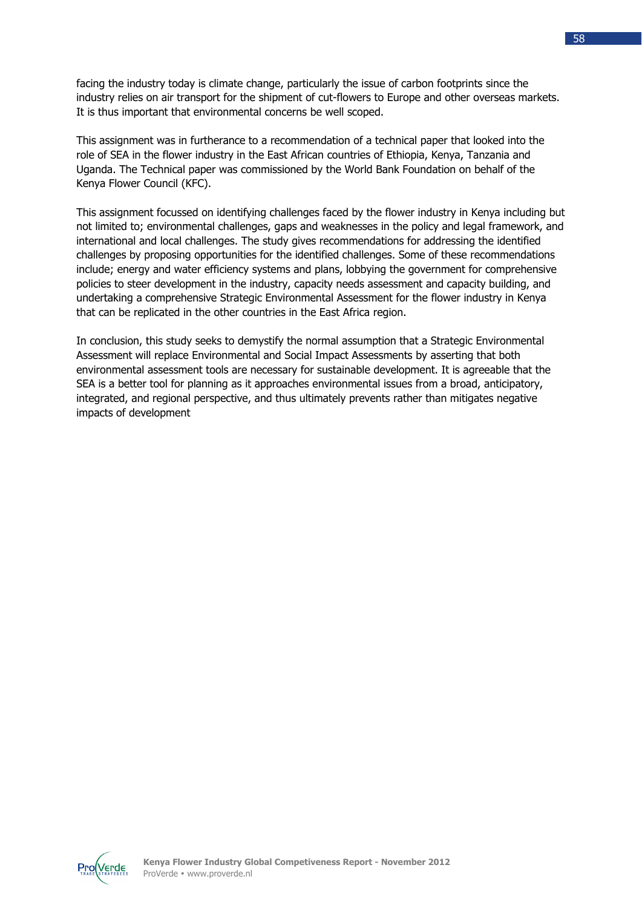facing the industry today is climate change, particularly the issue of carbon footprints since the industry relies on air transport for the shipment of cut-flowers to Europe and other overseas markets. It is thus important that environmental concerns be well scoped.

This assignment was in furtherance to a recommendation of a technical paper that looked into the role of SEA in the flower industry in the East African countries of Ethiopia, Kenya, Tanzania and Uganda. The Technical paper was commissioned by the World Bank Foundation on behalf of the Kenya Flower Council (KFC).

This assignment focussed on identifying challenges faced by the flower industry in Kenya including but not limited to; environmental challenges, gaps and weaknesses in the policy and legal framework, and international and local challenges. The study gives recommendations for addressing the identified challenges by proposing opportunities for the identified challenges. Some of these recommendations include; energy and water efficiency systems and plans, lobbying the government for comprehensive policies to steer development in the industry, capacity needs assessment and capacity building, and undertaking a comprehensive Strategic Environmental Assessment for the flower industry in Kenya that can be replicated in the other countries in the East Africa region.

In conclusion, this study seeks to demystify the normal assumption that a Strategic Environmental Assessment will replace Environmental and Social Impact Assessments by asserting that both environmental assessment tools are necessary for sustainable development. It is agreeable that the SEA is a better tool for planning as it approaches environmental issues from a broad, anticipatory, integrated, and regional perspective, and thus ultimately prevents rather than mitigates negative impacts of development